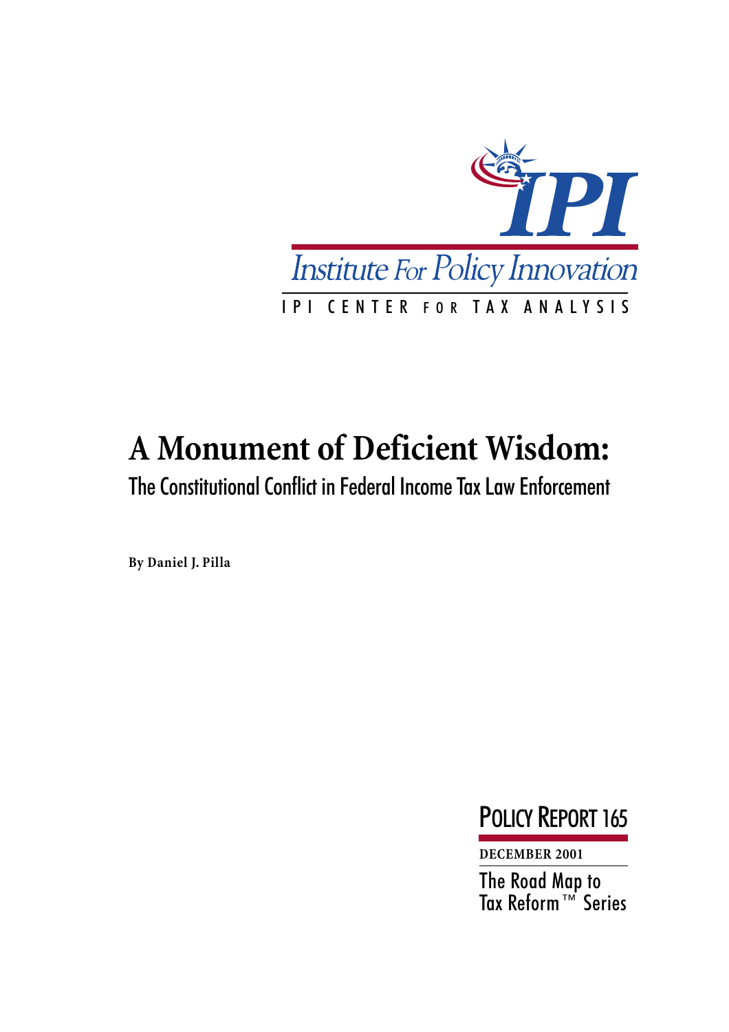IPI

Institute For Policy Innovation

IPI CENTER FOR TAX ANALYSIS

# A Monument of Deficient Wisdom:

## The Constitutional Conflict in Federal Income Tax Law Enforcement

**By Daniel J. Pilla**

POLICY REPORT 165

**DECEMBER 2001**

The Road Map to Tax Reform™ Series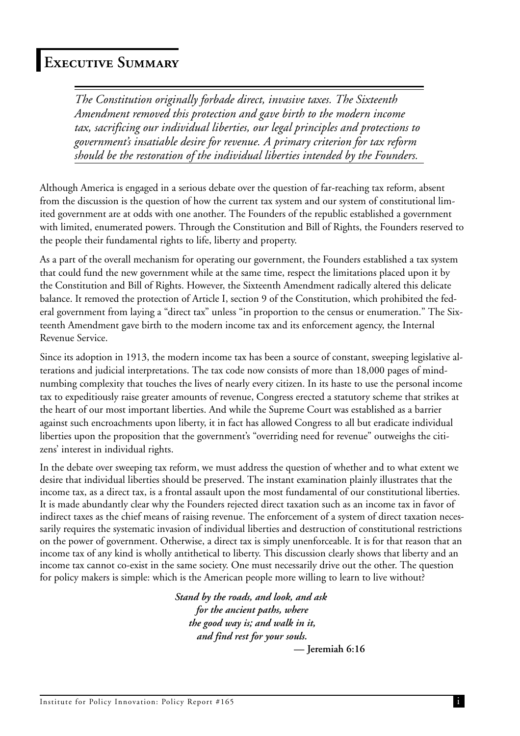# Executive Summary

*The Constitution originally forbade direct, invasive taxes. The Sixteenth Amendment removed this protection and gave birth to the modern income tax, sacrificing our individual liberties, our legal principles and protections to government's insatiable desire for revenue. A primary criterion for tax reform should be the restoration of the individual liberties intended by the Founders.*

Although America is engaged in a serious debate over the question of far-reaching tax reform, absent from the discussion is the question of how the current tax system and our system of constitutional limited government are at odds with one another. The Founders of the republic established a government with limited, enumerated powers. Through the Constitution and Bill of Rights, the Founders reserved to the people their fundamental rights to life, liberty and property.

As a part of the overall mechanism for operating our government, the Founders established a tax system that could fund the new government while at the same time, respect the limitations placed upon it by the Constitution and Bill of Rights. However, the Sixteenth Amendment radically altered this delicate balance. It removed the protection of Article I, section 9 of the Constitution, which prohibited the federal government from laying a "direct tax" unless "in proportion to the census or enumeration." The Sixteenth Amendment gave birth to the modern income tax and its enforcement agency, the Internal Revenue Service.

Since its adoption in 1913, the modern income tax has been a source of constant, sweeping legislative alterations and judicial interpretations. The tax code now consists of more than 18,000 pages of mind-numbing complexity that touches the lives of nearly every citizen. In its haste to use the personal income tax to expeditiously raise greater amounts of revenue, Congress erected a statutory scheme that strikes at the heart of our most important liberties. And while the Supreme Court was established as a barrier against such encroachments upon liberty, it in fact has allowed Congress to all but eradicate individual liberties upon the proposition that the government's "overriding need for revenue" outweighs the citizens' interest in individual rights.

In the debate over sweeping tax reform, we must address the question of whether and to what extent we desire that individual liberties should be preserved. The instant examination plainly illustrates that the income tax, as a direct tax, is a frontal assault upon the most fundamental of our constitutional liberties. It is made abundantly clear why the Founders rejected direct taxation such as an income tax in favor of indirect taxes as the chief means of raising revenue. The enforcement of a system of direct taxation necessarily requires the systematic invasion of individual liberties and destruction of constitutional restrictions on the power of government. Otherwise, a direct tax is simply unenforceable. It is for that reason that an income tax of any kind is wholly antithetical to liberty. This discussion clearly shows that liberty and an income tax cannot co-exist in the same society. One must necessarily drive out the other. The question for policy makers is simple: which is the American people more willing to learn to live without?

***Stand by the roads, and look, and ask***
***for the ancient paths, where***
***the good way is; and walk in it,***
***and find rest for your souls.***

**— Jeremiah 6:16**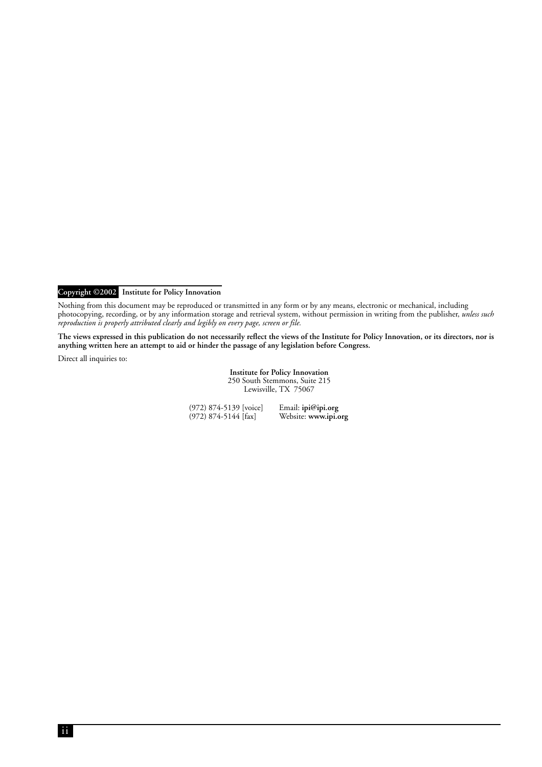**Copyright ©2002 Institute for Policy Innovation**

Nothing from this document may be reproduced or transmitted in any form or by any means, electronic or mechanical, including photocopying, recording, or by any information storage and retrieval system, without permission in writing from the publisher, *unless such reproduction is properly attributed clearly and legibly on every page, screen or file.*

**The views expressed in this publication do not necessarily reflect the views of the Institute for Policy Innovation, or its directors, nor is anything written here an attempt to aid or hinder the passage of any legislation before Congress.**

Direct all inquiries to:

**Institute for Policy Innovation**
250 South Stemmons, Suite 215
Lewisville, TX 75067

(972) 874-5139 [voice]
(972) 874-5144 [fax]

Email: **ipi@ipi.org**
Website: **www.ipi.org**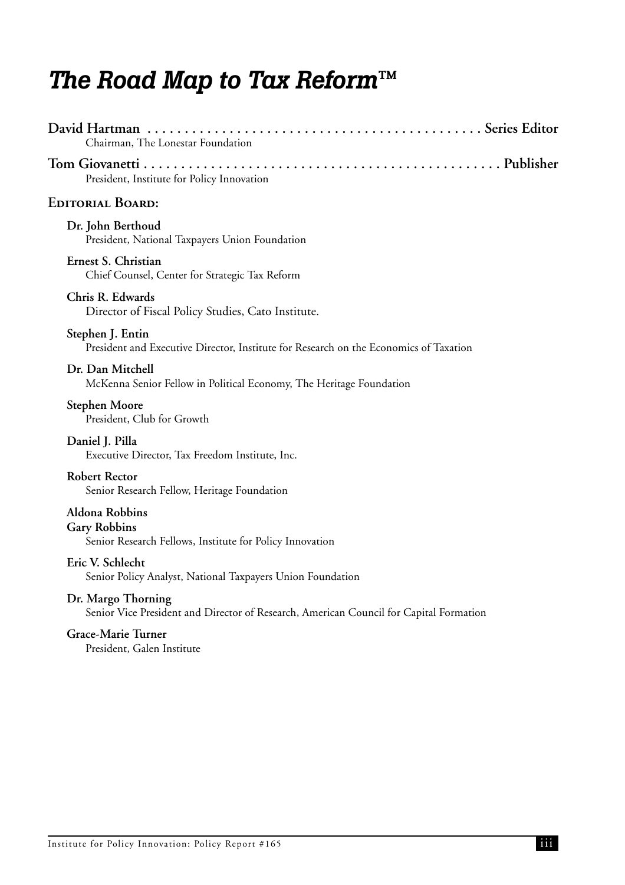# *The Road Map to Tax Reform™*

**David Hartman** . . . . . . . . . . . . . . . . . . . . . . . . . . . . . . . . . . . . . . . . . . . . **Series Editor**
Chairman, The Lonestar Foundation

**Tom Giovanetti** . . . . . . . . . . . . . . . . . . . . . . . . . . . . . . . . . . . . . . . . . . . . . . . . . **Publisher**
President, Institute for Policy Innovation

## Editorial Board:

**Dr. John Berthoud**
President, National Taxpayers Union Foundation

**Ernest S. Christian**
Chief Counsel, Center for Strategic Tax Reform

**Chris R. Edwards**
Director of Fiscal Policy Studies, Cato Institute.

**Stephen J. Entin**
President and Executive Director, Institute for Research on the Economics of Taxation

**Dr. Dan Mitchell**
McKenna Senior Fellow in Political Economy, The Heritage Foundation

**Stephen Moore**
President, Club for Growth

**Daniel J. Pilla**
Executive Director, Tax Freedom Institute, Inc.

**Robert Rector**
Senior Research Fellow, Heritage Foundation

**Aldona Robbins**
**Gary Robbins**
Senior Research Fellows, Institute for Policy Innovation

**Eric V. Schlecht**
Senior Policy Analyst, National Taxpayers Union Foundation

**Dr. Margo Thorning**
Senior Vice President and Director of Research, American Council for Capital Formation

**Grace-Marie Turner**
President, Galen Institute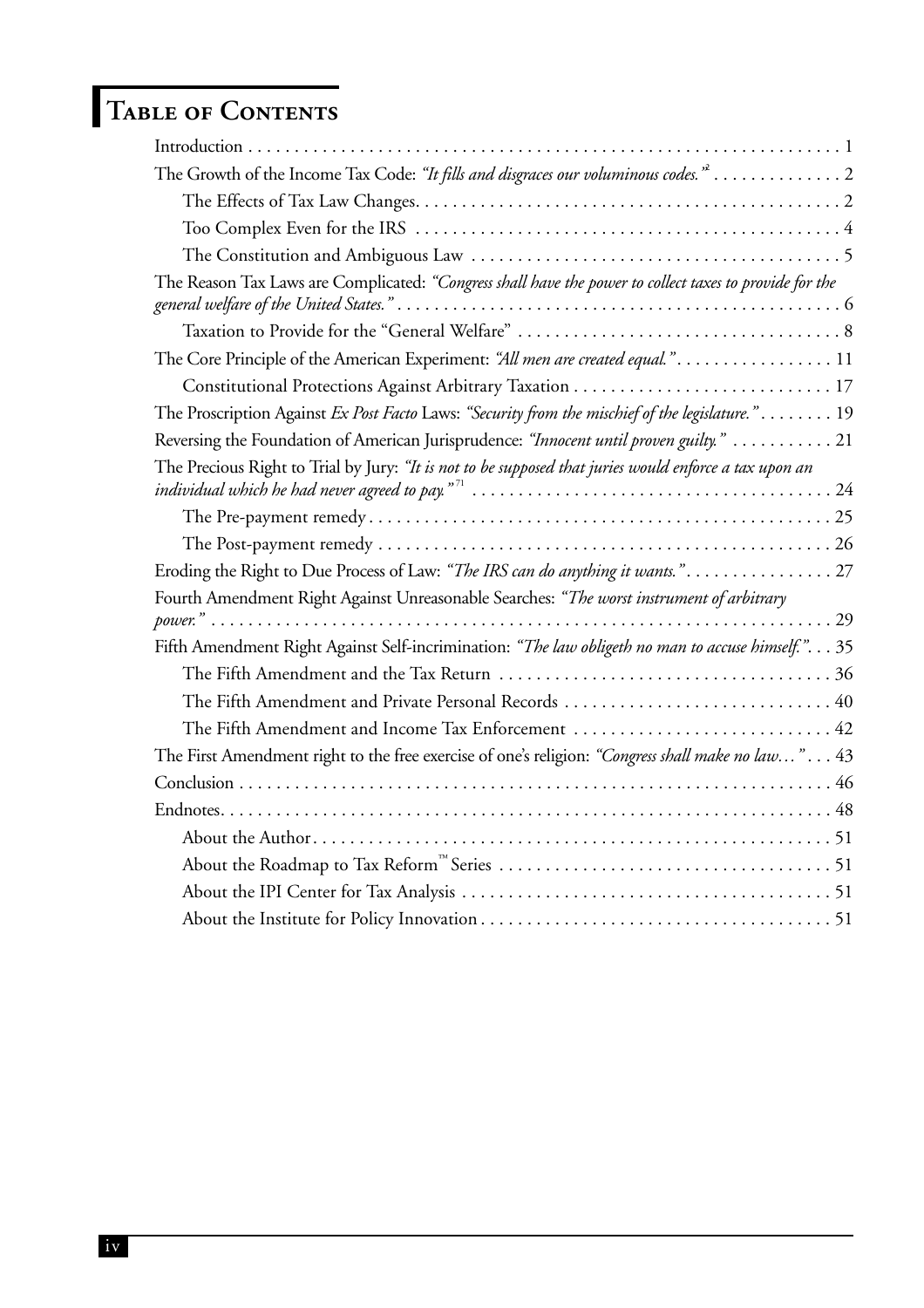# Table of Contents

Introduction . . . . . . . . . . . . . . . . . . . . . . . . . . . . . . . . . . . . . . . . . . . . . . . . . . . . . . . . . . . . . . . . 1

The Growth of the Income Tax Code: *"It fills and disgraces our voluminous codes."*[2] . . . . . . . . . . . . . . 2

- The Effects of Tax Law Changes. . . . . . . . . . . . . . . . . . . . . . . . . . . . . . . . . . . . . . . . . . . . . 2
- Too Complex Even for the IRS . . . . . . . . . . . . . . . . . . . . . . . . . . . . . . . . . . . . . . . . . . . . . 4
- The Constitution and Ambiguous Law . . . . . . . . . . . . . . . . . . . . . . . . . . . . . . . . . . . . . . . 5

The Reason Tax Laws are Complicated: *"Congress shall have the power to collect taxes to provide for the general welfare of the United States."* . . . . . . . . . . . . . . . . . . . . . . . . . . . . . . . . . . . . . . . . . . . . . . . . 6

- Taxation to Provide for the "General Welfare" . . . . . . . . . . . . . . . . . . . . . . . . . . . . . . . . . . 8

The Core Principle of the American Experiment: *"All men are created equal."* . . . . . . . . . . . . . . . . . 11

- Constitutional Protections Against Arbitrary Taxation . . . . . . . . . . . . . . . . . . . . . . . . . . . 17

The Proscription Against *Ex Post Facto* Laws: *"Security from the mischief of the legislature."* . . . . . . . . 19

Reversing the Foundation of American Jurisprudence: *"Innocent until proven guilty."* . . . . . . . . . . . 21

The Precious Right to Trial by Jury: *"It is not to be supposed that juries would enforce a tax upon an individual which he had never agreed to pay."*[71] . . . . . . . . . . . . . . . . . . . . . . . . . . . . . . . . . . . . . . . 24

- The Pre-payment remedy . . . . . . . . . . . . . . . . . . . . . . . . . . . . . . . . . . . . . . . . . . . . . . . . . 25
- The Post-payment remedy . . . . . . . . . . . . . . . . . . . . . . . . . . . . . . . . . . . . . . . . . . . . . . . . 26

Eroding the Right to Due Process of Law: *"The IRS can do anything it wants."* . . . . . . . . . . . . . . . . 27

Fourth Amendment Right Against Unreasonable Searches: *"The worst instrument of arbitrary power."* . . . . . . . . . . . . . . . . . . . . . . . . . . . . . . . . . . . . . . . . . . . . . . . . . . . . . . . . . . . . . . . . . . . 29

Fifth Amendment Right Against Self-incrimination: *"The law obligeth no man to accuse himself."* . . . 35

- The Fifth Amendment and the Tax Return . . . . . . . . . . . . . . . . . . . . . . . . . . . . . . . . . . . . 36
- The Fifth Amendment and Private Personal Records . . . . . . . . . . . . . . . . . . . . . . . . . . . . 40
- The Fifth Amendment and Income Tax Enforcement . . . . . . . . . . . . . . . . . . . . . . . . . . . . 42

The First Amendment right to the free exercise of one's religion: *"Congress shall make no law…"* . . . 43

Conclusion . . . . . . . . . . . . . . . . . . . . . . . . . . . . . . . . . . . . . . . . . . . . . . . . . . . . . . . . . . . . . . . . 46

Endnotes. . . . . . . . . . . . . . . . . . . . . . . . . . . . . . . . . . . . . . . . . . . . . . . . . . . . . . . . . . . . . . . . . 48

- About the Author . . . . . . . . . . . . . . . . . . . . . . . . . . . . . . . . . . . . . . . . . . . . . . . . . . . . . . . . 51
- About the Roadmap to Tax Reform™ Series . . . . . . . . . . . . . . . . . . . . . . . . . . . . . . . . . . . . 51
- About the IPI Center for Tax Analysis . . . . . . . . . . . . . . . . . . . . . . . . . . . . . . . . . . . . . . . . 51
- About the Institute for Policy Innovation . . . . . . . . . . . . . . . . . . . . . . . . . . . . . . . . . . . . . . 51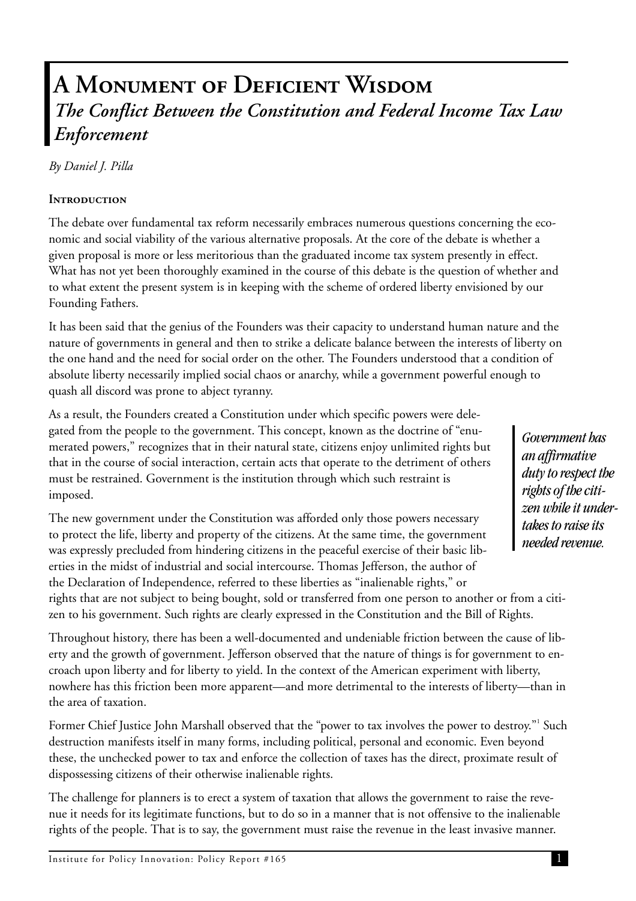# A Monument of Deficient Wisdom

## *The Conflict Between the Constitution and Federal Income Tax Law Enforcement*

*By Daniel J. Pilla*

### Introduction

The debate over fundamental tax reform necessarily embraces numerous questions concerning the economic and social viability of the various alternative proposals. At the core of the debate is whether a given proposal is more or less meritorious than the graduated income tax system presently in effect. What has not yet been thoroughly examined in the course of this debate is the question of whether and to what extent the present system is in keeping with the scheme of ordered liberty envisioned by our Founding Fathers.

It has been said that the genius of the Founders was their capacity to understand human nature and the nature of governments in general and then to strike a delicate balance between the interests of liberty on the one hand and the need for social order on the other. The Founders understood that a condition of absolute liberty necessarily implied social chaos or anarchy, while a government powerful enough to quash all discord was prone to abject tyranny.

As a result, the Founders created a Constitution under which specific powers were delegated from the people to the government. This concept, known as the doctrine of "enumerated powers," recognizes that in their natural state, citizens enjoy unlimited rights but that in the course of social interaction, certain acts that operate to the detriment of others must be restrained. Government is the institution through which such restraint is imposed.

> ***Government has an affirmative duty to respect the rights of the citizen while it undertakes to raise its needed revenue.***

The new government under the Constitution was afforded only those powers necessary to protect the life, liberty and property of the citizens. At the same time, the government was expressly precluded from hindering citizens in the peaceful exercise of their basic liberties in the midst of industrial and social intercourse. Thomas Jefferson, the author of the Declaration of Independence, referred to these liberties as "inalienable rights," or rights that are not subject to being bought, sold or transferred from one person to another or from a citizen to his government. Such rights are clearly expressed in the Constitution and the Bill of Rights.

Throughout history, there has been a well-documented and undeniable friction between the cause of liberty and the growth of government. Jefferson observed that the nature of things is for government to encroach upon liberty and for liberty to yield. In the context of the American experiment with liberty, nowhere has this friction been more apparent—and more detrimental to the interests of liberty—than in the area of taxation.

Former Chief Justice John Marshall observed that the "power to tax involves the power to destroy."[1] Such destruction manifests itself in many forms, including political, personal and economic. Even beyond these, the unchecked power to tax and enforce the collection of taxes has the direct, proximate result of dispossessing citizens of their otherwise inalienable rights.

The challenge for planners is to erect a system of taxation that allows the government to raise the revenue it needs for its legitimate functions, but to do so in a manner that is not offensive to the inalienable rights of the people. That is to say, the government must raise the revenue in the least invasive manner.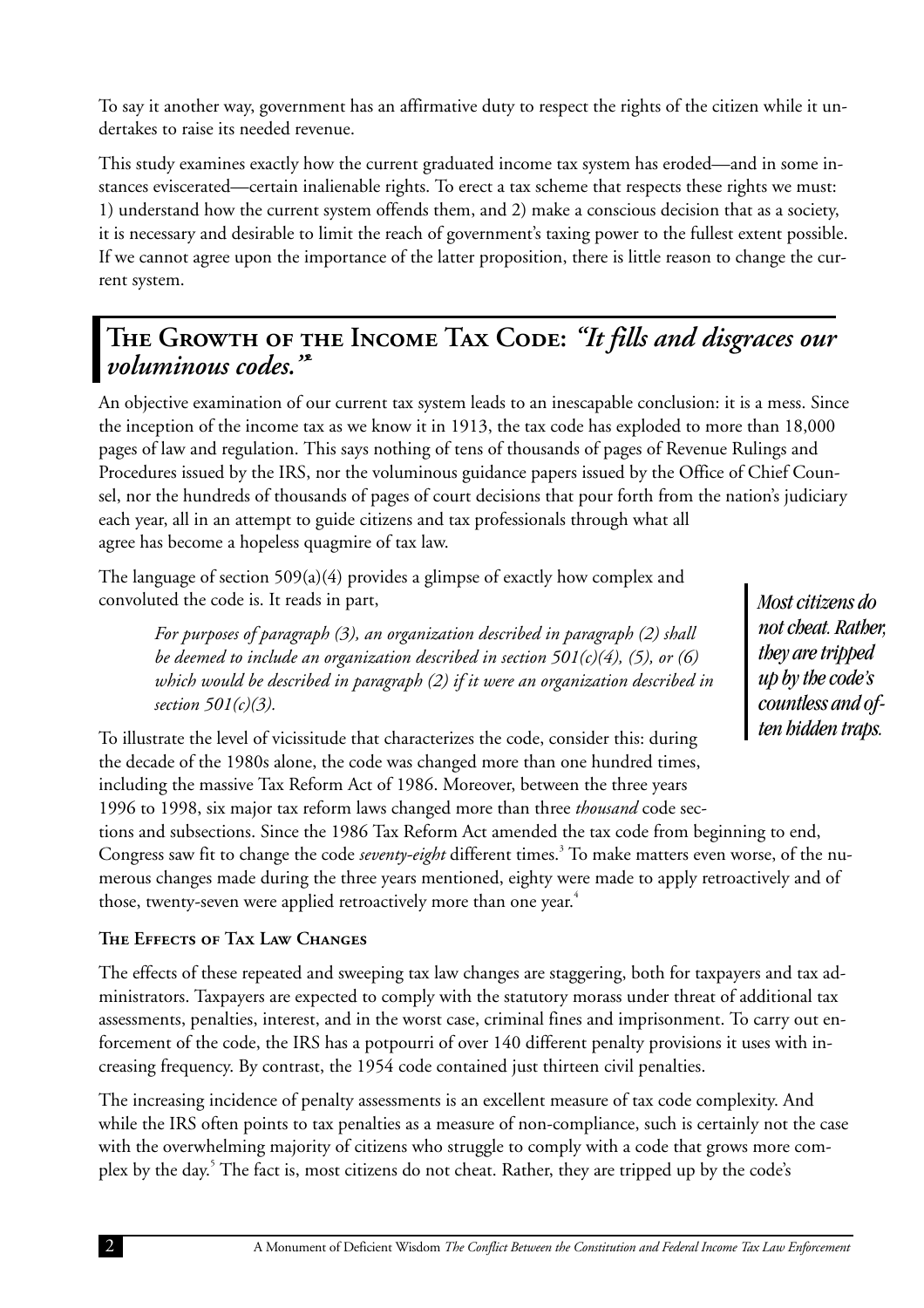To say it another way, government has an affirmative duty to respect the rights of the citizen while it undertakes to raise its needed revenue.

This study examines exactly how the current graduated income tax system has eroded—and in some instances eviscerated—certain inalienable rights. To erect a tax scheme that respects these rights we must: 1) understand how the current system offends them, and 2) make a conscious decision that as a society, it is necessary and desirable to limit the reach of government's taxing power to the fullest extent possible. If we cannot agree upon the importance of the latter proposition, there is little reason to change the current system.

## The Growth of the Income Tax Code: *"It fills and disgraces our voluminous codes."*[2]

An objective examination of our current tax system leads to an inescapable conclusion: it is a mess. Since the inception of the income tax as we know it in 1913, the tax code has exploded to more than 18,000 pages of law and regulation. This says nothing of tens of thousands of pages of Revenue Rulings and Procedures issued by the IRS, nor the voluminous guidance papers issued by the Office of Chief Counsel, nor the hundreds of thousands of pages of court decisions that pour forth from the nation's judiciary each year, all in an attempt to guide citizens and tax professionals through what all agree has become a hopeless quagmire of tax law.

The language of section 509(a)(4) provides a glimpse of exactly how complex and convoluted the code is. It reads in part,

> *For purposes of paragraph (3), an organization described in paragraph (2) shall be deemed to include an organization described in section 501(c)(4), (5), or (6) which would be described in paragraph (2) if it were an organization described in section 501(c)(3).*

*Most citizens do not cheat. Rather, they are tripped up by the code's countless and often hidden traps.*

To illustrate the level of vicissitude that characterizes the code, consider this: during the decade of the 1980s alone, the code was changed more than one hundred times, including the massive Tax Reform Act of 1986. Moreover, between the three years 1996 to 1998, six major tax reform laws changed more than three *thousand* code sections and subsections. Since the 1986 Tax Reform Act amended the tax code from beginning to end, Congress saw fit to change the code *seventy-eight* different times.[3] To make matters even worse, of the numerous changes made during the three years mentioned, eighty were made to apply retroactively and of those, twenty-seven were applied retroactively more than one year.[4]

### The Effects of Tax Law Changes

The effects of these repeated and sweeping tax law changes are staggering, both for taxpayers and tax administrators. Taxpayers are expected to comply with the statutory morass under threat of additional tax assessments, penalties, interest, and in the worst case, criminal fines and imprisonment. To carry out enforcement of the code, the IRS has a potpourri of over 140 different penalty provisions it uses with increasing frequency. By contrast, the 1954 code contained just thirteen civil penalties.

The increasing incidence of penalty assessments is an excellent measure of tax code complexity. And while the IRS often points to tax penalties as a measure of non-compliance, such is certainly not the case with the overwhelming majority of citizens who struggle to comply with a code that grows more complex by the day.[5] The fact is, most citizens do not cheat. Rather, they are tripped up by the code's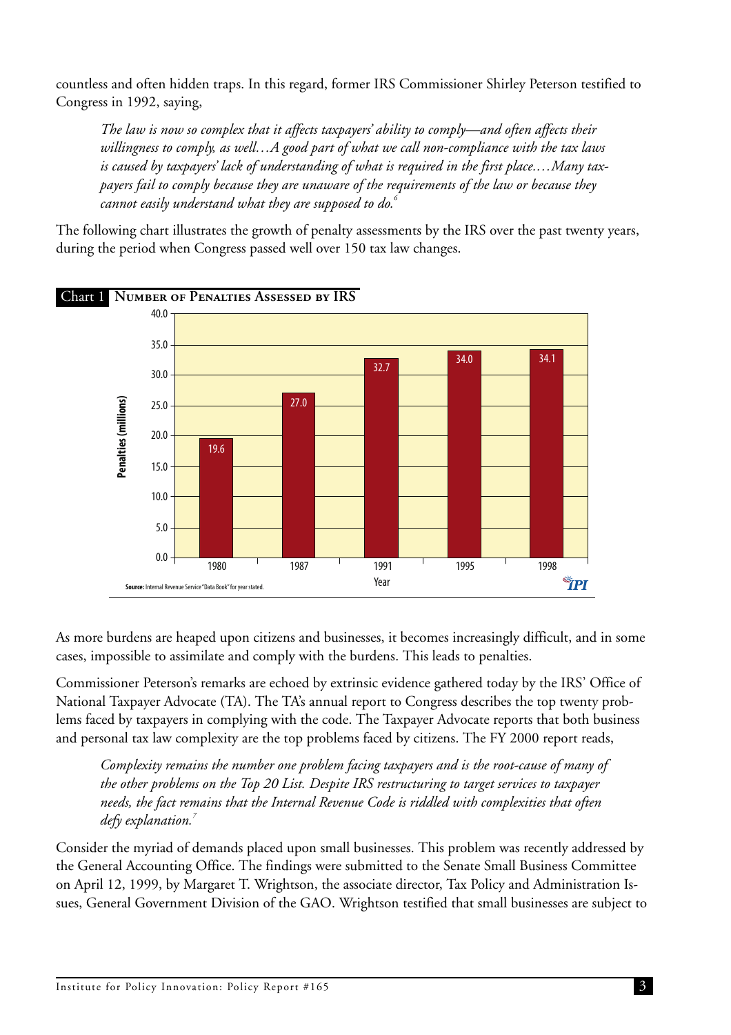countless and often hidden traps. In this regard, former IRS Commissioner Shirley Peterson testified to Congress in 1992, saying,

> *The law is now so complex that it affects taxpayers' ability to comply—and often affects their willingness to comply, as well…A good part of what we call non-compliance with the tax laws is caused by taxpayers' lack of understanding of what is required in the first place.…Many taxpayers fail to comply because they are unaware of the requirements of the law or because they cannot easily understand what they are supposed to do.*[6]

The following chart illustrates the growth of penalty assessments by the IRS over the past twenty years, during the period when Congress passed well over 150 tax law changes.

**Chart 1 Number of Penalties Assessed by IRS**

| Year | Penalties (millions) |
|---|---|
| 1980 | 19.6 |
| 1987 | 27.0 |
| 1991 | 32.7 |
| 1995 | 34.0 |
| 1998 | 34.1 |

**Source:** Internal Revenue Service "Data Book" for year stated.

As more burdens are heaped upon citizens and businesses, it becomes increasingly difficult, and in some cases, impossible to assimilate and comply with the burdens. This leads to penalties.

Commissioner Peterson's remarks are echoed by extrinsic evidence gathered today by the IRS' Office of National Taxpayer Advocate (TA). The TA's annual report to Congress describes the top twenty problems faced by taxpayers in complying with the code. The Taxpayer Advocate reports that both business and personal tax law complexity are the top problems faced by citizens. The FY 2000 report reads,

> *Complexity remains the number one problem facing taxpayers and is the root-cause of many of the other problems on the Top 20 List. Despite IRS restructuring to target services to taxpayer needs, the fact remains that the Internal Revenue Code is riddled with complexities that often defy explanation.*[7]

Consider the myriad of demands placed upon small businesses. This problem was recently addressed by the General Accounting Office. The findings were submitted to the Senate Small Business Committee on April 12, 1999, by Margaret T. Wrightson, the associate director, Tax Policy and Administration Issues, General Government Division of the GAO. Wrightson testified that small businesses are subject to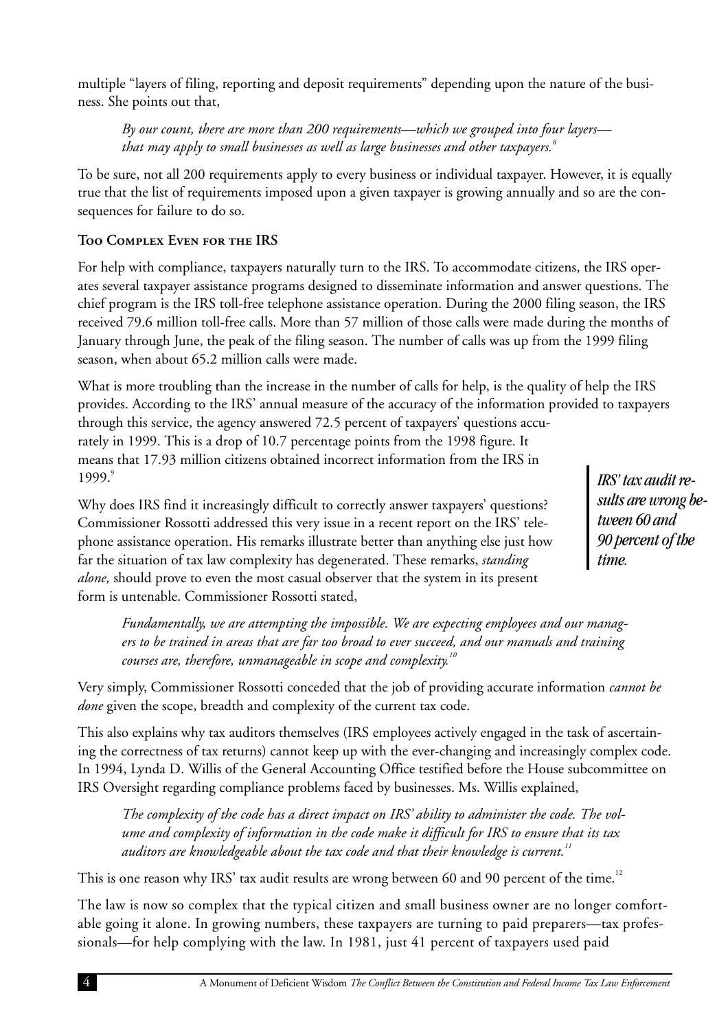multiple “layers of filing, reporting and deposit requirements” depending upon the nature of the business. She points out that,

> *By our count, there are more than 200 requirements—which we grouped into four layers—that may apply to small businesses as well as large businesses and other taxpayers.*[8]

To be sure, not all 200 requirements apply to every business or individual taxpayer. However, it is equally true that the list of requirements imposed upon a given taxpayer is growing annually and so are the consequences for failure to do so.

**Too Complex Even for the IRS**

For help with compliance, taxpayers naturally turn to the IRS. To accommodate citizens, the IRS operates several taxpayer assistance programs designed to disseminate information and answer questions. The chief program is the IRS toll-free telephone assistance operation. During the 2000 filing season, the IRS received 79.6 million toll-free calls. More than 57 million of those calls were made during the months of January through June, the peak of the filing season. The number of calls was up from the 1999 filing season, when about 65.2 million calls were made.

What is more troubling than the increase in the number of calls for help, is the quality of help the IRS provides. According to the IRS’ annual measure of the accuracy of the information provided to taxpayers through this service, the agency answered 72.5 percent of taxpayers’ questions accurately in 1999. This is a drop of 10.7 percentage points from the 1998 figure. It means that 17.93 million citizens obtained incorrect information from the IRS in 1999.[9]

> ***IRS’ tax audit results are wrong between 60 and 90 percent of the time.***

Why does IRS find it increasingly difficult to correctly answer taxpayers’ questions? Commissioner Rossotti addressed this very issue in a recent report on the IRS’ telephone assistance operation. His remarks illustrate better than anything else just how far the situation of tax law complexity has degenerated. These remarks, *standing alone,* should prove to even the most casual observer that the system in its present form is untenable. Commissioner Rossotti stated,

> *Fundamentally, we are attempting the impossible. We are expecting employees and our managers to be trained in areas that are far too broad to ever succeed, and our manuals and training courses are, therefore, unmanageable in scope and complexity.*[10]

Very simply, Commissioner Rossotti conceded that the job of providing accurate information *cannot be done* given the scope, breadth and complexity of the current tax code.

This also explains why tax auditors themselves (IRS employees actively engaged in the task of ascertaining the correctness of tax returns) cannot keep up with the ever-changing and increasingly complex code. In 1994, Lynda D. Willis of the General Accounting Office testified before the House subcommittee on IRS Oversight regarding compliance problems faced by businesses. Ms. Willis explained,

> *The complexity of the code has a direct impact on IRS’ ability to administer the code. The volume and complexity of information in the code make it difficult for IRS to ensure that its tax auditors are knowledgeable about the tax code and that their knowledge is current.*[11]

This is one reason why IRS’ tax audit results are wrong between 60 and 90 percent of the time.[12]

The law is now so complex that the typical citizen and small business owner are no longer comfortable going it alone. In growing numbers, these taxpayers are turning to paid preparers—tax professionals—for help complying with the law. In 1981, just 41 percent of taxpayers used paid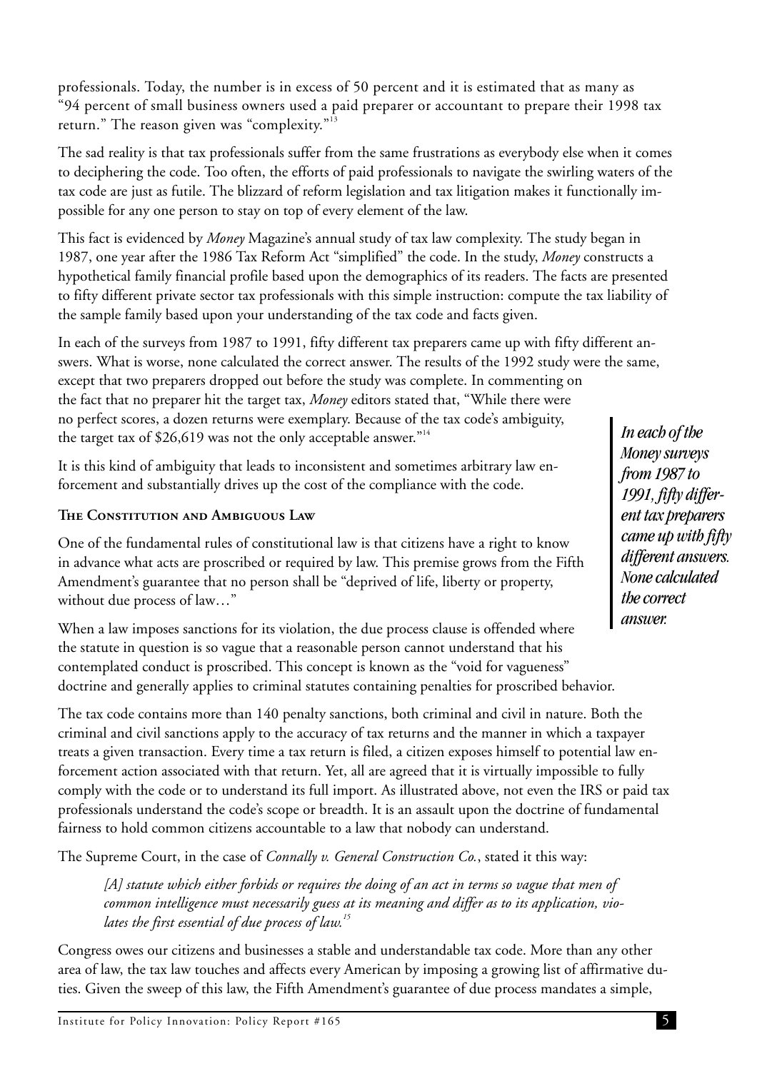professionals. Today, the number is in excess of 50 percent and it is estimated that as many as "94 percent of small business owners used a paid preparer or accountant to prepare their 1998 tax return." The reason given was "complexity."[13]

The sad reality is that tax professionals suffer from the same frustrations as everybody else when it comes to deciphering the code. Too often, the efforts of paid professionals to navigate the swirling waters of the tax code are just as futile. The blizzard of reform legislation and tax litigation makes it functionally impossible for any one person to stay on top of every element of the law.

This fact is evidenced by *Money* Magazine's annual study of tax law complexity. The study began in 1987, one year after the 1986 Tax Reform Act "simplified" the code. In the study, *Money* constructs a hypothetical family financial profile based upon the demographics of its readers. The facts are presented to fifty different private sector tax professionals with this simple instruction: compute the tax liability of the sample family based upon your understanding of the tax code and facts given.

In each of the surveys from 1987 to 1991, fifty different tax preparers came up with fifty different answers. What is worse, none calculated the correct answer. The results of the 1992 study were the same, except that two preparers dropped out before the study was complete. In commenting on the fact that no preparer hit the target tax, *Money* editors stated that, "While there were no perfect scores, a dozen returns were exemplary. Because of the tax code's ambiguity, the target tax of $26,619 was not the only acceptable answer."[14]

> ***In each of the Money surveys from 1987 to 1991, fifty different tax preparers came up with fifty different answers. None calculated the correct answer.***

It is this kind of ambiguity that leads to inconsistent and sometimes arbitrary law enforcement and substantially drives up the cost of the compliance with the code.

### The Constitution and Ambiguous Law

One of the fundamental rules of constitutional law is that citizens have a right to know in advance what acts are proscribed or required by law. This premise grows from the Fifth Amendment's guarantee that no person shall be "deprived of life, liberty or property, without due process of law…"

When a law imposes sanctions for its violation, the due process clause is offended where the statute in question is so vague that a reasonable person cannot understand that his contemplated conduct is proscribed. This concept is known as the "void for vagueness" doctrine and generally applies to criminal statutes containing penalties for proscribed behavior.

The tax code contains more than 140 penalty sanctions, both criminal and civil in nature. Both the criminal and civil sanctions apply to the accuracy of tax returns and the manner in which a taxpayer treats a given transaction. Every time a tax return is filed, a citizen exposes himself to potential law enforcement action associated with that return. Yet, all are agreed that it is virtually impossible to fully comply with the code or to understand its full import. As illustrated above, not even the IRS or paid tax professionals understand the code's scope or breadth. It is an assault upon the doctrine of fundamental fairness to hold common citizens accountable to a law that nobody can understand.

The Supreme Court, in the case of *Connally v. General Construction Co.*, stated it this way:

> *[A] statute which either forbids or requires the doing of an act in terms so vague that men of common intelligence must necessarily guess at its meaning and differ as to its application, violates the first essential of due process of law.*[15]

Congress owes our citizens and businesses a stable and understandable tax code. More than any other area of law, the tax law touches and affects every American by imposing a growing list of affirmative duties. Given the sweep of this law, the Fifth Amendment's guarantee of due process mandates a simple,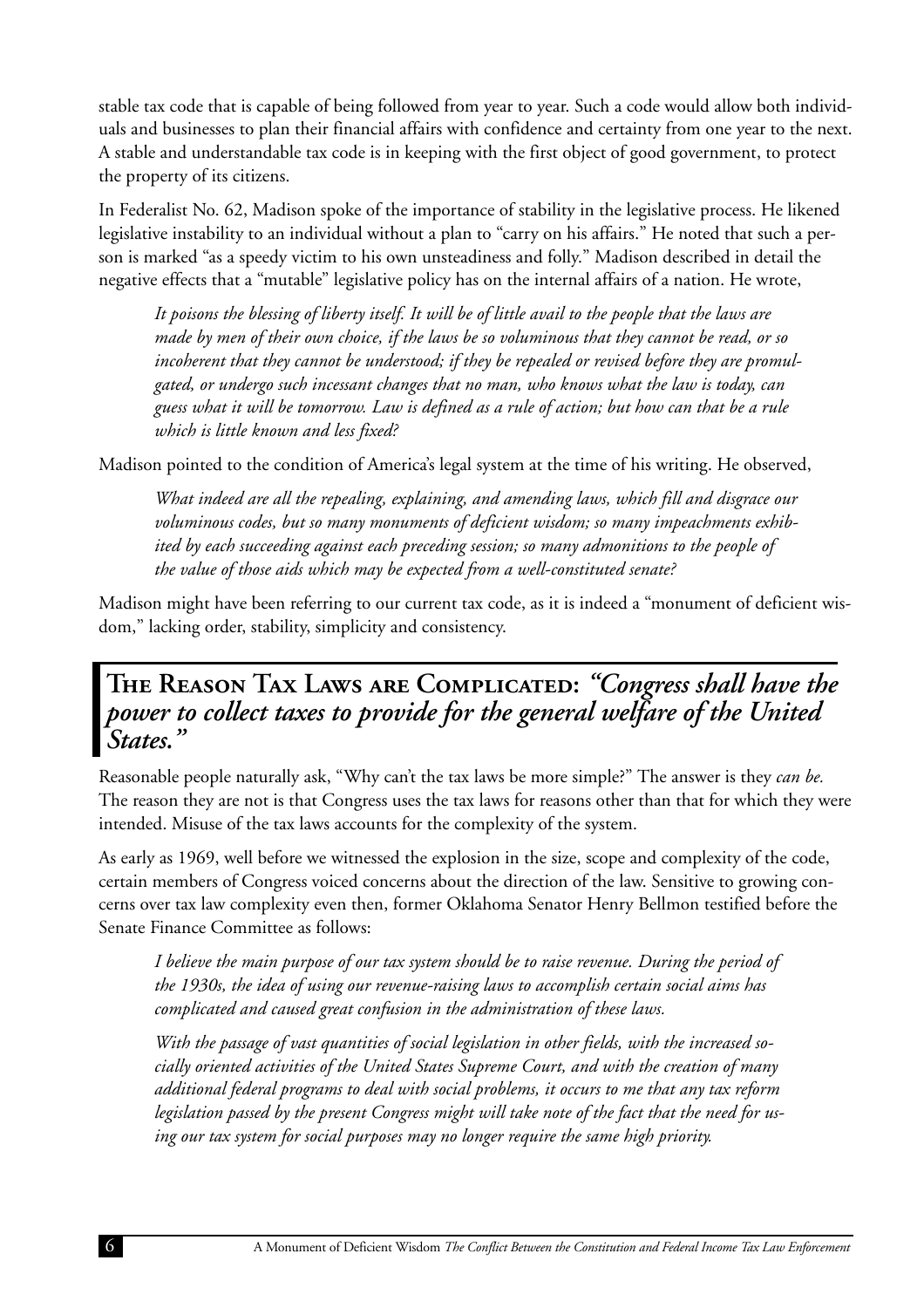stable tax code that is capable of being followed from year to year. Such a code would allow both individuals and businesses to plan their financial affairs with confidence and certainty from one year to the next. A stable and understandable tax code is in keeping with the first object of good government, to protect the property of its citizens.

In Federalist No. 62, Madison spoke of the importance of stability in the legislative process. He likened legislative instability to an individual without a plan to "carry on his affairs." He noted that such a person is marked "as a speedy victim to his own unsteadiness and folly." Madison described in detail the negative effects that a "mutable" legislative policy has on the internal affairs of a nation. He wrote,

> *It poisons the blessing of liberty itself. It will be of little avail to the people that the laws are made by men of their own choice, if the laws be so voluminous that they cannot be read, or so incoherent that they cannot be understood; if they be repealed or revised before they are promulgated, or undergo such incessant changes that no man, who knows what the law is today, can guess what it will be tomorrow. Law is defined as a rule of action; but how can that be a rule which is little known and less fixed?*

Madison pointed to the condition of America's legal system at the time of his writing. He observed,

> *What indeed are all the repealing, explaining, and amending laws, which fill and disgrace our voluminous codes, but so many monuments of deficient wisdom; so many impeachments exhibited by each succeeding against each preceding session; so many admonitions to the people of the value of those aids which may be expected from a well-constituted senate?*

Madison might have been referring to our current tax code, as it is indeed a "monument of deficient wisdom," lacking order, stability, simplicity and consistency.

## The Reason Tax Laws are Complicated: *"Congress shall have the power to collect taxes to provide for the general welfare of the United States."*

Reasonable people naturally ask, "Why can't the tax laws be more simple?" The answer is they *can be.* The reason they are not is that Congress uses the tax laws for reasons other than that for which they were intended. Misuse of the tax laws accounts for the complexity of the system.

As early as 1969, well before we witnessed the explosion in the size, scope and complexity of the code, certain members of Congress voiced concerns about the direction of the law. Sensitive to growing concerns over tax law complexity even then, former Oklahoma Senator Henry Bellmon testified before the Senate Finance Committee as follows:

> *I believe the main purpose of our tax system should be to raise revenue. During the period of the 1930s, the idea of using our revenue-raising laws to accomplish certain social aims has complicated and caused great confusion in the administration of these laws.*
>
> *With the passage of vast quantities of social legislation in other fields, with the increased socially oriented activities of the United States Supreme Court, and with the creation of many additional federal programs to deal with social problems, it occurs to me that any tax reform legislation passed by the present Congress might will take note of the fact that the need for using our tax system for social purposes may no longer require the same high priority.*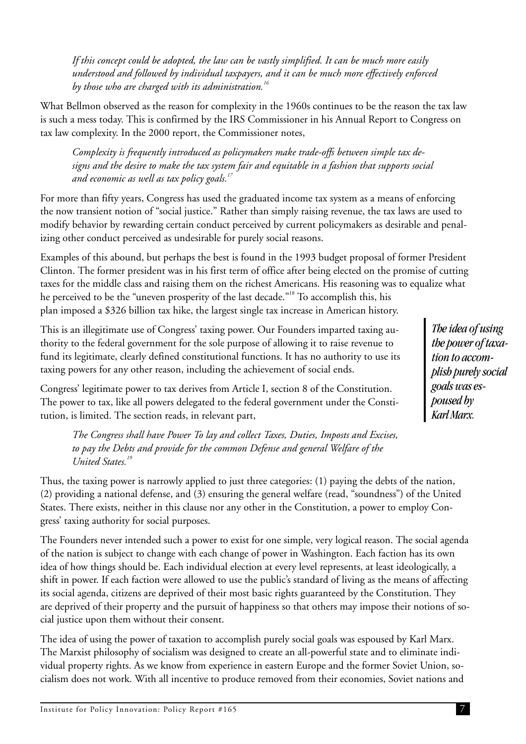*If this concept could be adopted, the law can be vastly simplified. It can be much more easily understood and followed by individual taxpayers, and it can be much more effectively enforced by those who are charged with its administration.*[16]

What Bellmon observed as the reason for complexity in the 1960s continues to be the reason the tax law is such a mess today. This is confirmed by the IRS Commissioner in his Annual Report to Congress on tax law complexity. In the 2000 report, the Commissioner notes,

*Complexity is frequently introduced as policymakers make trade-offs between simple tax designs and the desire to make the tax system fair and equitable in a fashion that supports social and economic as well as tax policy goals.*[17]

For more than fifty years, Congress has used the graduated income tax system as a means of enforcing the now transient notion of "social justice." Rather than simply raising revenue, the tax laws are used to modify behavior by rewarding certain conduct perceived by current policymakers as desirable and penalizing other conduct perceived as undesirable for purely social reasons.

Examples of this abound, but perhaps the best is found in the 1993 budget proposal of former President Clinton. The former president was in his first term of office after being elected on the promise of cutting taxes for the middle class and raising them on the richest Americans. His reasoning was to equalize what he perceived to be the "uneven prosperity of the last decade."[18] To accomplish this, his plan imposed a $326 billion tax hike, the largest single tax increase in American history.

This is an illegitimate use of Congress' taxing power. Our Founders imparted taxing authority to the federal government for the sole purpose of allowing it to raise revenue to fund its legitimate, clearly defined constitutional functions. It has no authority to use its taxing powers for any other reason, including the achievement of social ends.

*The idea of using the power of taxation to accomplish purely social goals was espoused by Karl Marx.*

Congress' legitimate power to tax derives from Article I, section 8 of the Constitution. The power to tax, like all powers delegated to the federal government under the Constitution, is limited. The section reads, in relevant part,

*The Congress shall have Power To lay and collect Taxes, Duties, Imposts and Excises, to pay the Debts and provide for the common Defense and general Welfare of the United States.*[19]

Thus, the taxing power is narrowly applied to just three categories: (1) paying the debts of the nation, (2) providing a national defense, and (3) ensuring the general welfare (read, "soundness") of the United States. There exists, neither in this clause nor any other in the Constitution, a power to employ Congress' taxing authority for social purposes.

The Founders never intended such a power to exist for one simple, very logical reason. The social agenda of the nation is subject to change with each change of power in Washington. Each faction has its own idea of how things should be. Each individual election at every level represents, at least ideologically, a shift in power. If each faction were allowed to use the public's standard of living as the means of affecting its social agenda, citizens are deprived of their most basic rights guaranteed by the Constitution. They are deprived of their property and the pursuit of happiness so that others may impose their notions of social justice upon them without their consent.

The idea of using the power of taxation to accomplish purely social goals was espoused by Karl Marx. The Marxist philosophy of socialism was designed to create an all-powerful state and to eliminate individual property rights. As we know from experience in eastern Europe and the former Soviet Union, socialism does not work. With all incentive to produce removed from their economies, Soviet nations and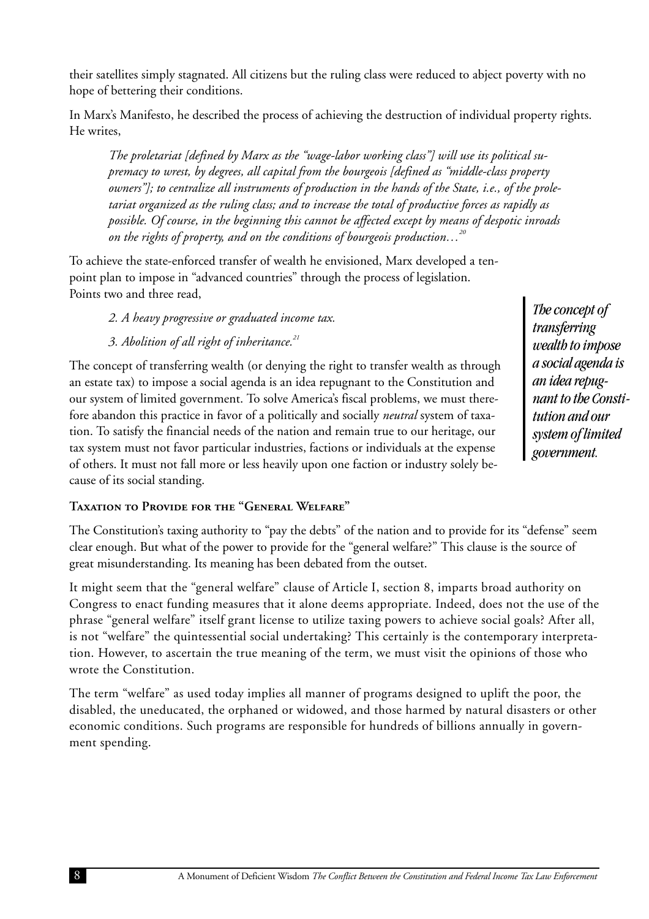their satellites simply stagnated. All citizens but the ruling class were reduced to abject poverty with no hope of bettering their conditions.

In Marx's Manifesto, he described the process of achieving the destruction of individual property rights. He writes,

> *The proletariat [defined by Marx as the "wage-labor working class"] will use its political supremacy to wrest, by degrees, all capital from the bourgeois [defined as "middle-class property owners"]; to centralize all instruments of production in the hands of the State, i.e., of the proletariat organized as the ruling class; and to increase the total of productive forces as rapidly as possible. Of course, in the beginning this cannot be affected except by means of despotic inroads on the rights of property, and on the conditions of bourgeois production…*[20]

To achieve the state-enforced transfer of wealth he envisioned, Marx developed a ten-point plan to impose in "advanced countries" through the process of legislation. Points two and three read,

> *2. A heavy progressive or graduated income tax.*
>
> *3. Abolition of all right of inheritance.*[21]

The concept of transferring wealth (or denying the right to transfer wealth as through an estate tax) to impose a social agenda is an idea repugnant to the Constitution and our system of limited government. To solve America's fiscal problems, we must therefore abandon this practice in favor of a politically and socially *neutral* system of taxation. To satisfy the financial needs of the nation and remain true to our heritage, our tax system must not favor particular industries, factions or individuals at the expense of others. It must not fall more or less heavily upon one faction or industry solely because of its social standing.

> ***The concept of transferring wealth to impose a social agenda is an idea repugnant to the Constitution and our system of limited government.***

### Taxation to Provide for the "General Welfare"

The Constitution's taxing authority to "pay the debts" of the nation and to provide for its "defense" seem clear enough. But what of the power to provide for the "general welfare?" This clause is the source of great misunderstanding. Its meaning has been debated from the outset.

It might seem that the "general welfare" clause of Article I, section 8, imparts broad authority on Congress to enact funding measures that it alone deems appropriate. Indeed, does not the use of the phrase "general welfare" itself grant license to utilize taxing powers to achieve social goals? After all, is not "welfare" the quintessential social undertaking? This certainly is the contemporary interpretation. However, to ascertain the true meaning of the term, we must visit the opinions of those who wrote the Constitution.

The term "welfare" as used today implies all manner of programs designed to uplift the poor, the disabled, the uneducated, the orphaned or widowed, and those harmed by natural disasters or other economic conditions. Such programs are responsible for hundreds of billions annually in government spending.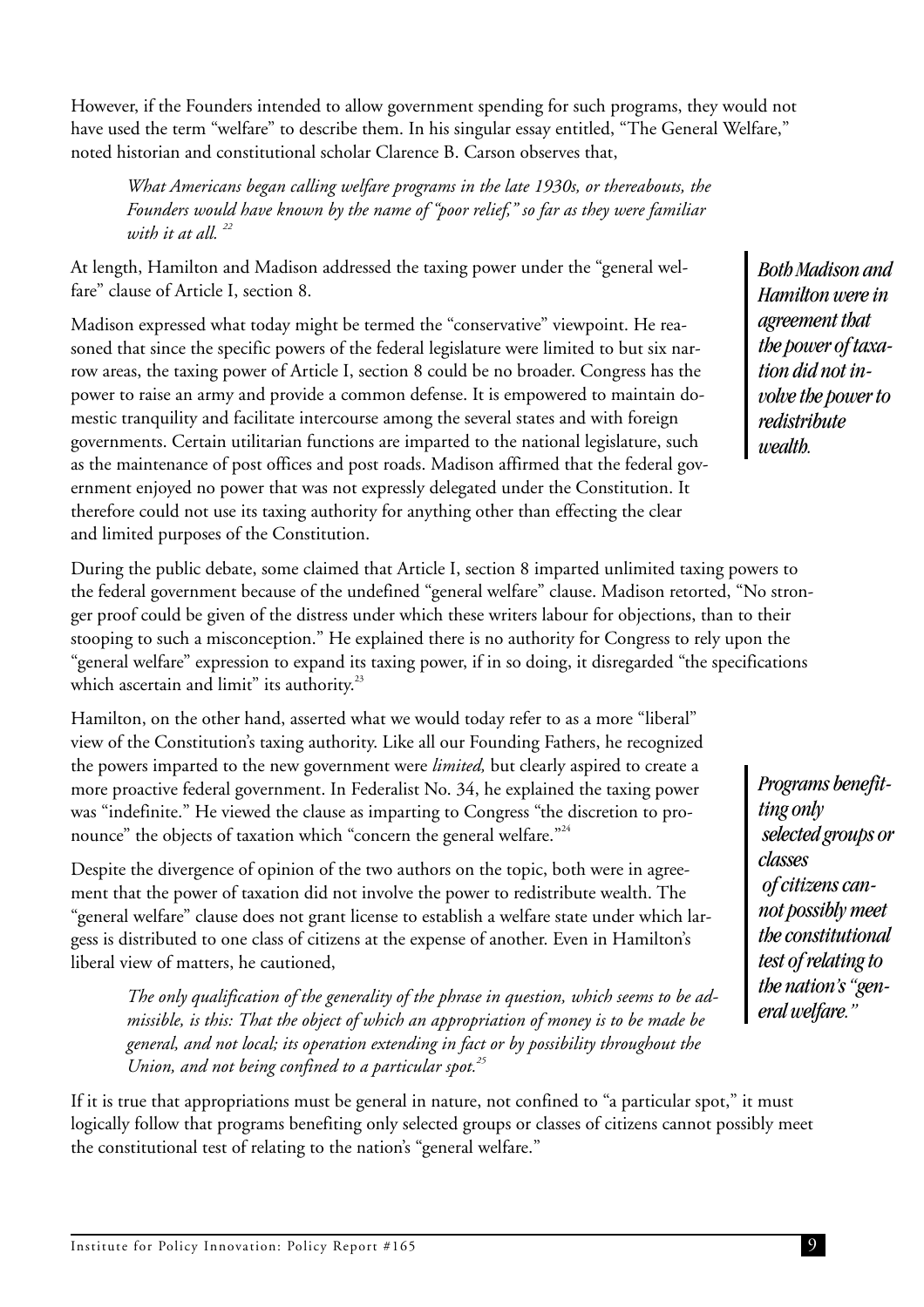However, if the Founders intended to allow government spending for such programs, they would not have used the term "welfare" to describe them. In his singular essay entitled, "The General Welfare," noted historian and constitutional scholar Clarence B. Carson observes that,

> *What Americans began calling welfare programs in the late 1930s, or thereabouts, the Founders would have known by the name of "poor relief," so far as they were familiar with it at all.* [22]

At length, Hamilton and Madison addressed the taxing power under the "general welfare" clause of Article I, section 8.

***Both Madison and Hamilton were in agreement that the power of taxation did not involve the power to redistribute wealth.***

Madison expressed what today might be termed the "conservative" viewpoint. He reasoned that since the specific powers of the federal legislature were limited to but six narrow areas, the taxing power of Article I, section 8 could be no broader. Congress has the power to raise an army and provide a common defense. It is empowered to maintain domestic tranquility and facilitate intercourse among the several states and with foreign governments. Certain utilitarian functions are imparted to the national legislature, such as the maintenance of post offices and post roads. Madison affirmed that the federal government enjoyed no power that was not expressly delegated under the Constitution. It therefore could not use its taxing authority for anything other than effecting the clear and limited purposes of the Constitution.

During the public debate, some claimed that Article I, section 8 imparted unlimited taxing powers to the federal government because of the undefined "general welfare" clause. Madison retorted, "No stronger proof could be given of the distress under which these writers labour for objections, than to their stooping to such a misconception." He explained there is no authority for Congress to rely upon the "general welfare" expression to expand its taxing power, if in so doing, it disregarded "the specifications which ascertain and limit" its authority.[23]

Hamilton, on the other hand, asserted what we would today refer to as a more "liberal" view of the Constitution's taxing authority. Like all our Founding Fathers, he recognized the powers imparted to the new government were *limited,* but clearly aspired to create a more proactive federal government. In Federalist No. 34, he explained the taxing power was "indefinite." He viewed the clause as imparting to Congress "the discretion to pronounce" the objects of taxation which "concern the general welfare."[24]

***Programs benefitting only selected groups or classes of citizens cannot possibly meet the constitutional test of relating to the nation's "general welfare."***

Despite the divergence of opinion of the two authors on the topic, both were in agreement that the power of taxation did not involve the power to redistribute wealth. The "general welfare" clause does not grant license to establish a welfare state under which largess is distributed to one class of citizens at the expense of another. Even in Hamilton's liberal view of matters, he cautioned,

> *The only qualification of the generality of the phrase in question, which seems to be admissible, is this: That the object of which an appropriation of money is to be made be general, and not local; its operation extending in fact or by possibility throughout the Union, and not being confined to a particular spot.*[25]

If it is true that appropriations must be general in nature, not confined to "a particular spot," it must logically follow that programs benefiting only selected groups or classes of citizens cannot possibly meet the constitutional test of relating to the nation's "general welfare."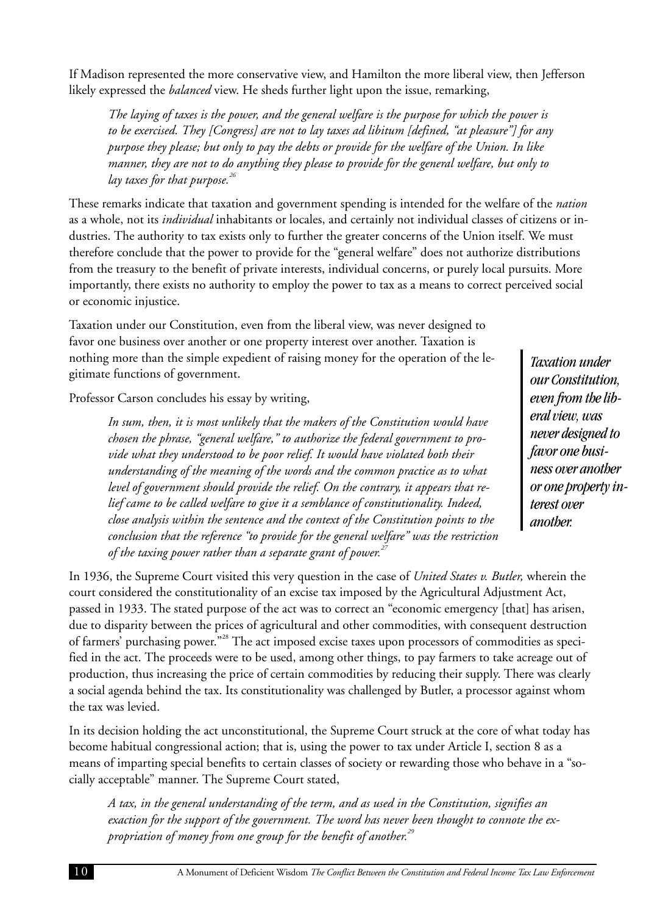If Madison represented the more conservative view, and Hamilton the more liberal view, then Jefferson likely expressed the *balanced* view. He sheds further light upon the issue, remarking,

> *The laying of taxes is the power, and the general welfare is the purpose for which the power is to be exercised. They [Congress] are not to lay taxes ad libitum [defined, "at pleasure"] for any purpose they please; but only to pay the debts or provide for the welfare of the Union. In like manner, they are not to do anything they please to provide for the general welfare, but only to lay taxes for that purpose.*[26]

These remarks indicate that taxation and government spending is intended for the welfare of the *nation* as a whole, not its *individual* inhabitants or locales, and certainly not individual classes of citizens or industries. The authority to tax exists only to further the greater concerns of the Union itself. We must therefore conclude that the power to provide for the "general welfare" does not authorize distributions from the treasury to the benefit of private interests, individual concerns, or purely local pursuits. More importantly, there exists no authority to employ the power to tax as a means to correct perceived social or economic injustice.

Taxation under our Constitution, even from the liberal view, was never designed to favor one business over another or one property interest over another. Taxation is nothing more than the simple expedient of raising money for the operation of the legitimate functions of government.

> ***Taxation under our Constitution, even from the liberal view, was never designed to favor one business over another or one property interest over another.***

Professor Carson concludes his essay by writing,

> *In sum, then, it is most unlikely that the makers of the Constitution would have chosen the phrase, "general welfare," to authorize the federal government to provide what they understood to be poor relief. It would have violated both their understanding of the meaning of the words and the common practice as to what level of government should provide the relief. On the contrary, it appears that relief came to be called welfare to give it a semblance of constitutionality. Indeed, close analysis within the sentence and the context of the Constitution points to the conclusion that the reference "to provide for the general welfare" was the restriction of the taxing power rather than a separate grant of power.*[27]

In 1936, the Supreme Court visited this very question in the case of *United States v. Butler,* wherein the court considered the constitutionality of an excise tax imposed by the Agricultural Adjustment Act, passed in 1933. The stated purpose of the act was to correct an "economic emergency [that] has arisen, due to disparity between the prices of agricultural and other commodities, with consequent destruction of farmers' purchasing power."[28] The act imposed excise taxes upon processors of commodities as specified in the act. The proceeds were to be used, among other things, to pay farmers to take acreage out of production, thus increasing the price of certain commodities by reducing their supply. There was clearly a social agenda behind the tax. Its constitutionality was challenged by Butler, a processor against whom the tax was levied.

In its decision holding the act unconstitutional, the Supreme Court struck at the core of what today has become habitual congressional action; that is, using the power to tax under Article I, section 8 as a means of imparting special benefits to certain classes of society or rewarding those who behave in a "socially acceptable" manner. The Supreme Court stated,

> *A tax, in the general understanding of the term, and as used in the Constitution, signifies an exaction for the support of the government. The word has never been thought to connote the expropriation of money from one group for the benefit of another.*[29]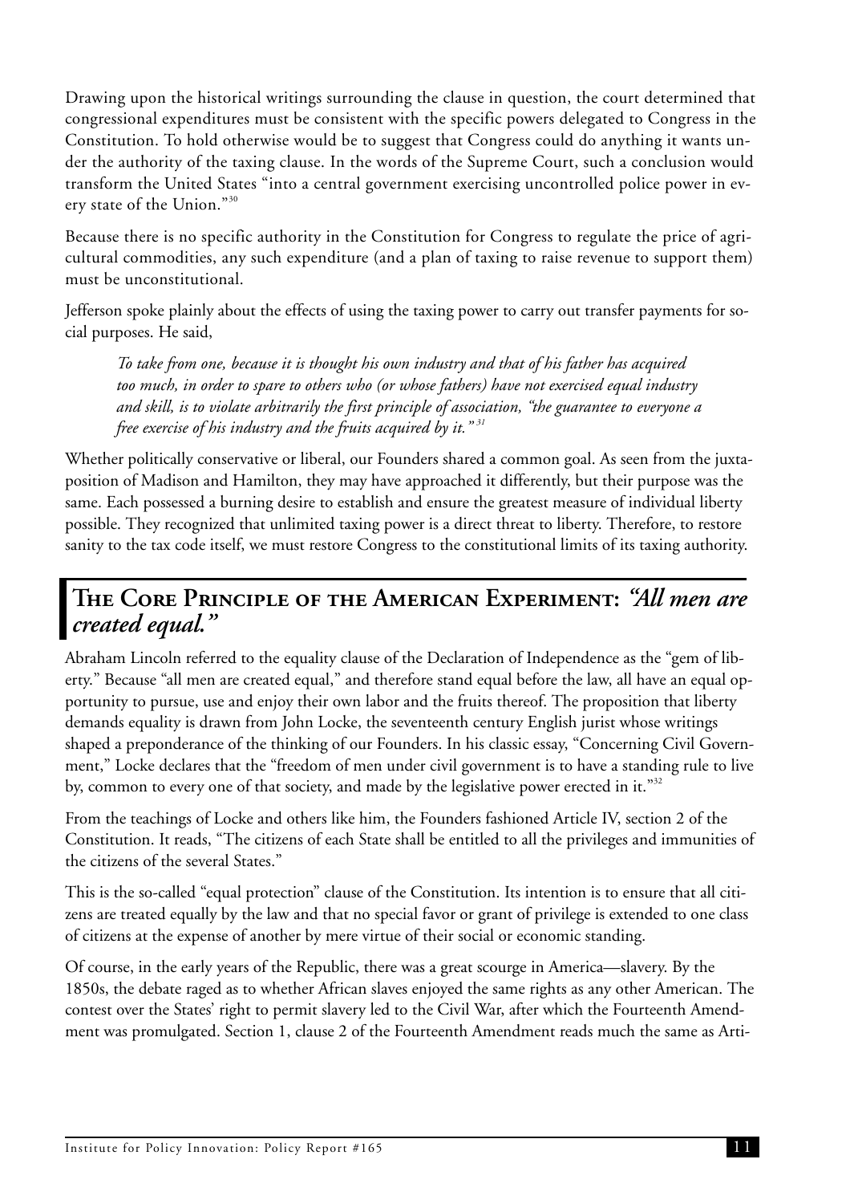Drawing upon the historical writings surrounding the clause in question, the court determined that congressional expenditures must be consistent with the specific powers delegated to Congress in the Constitution. To hold otherwise would be to suggest that Congress could do anything it wants under the authority of the taxing clause. In the words of the Supreme Court, such a conclusion would transform the United States "into a central government exercising uncontrolled police power in every state of the Union."[30]

Because there is no specific authority in the Constitution for Congress to regulate the price of agricultural commodities, any such expenditure (and a plan of taxing to raise revenue to support them) must be unconstitutional.

Jefferson spoke plainly about the effects of using the taxing power to carry out transfer payments for social purposes. He said,

> *To take from one, because it is thought his own industry and that of his father has acquired too much, in order to spare to others who (or whose fathers) have not exercised equal industry and skill, is to violate arbitrarily the first principle of association, "the guarantee to everyone a free exercise of his industry and the fruits acquired by it."*[31]

Whether politically conservative or liberal, our Founders shared a common goal. As seen from the juxtaposition of Madison and Hamilton, they may have approached it differently, but their purpose was the same. Each possessed a burning desire to establish and ensure the greatest measure of individual liberty possible. They recognized that unlimited taxing power is a direct threat to liberty. Therefore, to restore sanity to the tax code itself, we must restore Congress to the constitutional limits of its taxing authority.

## The Core Principle of the American Experiment: *"All men are created equal."*

Abraham Lincoln referred to the equality clause of the Declaration of Independence as the "gem of liberty." Because "all men are created equal," and therefore stand equal before the law, all have an equal opportunity to pursue, use and enjoy their own labor and the fruits thereof. The proposition that liberty demands equality is drawn from John Locke, the seventeenth century English jurist whose writings shaped a preponderance of the thinking of our Founders. In his classic essay, "Concerning Civil Government," Locke declares that the "freedom of men under civil government is to have a standing rule to live by, common to every one of that society, and made by the legislative power erected in it."[32]

From the teachings of Locke and others like him, the Founders fashioned Article IV, section 2 of the Constitution. It reads, "The citizens of each State shall be entitled to all the privileges and immunities of the citizens of the several States."

This is the so-called "equal protection" clause of the Constitution. Its intention is to ensure that all citizens are treated equally by the law and that no special favor or grant of privilege is extended to one class of citizens at the expense of another by mere virtue of their social or economic standing.

Of course, in the early years of the Republic, there was a great scourge in America—slavery. By the 1850s, the debate raged as to whether African slaves enjoyed the same rights as any other American. The contest over the States' right to permit slavery led to the Civil War, after which the Fourteenth Amendment was promulgated. Section 1, clause 2 of the Fourteenth Amendment reads much the same as Arti-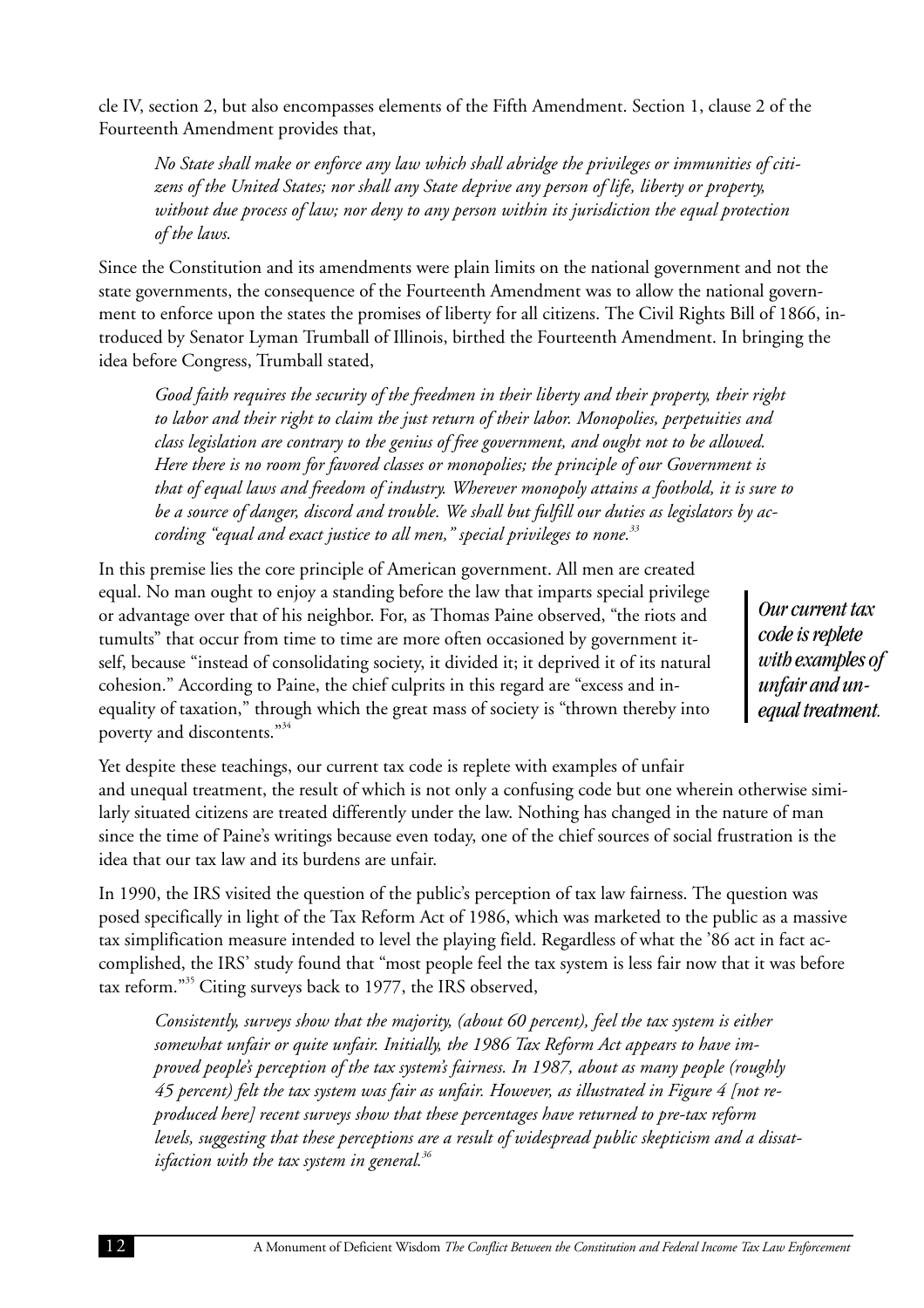cle IV, section 2, but also encompasses elements of the Fifth Amendment. Section 1, clause 2 of the Fourteenth Amendment provides that,

> *No State shall make or enforce any law which shall abridge the privileges or immunities of citizens of the United States; nor shall any State deprive any person of life, liberty or property, without due process of law; nor deny to any person within its jurisdiction the equal protection of the laws.*

Since the Constitution and its amendments were plain limits on the national government and not the state governments, the consequence of the Fourteenth Amendment was to allow the national government to enforce upon the states the promises of liberty for all citizens. The Civil Rights Bill of 1866, introduced by Senator Lyman Trumball of Illinois, birthed the Fourteenth Amendment. In bringing the idea before Congress, Trumball stated,

> *Good faith requires the security of the freedmen in their liberty and their property, their right to labor and their right to claim the just return of their labor. Monopolies, perpetuities and class legislation are contrary to the genius of free government, and ought not to be allowed. Here there is no room for favored classes or monopolies; the principle of our Government is that of equal laws and freedom of industry. Wherever monopoly attains a foothold, it is sure to be a source of danger, discord and trouble. We shall but fulfill our duties as legislators by according "equal and exact justice to all men," special privileges to none.*[33]

In this premise lies the core principle of American government. All men are created equal. No man ought to enjoy a standing before the law that imparts special privilege or advantage over that of his neighbor. For, as Thomas Paine observed, "the riots and tumults" that occur from time to time are more often occasioned by government itself, because "instead of consolidating society, it divided it; it deprived it of its natural cohesion." According to Paine, the chief culprits in this regard are "excess and inequality of taxation," through which the great mass of society is "thrown thereby into poverty and discontents."[34]

> ***Our current tax code is replete with examples of unfair and unequal treatment.***

Yet despite these teachings, our current tax code is replete with examples of unfair and unequal treatment, the result of which is not only a confusing code but one wherein otherwise similarly situated citizens are treated differently under the law. Nothing has changed in the nature of man since the time of Paine's writings because even today, one of the chief sources of social frustration is the idea that our tax law and its burdens are unfair.

In 1990, the IRS visited the question of the public's perception of tax law fairness. The question was posed specifically in light of the Tax Reform Act of 1986, which was marketed to the public as a massive tax simplification measure intended to level the playing field. Regardless of what the '86 act in fact accomplished, the IRS' study found that "most people feel the tax system is less fair now that it was before tax reform."[35] Citing surveys back to 1977, the IRS observed,

> *Consistently, surveys show that the majority, (about 60 percent), feel the tax system is either somewhat unfair or quite unfair. Initially, the 1986 Tax Reform Act appears to have improved people's perception of the tax system's fairness. In 1987, about as many people (roughly 45 percent) felt the tax system was fair as unfair. However, as illustrated in Figure 4 [not reproduced here] recent surveys show that these percentages have returned to pre-tax reform levels, suggesting that these perceptions are a result of widespread public skepticism and a dissatisfaction with the tax system in general.*[36]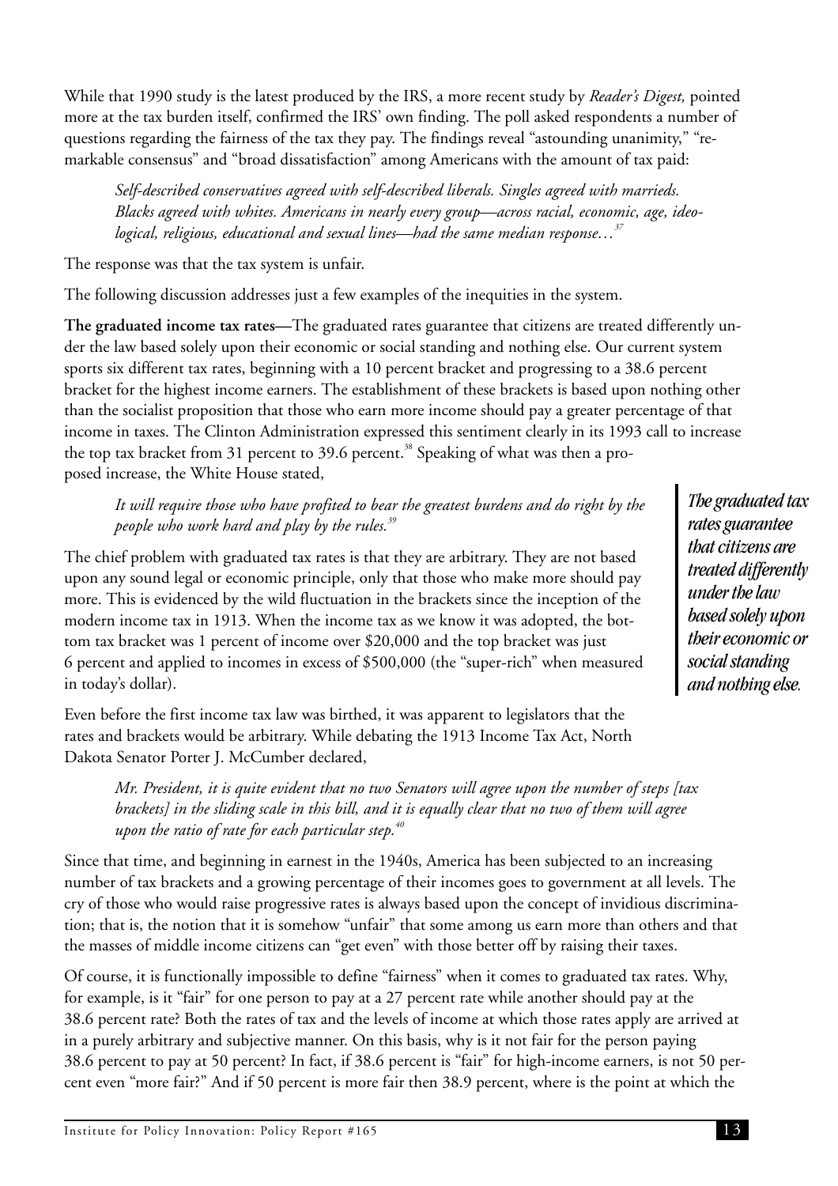While that 1990 study is the latest produced by the IRS, a more recent study by *Reader's Digest,* pointed more at the tax burden itself, confirmed the IRS' own finding. The poll asked respondents a number of questions regarding the fairness of the tax they pay. The findings reveal "astounding unanimity," "remarkable consensus" and "broad dissatisfaction" among Americans with the amount of tax paid:

> *Self-described conservatives agreed with self-described liberals. Singles agreed with marrieds. Blacks agreed with whites. Americans in nearly every group—across racial, economic, age, ideological, religious, educational and sexual lines—had the same median response…*[37]

The response was that the tax system is unfair.

The following discussion addresses just a few examples of the inequities in the system.

**The graduated income tax rates—**The graduated rates guarantee that citizens are treated differently under the law based solely upon their economic or social standing and nothing else. Our current system sports six different tax rates, beginning with a 10 percent bracket and progressing to a 38.6 percent bracket for the highest income earners. The establishment of these brackets is based upon nothing other than the socialist proposition that those who earn more income should pay a greater percentage of that income in taxes. The Clinton Administration expressed this sentiment clearly in its 1993 call to increase the top tax bracket from 31 percent to 39.6 percent.[38] Speaking of what was then a proposed increase, the White House stated,

> *It will require those who have profited to bear the greatest burdens and do right by the people who work hard and play by the rules.*[39]

*The graduated tax rates guarantee that citizens are treated differently under the law based solely upon their economic or social standing and nothing else.*

The chief problem with graduated tax rates is that they are arbitrary. They are not based upon any sound legal or economic principle, only that those who make more should pay more. This is evidenced by the wild fluctuation in the brackets since the inception of the modern income tax in 1913. When the income tax as we know it was adopted, the bottom tax bracket was 1 percent of income over $20,000 and the top bracket was just 6 percent and applied to incomes in excess of $500,000 (the "super-rich" when measured in today's dollar).

Even before the first income tax law was birthed, it was apparent to legislators that the rates and brackets would be arbitrary. While debating the 1913 Income Tax Act, North Dakota Senator Porter J. McCumber declared,

> *Mr. President, it is quite evident that no two Senators will agree upon the number of steps [tax brackets] in the sliding scale in this bill, and it is equally clear that no two of them will agree upon the ratio of rate for each particular step.*[40]

Since that time, and beginning in earnest in the 1940s, America has been subjected to an increasing number of tax brackets and a growing percentage of their incomes goes to government at all levels. The cry of those who would raise progressive rates is always based upon the concept of invidious discrimination; that is, the notion that it is somehow "unfair" that some among us earn more than others and that the masses of middle income citizens can "get even" with those better off by raising their taxes.

Of course, it is functionally impossible to define "fairness" when it comes to graduated tax rates. Why, for example, is it "fair" for one person to pay at a 27 percent rate while another should pay at the 38.6 percent rate? Both the rates of tax and the levels of income at which those rates apply are arrived at in a purely arbitrary and subjective manner. On this basis, why is it not fair for the person paying 38.6 percent to pay at 50 percent? In fact, if 38.6 percent is "fair" for high-income earners, is not 50 percent even "more fair?" And if 50 percent is more fair then 38.9 percent, where is the point at which the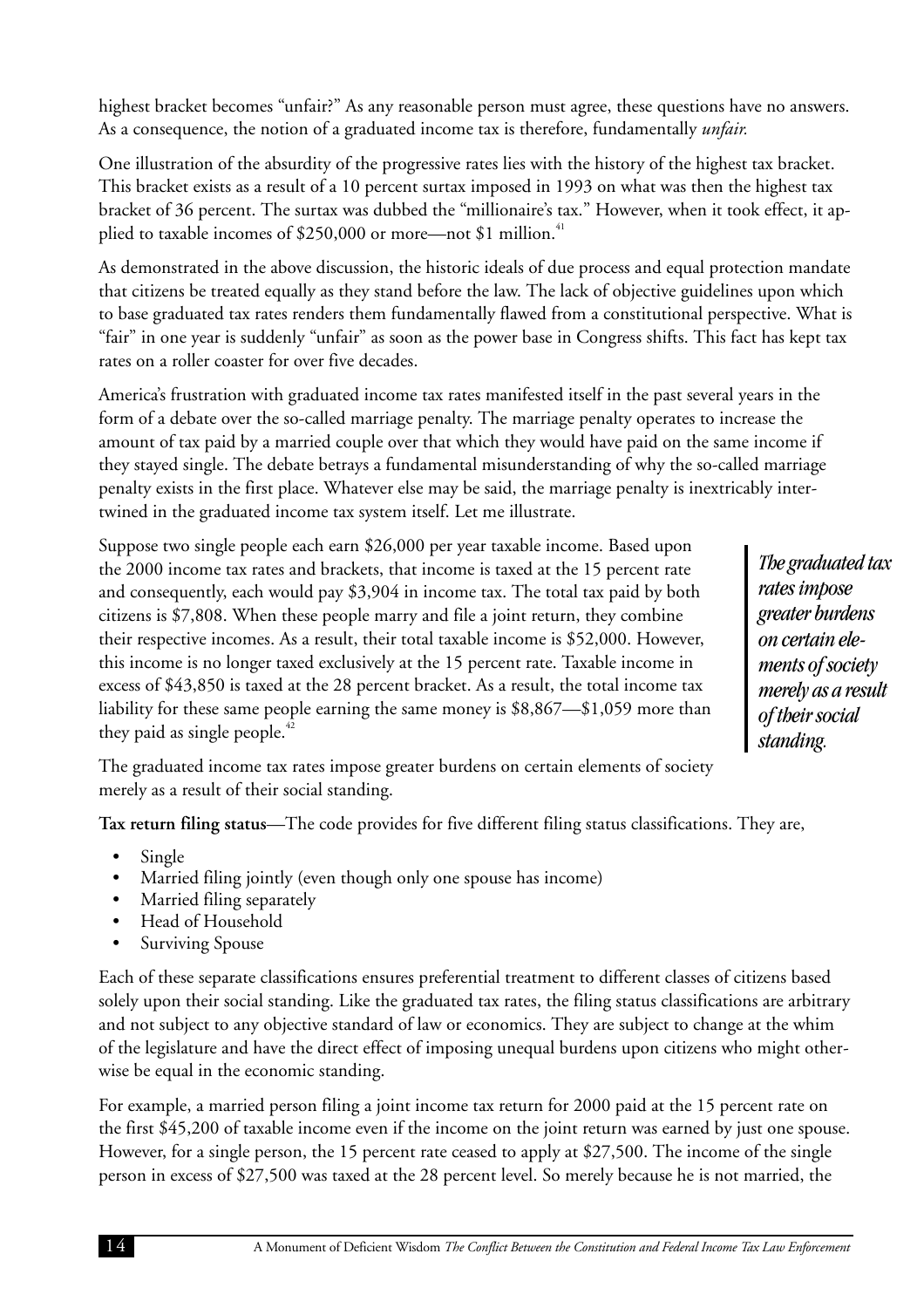highest bracket becomes "unfair?" As any reasonable person must agree, these questions have no answers. As a consequence, the notion of a graduated income tax is therefore, fundamentally *unfair.*

One illustration of the absurdity of the progressive rates lies with the history of the highest tax bracket. This bracket exists as a result of a 10 percent surtax imposed in 1993 on what was then the highest tax bracket of 36 percent. The surtax was dubbed the "millionaire's tax." However, when it took effect, it applied to taxable incomes of $250,000 or more—not $1 million.[41]

As demonstrated in the above discussion, the historic ideals of due process and equal protection mandate that citizens be treated equally as they stand before the law. The lack of objective guidelines upon which to base graduated tax rates renders them fundamentally flawed from a constitutional perspective. What is "fair" in one year is suddenly "unfair" as soon as the power base in Congress shifts. This fact has kept tax rates on a roller coaster for over five decades.

America's frustration with graduated income tax rates manifested itself in the past several years in the form of a debate over the so-called marriage penalty. The marriage penalty operates to increase the amount of tax paid by a married couple over that which they would have paid on the same income if they stayed single. The debate betrays a fundamental misunderstanding of why the so-called marriage penalty exists in the first place. Whatever else may be said, the marriage penalty is inextricably intertwined in the graduated income tax system itself. Let me illustrate.

Suppose two single people each earn $26,000 per year taxable income. Based upon the 2000 income tax rates and brackets, that income is taxed at the 15 percent rate and consequently, each would pay $3,904 in income tax. The total tax paid by both citizens is $7,808. When these people marry and file a joint return, they combine their respective incomes. As a result, their total taxable income is $52,000. However, this income is no longer taxed exclusively at the 15 percent rate. Taxable income in excess of $43,850 is taxed at the 28 percent bracket. As a result, the total income tax liability for these same people earning the same money is $8,867—$1,059 more than they paid as single people.[42]

> ***The graduated tax rates impose greater burdens on certain elements of society merely as a result of their social standing.***

The graduated income tax rates impose greater burdens on certain elements of society merely as a result of their social standing.

**Tax return filing status**—The code provides for five different filing status classifications. They are,

- Single
- Married filing jointly (even though only one spouse has income)
- Married filing separately
- Head of Household
- Surviving Spouse

Each of these separate classifications ensures preferential treatment to different classes of citizens based solely upon their social standing. Like the graduated tax rates, the filing status classifications are arbitrary and not subject to any objective standard of law or economics. They are subject to change at the whim of the legislature and have the direct effect of imposing unequal burdens upon citizens who might otherwise be equal in the economic standing.

For example, a married person filing a joint income tax return for 2000 paid at the 15 percent rate on the first $45,200 of taxable income even if the income on the joint return was earned by just one spouse. However, for a single person, the 15 percent rate ceased to apply at $27,500. The income of the single person in excess of $27,500 was taxed at the 28 percent level. So merely because he is not married, the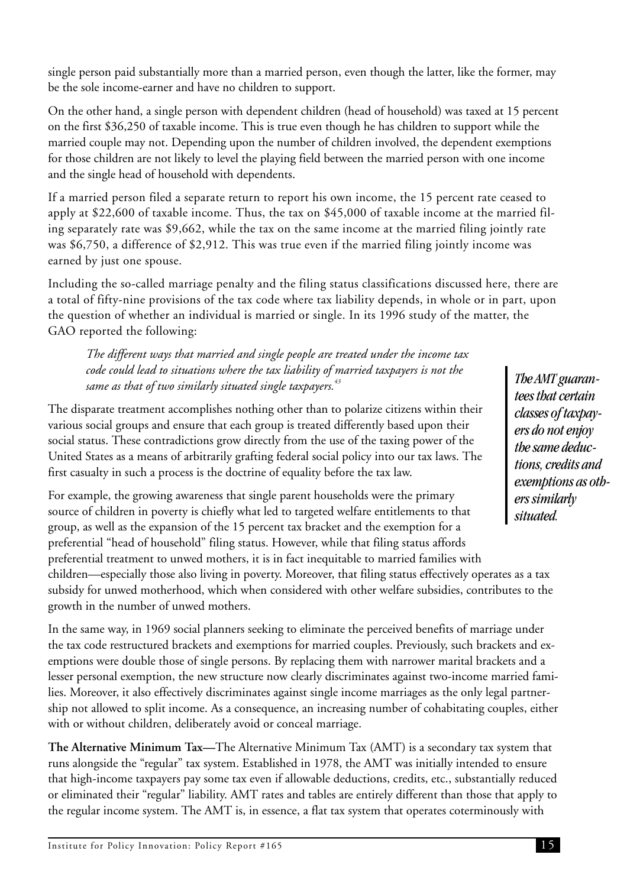single person paid substantially more than a married person, even though the latter, like the former, may be the sole income-earner and have no children to support.

On the other hand, a single person with dependent children (head of household) was taxed at 15 percent on the first $36,250 of taxable income. This is true even though he has children to support while the married couple may not. Depending upon the number of children involved, the dependent exemptions for those children are not likely to level the playing field between the married person with one income and the single head of household with dependents.

If a married person filed a separate return to report his own income, the 15 percent rate ceased to apply at $22,600 of taxable income. Thus, the tax on $45,000 of taxable income at the married filing separately rate was $9,662, while the tax on the same income at the married filing jointly rate was $6,750, a difference of $2,912. This was true even if the married filing jointly income was earned by just one spouse.

Including the so-called marriage penalty and the filing status classifications discussed here, there are a total of fifty-nine provisions of the tax code where tax liability depends, in whole or in part, upon the question of whether an individual is married or single. In its 1996 study of the matter, the GAO reported the following:

> *The different ways that married and single people are treated under the income tax code could lead to situations where the tax liability of married taxpayers is not the same as that of two similarly situated single taxpayers.*[43]

The disparate treatment accomplishes nothing other than to polarize citizens within their various social groups and ensure that each group is treated differently based upon their social status. These contradictions grow directly from the use of the taxing power of the United States as a means of arbitrarily grafting federal social policy into our tax laws. The first casualty in such a process is the doctrine of equality before the tax law.

> ***The AMT guarantees that certain classes of taxpayers do not enjoy the same deductions, credits and exemptions as others similarly situated.***

For example, the growing awareness that single parent households were the primary source of children in poverty is chiefly what led to targeted welfare entitlements to that group, as well as the expansion of the 15 percent tax bracket and the exemption for a preferential "head of household" filing status. However, while that filing status affords preferential treatment to unwed mothers, it is in fact inequitable to married families with children—especially those also living in poverty. Moreover, that filing status effectively operates as a tax subsidy for unwed motherhood, which when considered with other welfare subsidies, contributes to the growth in the number of unwed mothers.

In the same way, in 1969 social planners seeking to eliminate the perceived benefits of marriage under the tax code restructured brackets and exemptions for married couples. Previously, such brackets and exemptions were double those of single persons. By replacing them with narrower marital brackets and a lesser personal exemption, the new structure now clearly discriminates against two-income married families. Moreover, it also effectively discriminates against single income marriages as the only legal partnership not allowed to split income. As a consequence, an increasing number of cohabitating couples, either with or without children, deliberately avoid or conceal marriage.

**The Alternative Minimum Tax—**The Alternative Minimum Tax (AMT) is a secondary tax system that runs alongside the "regular" tax system. Established in 1978, the AMT was initially intended to ensure that high-income taxpayers pay some tax even if allowable deductions, credits, etc., substantially reduced or eliminated their "regular" liability. AMT rates and tables are entirely different than those that apply to the regular income system. The AMT is, in essence, a flat tax system that operates coterminously with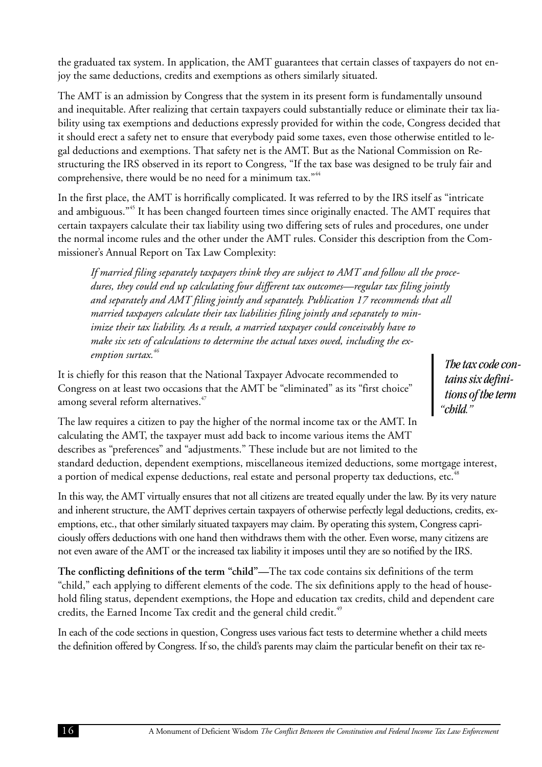the graduated tax system. In application, the AMT guarantees that certain classes of taxpayers do not enjoy the same deductions, credits and exemptions as others similarly situated.

The AMT is an admission by Congress that the system in its present form is fundamentally unsound and inequitable. After realizing that certain taxpayers could substantially reduce or eliminate their tax liability using tax exemptions and deductions expressly provided for within the code, Congress decided that it should erect a safety net to ensure that everybody paid some taxes, even those otherwise entitled to legal deductions and exemptions. That safety net is the AMT. But as the National Commission on Restructuring the IRS observed in its report to Congress, "If the tax base was designed to be truly fair and comprehensive, there would be no need for a minimum tax."[44]

In the first place, the AMT is horrifically complicated. It was referred to by the IRS itself as "intricate and ambiguous."[45] It has been changed fourteen times since originally enacted. The AMT requires that certain taxpayers calculate their tax liability using two differing sets of rules and procedures, one under the normal income rules and the other under the AMT rules. Consider this description from the Commissioner's Annual Report on Tax Law Complexity:

> *If married filing separately taxpayers think they are subject to AMT and follow all the procedures, they could end up calculating four different tax outcomes—regular tax filing jointly and separately and AMT filing jointly and separately. Publication 17 recommends that all married taxpayers calculate their tax liabilities filing jointly and separately to minimize their tax liability. As a result, a married taxpayer could conceivably have to make six sets of calculations to determine the actual taxes owed, including the exemption surtax.*[46]

It is chiefly for this reason that the National Taxpayer Advocate recommended to Congress on at least two occasions that the AMT be "eliminated" as its "first choice" among several reform alternatives.[47]

> ***The tax code contains six definitions of the term "child."***

The law requires a citizen to pay the higher of the normal income tax or the AMT. In calculating the AMT, the taxpayer must add back to income various items the AMT describes as "preferences" and "adjustments." These include but are not limited to the standard deduction, dependent exemptions, miscellaneous itemized deductions, some mortgage interest, a portion of medical expense deductions, real estate and personal property tax deductions, etc.[48]

In this way, the AMT virtually ensures that not all citizens are treated equally under the law. By its very nature and inherent structure, the AMT deprives certain taxpayers of otherwise perfectly legal deductions, credits, exemptions, etc., that other similarly situated taxpayers may claim. By operating this system, Congress capriciously offers deductions with one hand then withdraws them with the other. Even worse, many citizens are not even aware of the AMT or the increased tax liability it imposes until they are so notified by the IRS.

**The conflicting definitions of the term "child"—**The tax code contains six definitions of the term "child," each applying to different elements of the code. The six definitions apply to the head of household filing status, dependent exemptions, the Hope and education tax credits, child and dependent care credits, the Earned Income Tax credit and the general child credit.[49]

In each of the code sections in question, Congress uses various fact tests to determine whether a child meets the definition offered by Congress. If so, the child's parents may claim the particular benefit on their tax re-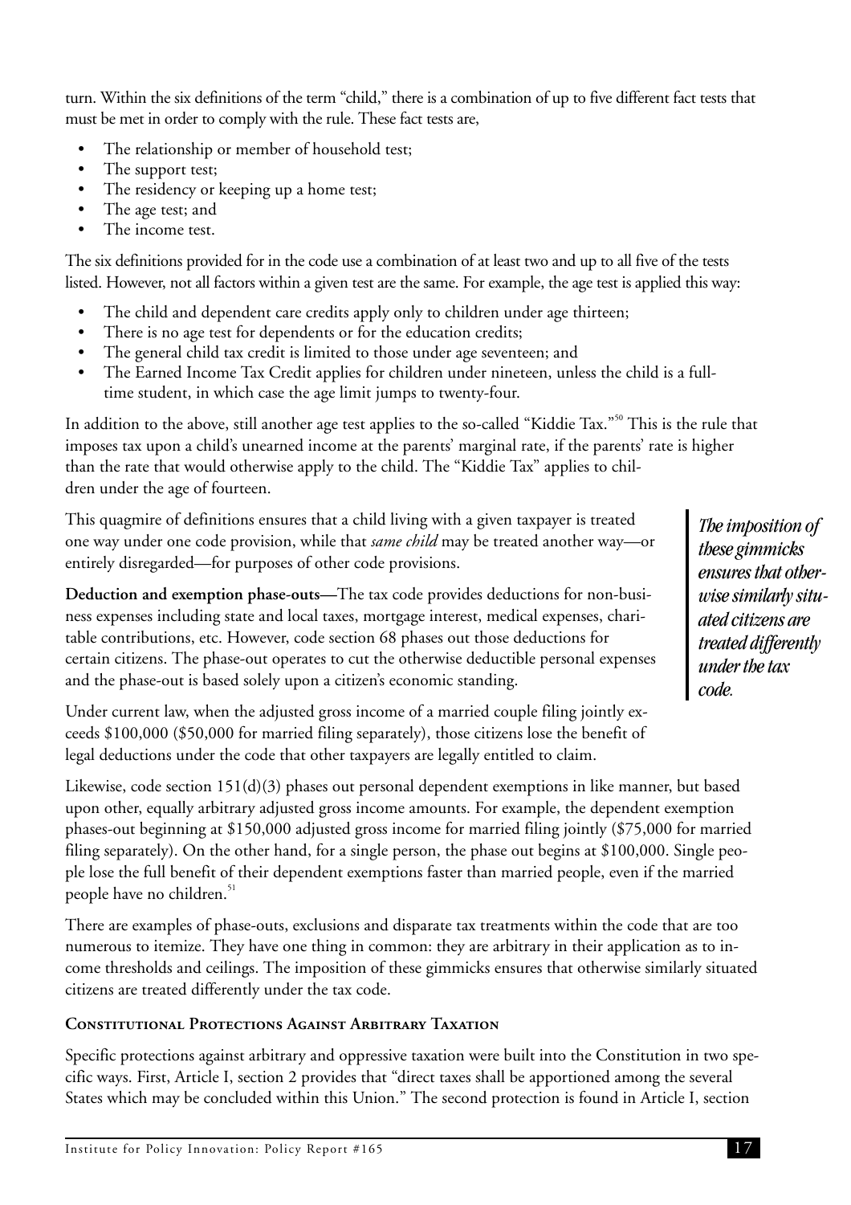turn. Within the six definitions of the term "child," there is a combination of up to five different fact tests that must be met in order to comply with the rule. These fact tests are,

- The relationship or member of household test;
- The support test;
- The residency or keeping up a home test;
- The age test; and
- The income test.

The six definitions provided for in the code use a combination of at least two and up to all five of the tests listed. However, not all factors within a given test are the same. For example, the age test is applied this way:

- The child and dependent care credits apply only to children under age thirteen;
- There is no age test for dependents or for the education credits;
- The general child tax credit is limited to those under age seventeen; and
- The Earned Income Tax Credit applies for children under nineteen, unless the child is a full-time student, in which case the age limit jumps to twenty-four.

In addition to the above, still another age test applies to the so-called "Kiddie Tax."[50] This is the rule that imposes tax upon a child's unearned income at the parents' marginal rate, if the parents' rate is higher than the rate that would otherwise apply to the child. The "Kiddie Tax" applies to children under the age of fourteen.

This quagmire of definitions ensures that a child living with a given taxpayer is treated one way under one code provision, while that *same child* may be treated another way—or entirely disregarded—for purposes of other code provisions.

> ***The imposition of these gimmicks ensures that otherwise similarly situated citizens are treated differently under the tax code.***

**Deduction and exemption phase-outs—**The tax code provides deductions for non-business expenses including state and local taxes, mortgage interest, medical expenses, charitable contributions, etc. However, code section 68 phases out those deductions for certain citizens. The phase-out operates to cut the otherwise deductible personal expenses and the phase-out is based solely upon a citizen's economic standing.

Under current law, when the adjusted gross income of a married couple filing jointly exceeds $100,000 ($50,000 for married filing separately), those citizens lose the benefit of legal deductions under the code that other taxpayers are legally entitled to claim.

Likewise, code section 151(d)(3) phases out personal dependent exemptions in like manner, but based upon other, equally arbitrary adjusted gross income amounts. For example, the dependent exemption phases-out beginning at $150,000 adjusted gross income for married filing jointly ($75,000 for married filing separately). On the other hand, for a single person, the phase out begins at $100,000. Single people lose the full benefit of their dependent exemptions faster than married people, even if the married people have no children.[51]

There are examples of phase-outs, exclusions and disparate tax treatments within the code that are too numerous to itemize. They have one thing in common: they are arbitrary in their application as to income thresholds and ceilings. The imposition of these gimmicks ensures that otherwise similarly situated citizens are treated differently under the tax code.

### Constitutional Protections Against Arbitrary Taxation

Specific protections against arbitrary and oppressive taxation were built into the Constitution in two specific ways. First, Article I, section 2 provides that "direct taxes shall be apportioned among the several States which may be concluded within this Union." The second protection is found in Article I, section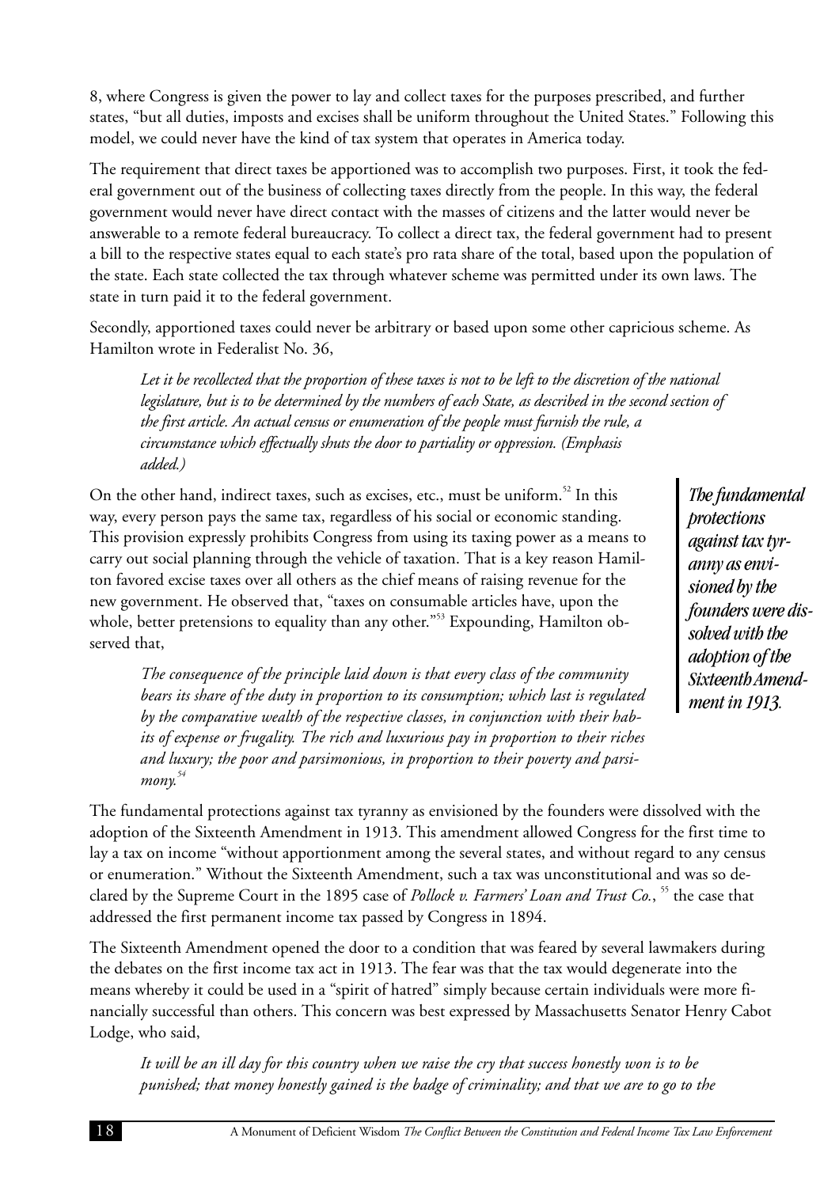8, where Congress is given the power to lay and collect taxes for the purposes prescribed, and further states, "but all duties, imposts and excises shall be uniform throughout the United States." Following this model, we could never have the kind of tax system that operates in America today.

The requirement that direct taxes be apportioned was to accomplish two purposes. First, it took the federal government out of the business of collecting taxes directly from the people. In this way, the federal government would never have direct contact with the masses of citizens and the latter would never be answerable to a remote federal bureaucracy. To collect a direct tax, the federal government had to present a bill to the respective states equal to each state's pro rata share of the total, based upon the population of the state. Each state collected the tax through whatever scheme was permitted under its own laws. The state in turn paid it to the federal government.

Secondly, apportioned taxes could never be arbitrary or based upon some other capricious scheme. As Hamilton wrote in Federalist No. 36,

> *Let it be recollected that the proportion of these taxes is not to be left to the discretion of the national legislature, but is to be determined by the numbers of each State, as described in the second section of the first article. An actual census or enumeration of the people must furnish the rule, a circumstance which effectually shuts the door to partiality or oppression. (Emphasis added.)*

On the other hand, indirect taxes, such as excises, etc., must be uniform.[52] In this way, every person pays the same tax, regardless of his social or economic standing. This provision expressly prohibits Congress from using its taxing power as a means to carry out social planning through the vehicle of taxation. That is a key reason Hamilton favored excise taxes over all others as the chief means of raising revenue for the new government. He observed that, "taxes on consumable articles have, upon the whole, better pretensions to equality than any other."[53] Expounding, Hamilton observed that,

> *The consequence of the principle laid down is that every class of the community bears its share of the duty in proportion to its consumption; which last is regulated by the comparative wealth of the respective classes, in conjunction with their habits of expense or frugality. The rich and luxurious pay in proportion to their riches and luxury; the poor and parsimonious, in proportion to their poverty and parsimony.*[54]

***The fundamental protections against tax tyranny as envisioned by the founders were dissolved with the adoption of the Sixteenth Amendment in 1913.***

The fundamental protections against tax tyranny as envisioned by the founders were dissolved with the adoption of the Sixteenth Amendment in 1913. This amendment allowed Congress for the first time to lay a tax on income "without apportionment among the several states, and without regard to any census or enumeration." Without the Sixteenth Amendment, such a tax was unconstitutional and was so declared by the Supreme Court in the 1895 case of *Pollock v. Farmers' Loan and Trust Co.*,[55] the case that addressed the first permanent income tax passed by Congress in 1894.

The Sixteenth Amendment opened the door to a condition that was feared by several lawmakers during the debates on the first income tax act in 1913. The fear was that the tax would degenerate into the means whereby it could be used in a "spirit of hatred" simply because certain individuals were more financially successful than others. This concern was best expressed by Massachusetts Senator Henry Cabot Lodge, who said,

> *It will be an ill day for this country when we raise the cry that success honestly won is to be punished; that money honestly gained is the badge of criminality; and that we are to go to the*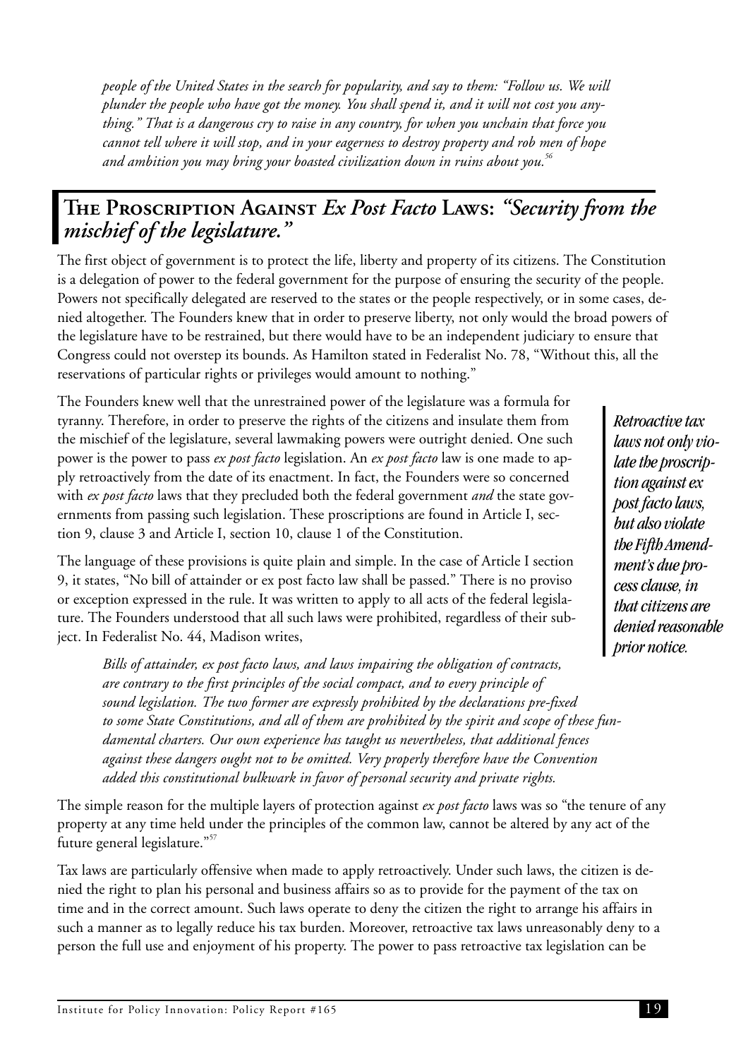*people of the United States in the search for popularity, and say to them: "Follow us. We will plunder the people who have got the money. You shall spend it, and it will not cost you anything." That is a dangerous cry to raise in any country, for when you unchain that force you cannot tell where it will stop, and in your eagerness to destroy property and rob men of hope and ambition you may bring your boasted civilization down in ruins about you.*[56]

## The Proscription Against *Ex Post Facto* Laws: *"Security from the mischief of the legislature."*

The first object of government is to protect the life, liberty and property of its citizens. The Constitution is a delegation of power to the federal government for the purpose of ensuring the security of the people. Powers not specifically delegated are reserved to the states or the people respectively, or in some cases, denied altogether. The Founders knew that in order to preserve liberty, not only would the broad powers of the legislature have to be restrained, but there would have to be an independent judiciary to ensure that Congress could not overstep its bounds. As Hamilton stated in Federalist No. 78, "Without this, all the reservations of particular rights or privileges would amount to nothing."

The Founders knew well that the unrestrained power of the legislature was a formula for tyranny. Therefore, in order to preserve the rights of the citizens and insulate them from the mischief of the legislature, several lawmaking powers were outright denied. One such power is the power to pass *ex post facto* legislation. An *ex post facto* law is one made to apply retroactively from the date of its enactment. In fact, the Founders were so concerned with *ex post facto* laws that they precluded both the federal government *and* the state governments from passing such legislation. These proscriptions are found in Article I, section 9, clause 3 and Article I, section 10, clause 1 of the Constitution.

***Retroactive tax laws not only violate the proscription against ex post facto laws, but also violate the Fifth Amendment's due process clause, in that citizens are denied reasonable prior notice.***

The language of these provisions is quite plain and simple. In the case of Article I section 9, it states, "No bill of attainder or ex post facto law shall be passed." There is no proviso or exception expressed in the rule. It was written to apply to all acts of the federal legislature. The Founders understood that all such laws were prohibited, regardless of their subject. In Federalist No. 44, Madison writes,

> *Bills of attainder, ex post facto laws, and laws impairing the obligation of contracts, are contrary to the first principles of the social compact, and to every principle of sound legislation. The two former are expressly prohibited by the declarations pre-fixed to some State Constitutions, and all of them are prohibited by the spirit and scope of these fundamental charters. Our own experience has taught us nevertheless, that additional fences against these dangers ought not to be omitted. Very properly therefore have the Convention added this constitutional bulkwark in favor of personal security and private rights.*

The simple reason for the multiple layers of protection against *ex post facto* laws was so "the tenure of any property at any time held under the principles of the common law, cannot be altered by any act of the future general legislature."[57]

Tax laws are particularly offensive when made to apply retroactively. Under such laws, the citizen is denied the right to plan his personal and business affairs so as to provide for the payment of the tax on time and in the correct amount. Such laws operate to deny the citizen the right to arrange his affairs in such a manner as to legally reduce his tax burden. Moreover, retroactive tax laws unreasonably deny to a person the full use and enjoyment of his property. The power to pass retroactive tax legislation can be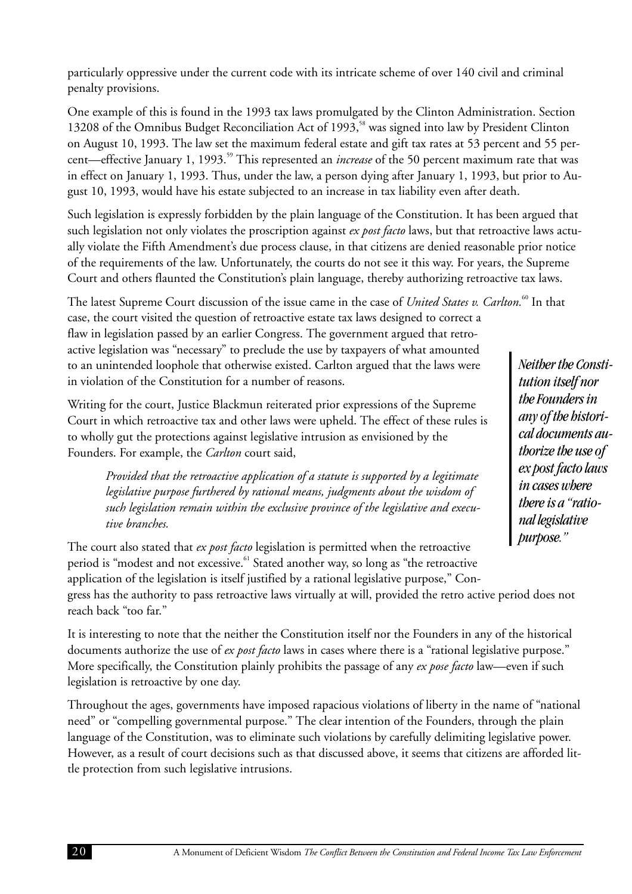particularly oppressive under the current code with its intricate scheme of over 140 civil and criminal penalty provisions.

One example of this is found in the 1993 tax laws promulgated by the Clinton Administration. Section 13208 of the Omnibus Budget Reconciliation Act of 1993,[58] was signed into law by President Clinton on August 10, 1993. The law set the maximum federal estate and gift tax rates at 53 percent and 55 percent—effective January 1, 1993.[59] This represented an *increase* of the 50 percent maximum rate that was in effect on January 1, 1993. Thus, under the law, a person dying after January 1, 1993, but prior to August 10, 1993, would have his estate subjected to an increase in tax liability even after death.

Such legislation is expressly forbidden by the plain language of the Constitution. It has been argued that such legislation not only violates the proscription against *ex post facto* laws, but that retroactive laws actually violate the Fifth Amendment's due process clause, in that citizens are denied reasonable prior notice of the requirements of the law. Unfortunately, the courts do not see it this way. For years, the Supreme Court and others flaunted the Constitution's plain language, thereby authorizing retroactive tax laws.

The latest Supreme Court discussion of the issue came in the case of *United States v. Carlton.*[60] In that case, the court visited the question of retroactive estate tax laws designed to correct a flaw in legislation passed by an earlier Congress. The government argued that retroactive legislation was "necessary" to preclude the use by taxpayers of what amounted to an unintended loophole that otherwise existed. Carlton argued that the laws were in violation of the Constitution for a number of reasons.

Writing for the court, Justice Blackmun reiterated prior expressions of the Supreme Court in which retroactive tax and other laws were upheld. The effect of these rules is to wholly gut the protections against legislative intrusion as envisioned by the Founders. For example, the *Carlton* court said,

> *Provided that the retroactive application of a statute is supported by a legitimate legislative purpose furthered by rational means, judgments about the wisdom of such legislation remain within the exclusive province of the legislative and executive branches.*

The court also stated that *ex post facto* legislation is permitted when the retroactive period is "modest and not excessive.[61] Stated another way, so long as "the retroactive application of the legislation is itself justified by a rational legislative purpose," Congress has the authority to pass retroactive laws virtually at will, provided the retro active period does not reach back "too far."

It is interesting to note that the neither the Constitution itself nor the Founders in any of the historical documents authorize the use of *ex post facto* laws in cases where there is a "rational legislative purpose." More specifically, the Constitution plainly prohibits the passage of any *ex pose facto* law—even if such legislation is retroactive by one day.

Throughout the ages, governments have imposed rapacious violations of liberty in the name of "national need" or "compelling governmental purpose." The clear intention of the Founders, through the plain language of the Constitution, was to eliminate such violations by carefully delimiting legislative power. However, as a result of court decisions such as that discussed above, it seems that citizens are afforded little protection from such legislative intrusions.

> ***Neither the Constitution itself nor the Founders in any of the historical documents authorize the use of ex post facto laws in cases where there is a "rational legislative purpose."***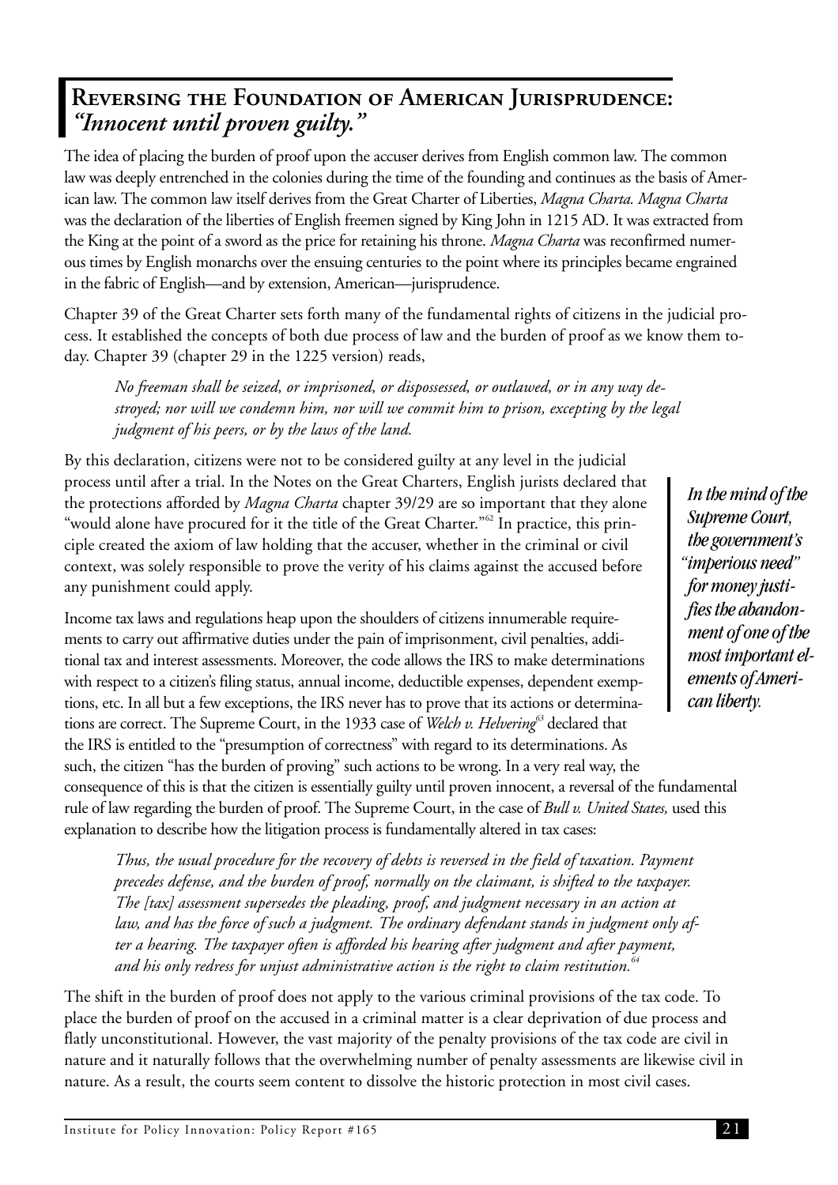## Reversing the Foundation of American Jurisprudence: *"Innocent until proven guilty."*

The idea of placing the burden of proof upon the accuser derives from English common law. The common law was deeply entrenched in the colonies during the time of the founding and continues as the basis of American law. The common law itself derives from the Great Charter of Liberties, *Magna Charta*. *Magna Charta* was the declaration of the liberties of English freemen signed by King John in 1215 AD. It was extracted from the King at the point of a sword as the price for retaining his throne. *Magna Charta* was reconfirmed numerous times by English monarchs over the ensuing centuries to the point where its principles became engrained in the fabric of English—and by extension, American—jurisprudence.

Chapter 39 of the Great Charter sets forth many of the fundamental rights of citizens in the judicial process. It established the concepts of both due process of law and the burden of proof as we know them today. Chapter 39 (chapter 29 in the 1225 version) reads,

> *No freeman shall be seized, or imprisoned, or dispossessed, or outlawed, or in any way destroyed; nor will we condemn him, nor will we commit him to prison, excepting by the legal judgment of his peers, or by the laws of the land.*

By this declaration, citizens were not to be considered guilty at any level in the judicial process until after a trial. In the Notes on the Great Charters, English jurists declared that the protections afforded by *Magna Charta* chapter 39/29 are so important that they alone "would alone have procured for it the title of the Great Charter."[62] In practice, this principle created the axiom of law holding that the accuser, whether in the criminal or civil context, was solely responsible to prove the verity of his claims against the accused before any punishment could apply.

> ***In the mind of the Supreme Court, the government's "imperious need" for money justifies the abandonment of one of the most important elements of American liberty.***

Income tax laws and regulations heap upon the shoulders of citizens innumerable requirements to carry out affirmative duties under the pain of imprisonment, civil penalties, additional tax and interest assessments. Moreover, the code allows the IRS to make determinations with respect to a citizen's filing status, annual income, deductible expenses, dependent exemptions, etc. In all but a few exceptions, the IRS never has to prove that its actions or determinations are correct. The Supreme Court, in the 1933 case of *Welch v. Helvering*[63] declared that the IRS is entitled to the "presumption of correctness" with regard to its determinations. As such, the citizen "has the burden of proving" such actions to be wrong. In a very real way, the consequence of this is that the citizen is essentially guilty until proven innocent, a reversal of the fundamental rule of law regarding the burden of proof. The Supreme Court, in the case of *Bull v. United States,* used this explanation to describe how the litigation process is fundamentally altered in tax cases:

> *Thus, the usual procedure for the recovery of debts is reversed in the field of taxation. Payment precedes defense, and the burden of proof, normally on the claimant, is shifted to the taxpayer. The [tax] assessment supersedes the pleading, proof, and judgment necessary in an action at law, and has the force of such a judgment. The ordinary defendant stands in judgment only after a hearing. The taxpayer often is afforded his hearing after judgment and after payment, and his only redress for unjust administrative action is the right to claim restitution.*[64]

The shift in the burden of proof does not apply to the various criminal provisions of the tax code. To place the burden of proof on the accused in a criminal matter is a clear deprivation of due process and flatly unconstitutional. However, the vast majority of the penalty provisions of the tax code are civil in nature and it naturally follows that the overwhelming number of penalty assessments are likewise civil in nature. As a result, the courts seem content to dissolve the historic protection in most civil cases.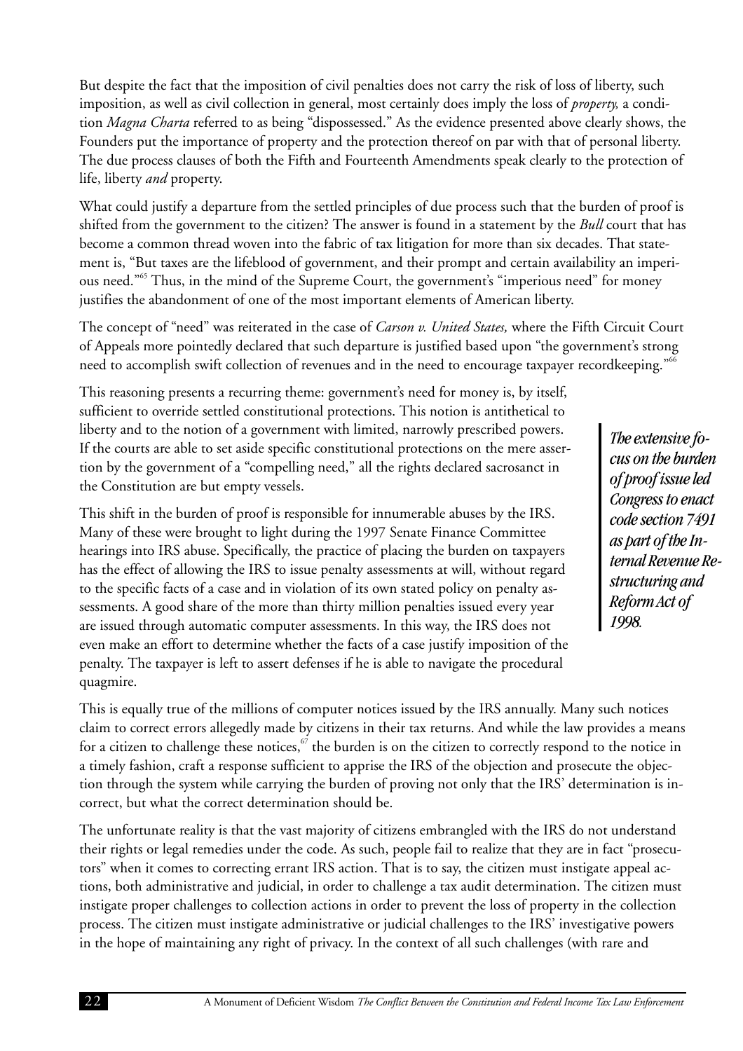But despite the fact that the imposition of civil penalties does not carry the risk of loss of liberty, such imposition, as well as civil collection in general, most certainly does imply the loss of *property,* a condition *Magna Charta* referred to as being "dispossessed." As the evidence presented above clearly shows, the Founders put the importance of property and the protection thereof on par with that of personal liberty. The due process clauses of both the Fifth and Fourteenth Amendments speak clearly to the protection of life, liberty *and* property.

What could justify a departure from the settled principles of due process such that the burden of proof is shifted from the government to the citizen? The answer is found in a statement by the *Bull* court that has become a common thread woven into the fabric of tax litigation for more than six decades. That statement is, "But taxes are the lifeblood of government, and their prompt and certain availability an imperious need."[65] Thus, in the mind of the Supreme Court, the government's "imperious need" for money justifies the abandonment of one of the most important elements of American liberty.

The concept of "need" was reiterated in the case of *Carson v. United States,* where the Fifth Circuit Court of Appeals more pointedly declared that such departure is justified based upon "the government's strong need to accomplish swift collection of revenues and in the need to encourage taxpayer recordkeeping."[66]

This reasoning presents a recurring theme: government's need for money is, by itself, sufficient to override settled constitutional protections. This notion is antithetical to liberty and to the notion of a government with limited, narrowly prescribed powers. If the courts are able to set aside specific constitutional protections on the mere assertion by the government of a "compelling need," all the rights declared sacrosanct in the Constitution are but empty vessels.

*The extensive focus on the burden of proof issue led Congress to enact code section 7491 as part of the Internal Revenue Restructuring and Reform Act of 1998.*

This shift in the burden of proof is responsible for innumerable abuses by the IRS. Many of these were brought to light during the 1997 Senate Finance Committee hearings into IRS abuse. Specifically, the practice of placing the burden on taxpayers has the effect of allowing the IRS to issue penalty assessments at will, without regard to the specific facts of a case and in violation of its own stated policy on penalty assessments. A good share of the more than thirty million penalties issued every year are issued through automatic computer assessments. In this way, the IRS does not even make an effort to determine whether the facts of a case justify imposition of the penalty. The taxpayer is left to assert defenses if he is able to navigate the procedural quagmire.

This is equally true of the millions of computer notices issued by the IRS annually. Many such notices claim to correct errors allegedly made by citizens in their tax returns. And while the law provides a means for a citizen to challenge these notices,[67] the burden is on the citizen to correctly respond to the notice in a timely fashion, craft a response sufficient to apprise the IRS of the objection and prosecute the objection through the system while carrying the burden of proving not only that the IRS' determination is incorrect, but what the correct determination should be.

The unfortunate reality is that the vast majority of citizens embrangled with the IRS do not understand their rights or legal remedies under the code. As such, people fail to realize that they are in fact "prosecutors" when it comes to correcting errant IRS action. That is to say, the citizen must instigate appeal actions, both administrative and judicial, in order to challenge a tax audit determination. The citizen must instigate proper challenges to collection actions in order to prevent the loss of property in the collection process. The citizen must instigate administrative or judicial challenges to the IRS' investigative powers in the hope of maintaining any right of privacy. In the context of all such challenges (with rare and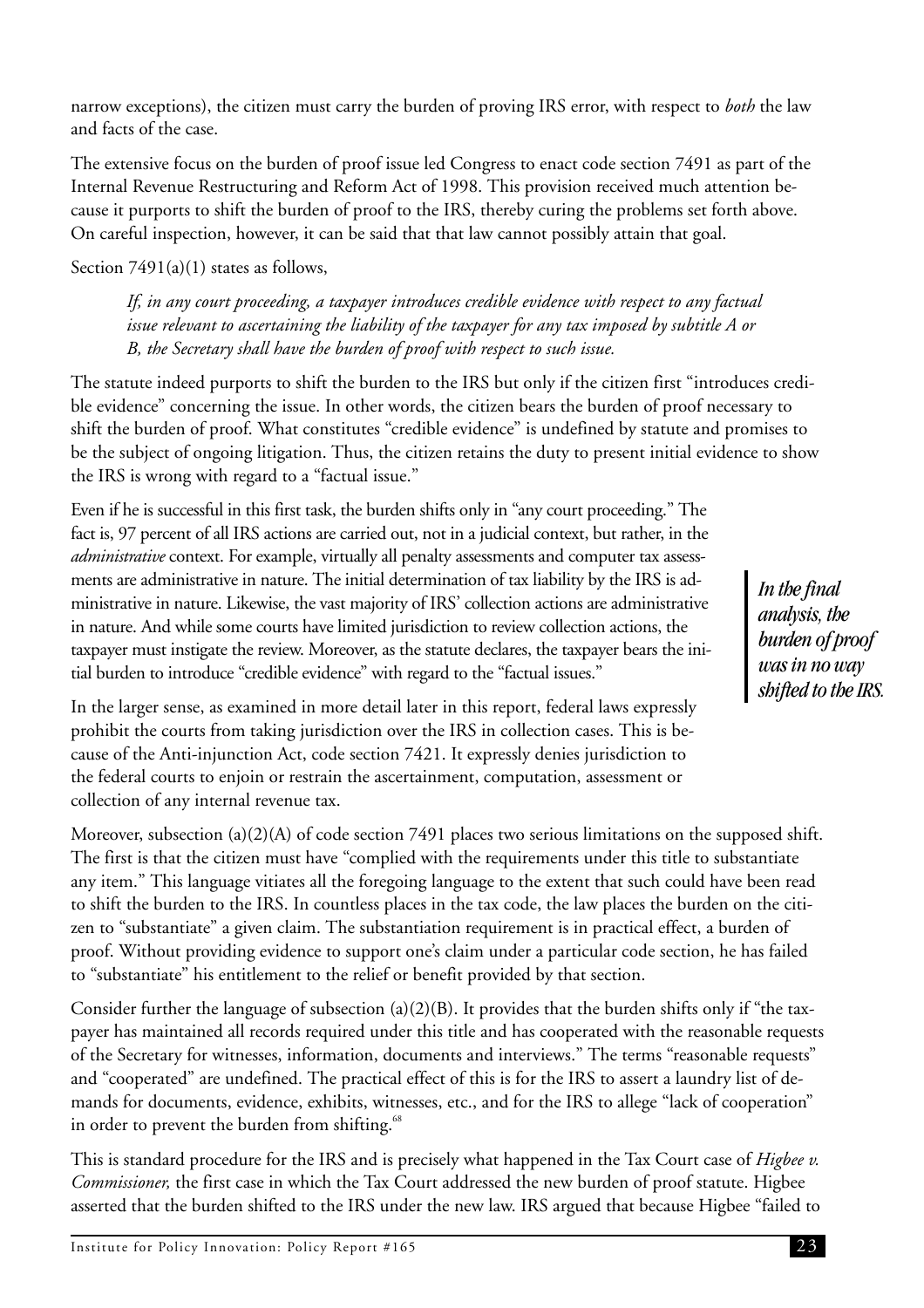narrow exceptions), the citizen must carry the burden of proving IRS error, with respect to *both* the law and facts of the case.

The extensive focus on the burden of proof issue led Congress to enact code section 7491 as part of the Internal Revenue Restructuring and Reform Act of 1998. This provision received much attention because it purports to shift the burden of proof to the IRS, thereby curing the problems set forth above. On careful inspection, however, it can be said that that law cannot possibly attain that goal.

Section 7491(a)(1) states as follows,

> *If, in any court proceeding, a taxpayer introduces credible evidence with respect to any factual issue relevant to ascertaining the liability of the taxpayer for any tax imposed by subtitle A or B, the Secretary shall have the burden of proof with respect to such issue.*

The statute indeed purports to shift the burden to the IRS but only if the citizen first "introduces credible evidence" concerning the issue. In other words, the citizen bears the burden of proof necessary to shift the burden of proof. What constitutes "credible evidence" is undefined by statute and promises to be the subject of ongoing litigation. Thus, the citizen retains the duty to present initial evidence to show the IRS is wrong with regard to a "factual issue."

Even if he is successful in this first task, the burden shifts only in "any court proceeding." The fact is, 97 percent of all IRS actions are carried out, not in a judicial context, but rather, in the *administrative* context. For example, virtually all penalty assessments and computer tax assessments are administrative in nature. The initial determination of tax liability by the IRS is administrative in nature. Likewise, the vast majority of IRS' collection actions are administrative in nature. And while some courts have limited jurisdiction to review collection actions, the taxpayer must instigate the review. Moreover, as the statute declares, the taxpayer bears the initial burden to introduce "credible evidence" with regard to the "factual issues."

> ***In the final analysis, the burden of proof was in no way shifted to the IRS.***

In the larger sense, as examined in more detail later in this report, federal laws expressly prohibit the courts from taking jurisdiction over the IRS in collection cases. This is because of the Anti-injunction Act, code section 7421. It expressly denies jurisdiction to the federal courts to enjoin or restrain the ascertainment, computation, assessment or collection of any internal revenue tax.

Moreover, subsection (a)(2)(A) of code section 7491 places two serious limitations on the supposed shift. The first is that the citizen must have "complied with the requirements under this title to substantiate any item." This language vitiates all the foregoing language to the extent that such could have been read to shift the burden to the IRS. In countless places in the tax code, the law places the burden on the citizen to "substantiate" a given claim. The substantiation requirement is in practical effect, a burden of proof. Without providing evidence to support one's claim under a particular code section, he has failed to "substantiate" his entitlement to the relief or benefit provided by that section.

Consider further the language of subsection (a)(2)(B). It provides that the burden shifts only if "the taxpayer has maintained all records required under this title and has cooperated with the reasonable requests of the Secretary for witnesses, information, documents and interviews." The terms "reasonable requests" and "cooperated" are undefined. The practical effect of this is for the IRS to assert a laundry list of demands for documents, evidence, exhibits, witnesses, etc., and for the IRS to allege "lack of cooperation" in order to prevent the burden from shifting.[68]

This is standard procedure for the IRS and is precisely what happened in the Tax Court case of *Higbee v. Commissioner,* the first case in which the Tax Court addressed the new burden of proof statute. Higbee asserted that the burden shifted to the IRS under the new law. IRS argued that because Higbee "failed to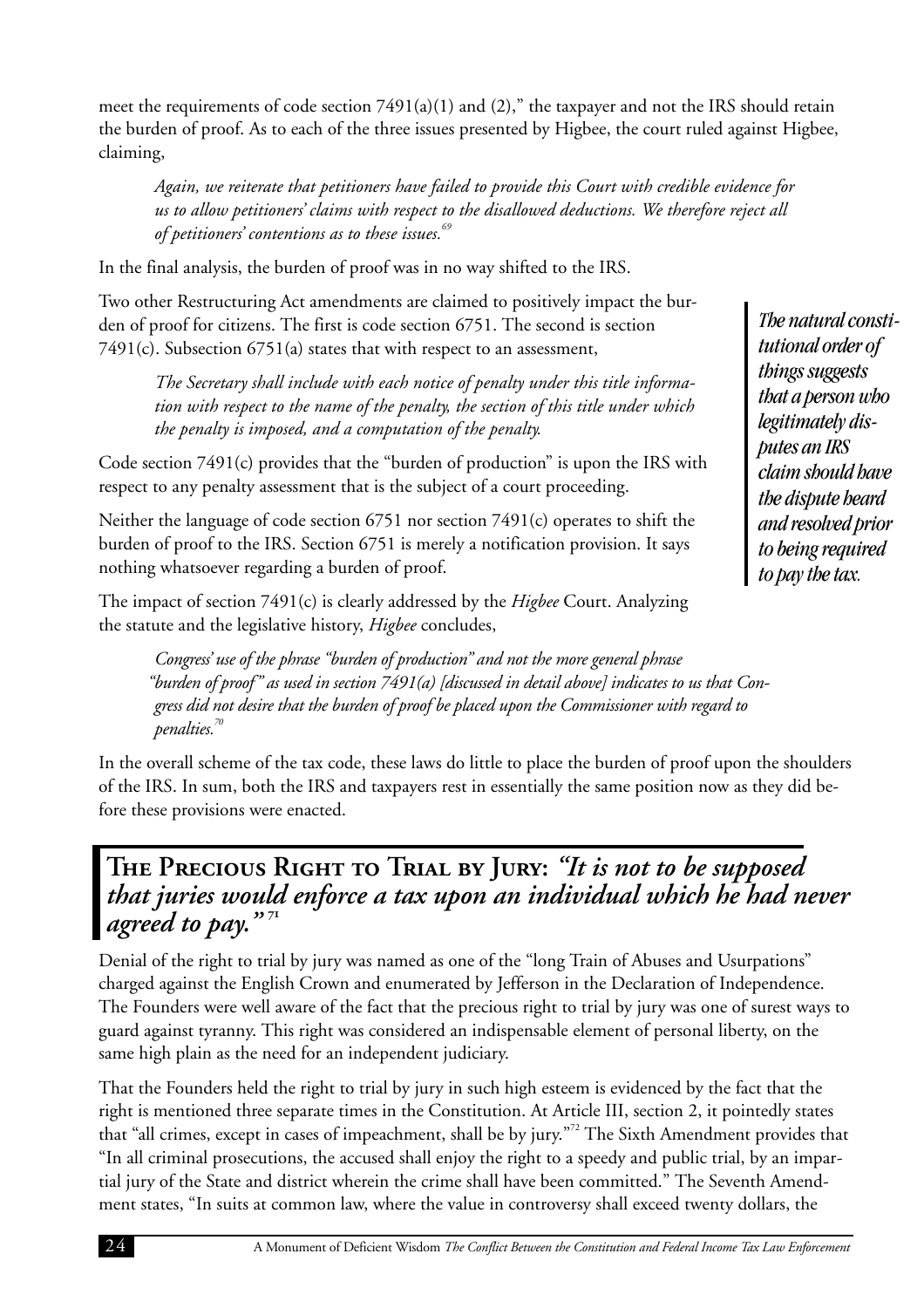meet the requirements of code section 7491(a)(1) and (2)," the taxpayer and not the IRS should retain the burden of proof. As to each of the three issues presented by Higbee, the court ruled against Higbee, claiming,

> *Again, we reiterate that petitioners have failed to provide this Court with credible evidence for us to allow petitioners' claims with respect to the disallowed deductions. We therefore reject all of petitioners' contentions as to these issues.*[69]

In the final analysis, the burden of proof was in no way shifted to the IRS.

Two other Restructuring Act amendments are claimed to positively impact the burden of proof for citizens. The first is code section 6751. The second is section 7491(c). Subsection 6751(a) states that with respect to an assessment,

> *The Secretary shall include with each notice of penalty under this title information with respect to the name of the penalty, the section of this title under which the penalty is imposed, and a computation of the penalty.*

Code section 7491(c) provides that the "burden of production" is upon the IRS with respect to any penalty assessment that is the subject of a court proceeding.

Neither the language of code section 6751 nor section 7491(c) operates to shift the burden of proof to the IRS. Section 6751 is merely a notification provision. It says nothing whatsoever regarding a burden of proof.

The impact of section 7491(c) is clearly addressed by the *Higbee* Court. Analyzing the statute and the legislative history, *Higbee* concludes,

> *Congress' use of the phrase "burden of production" and not the more general phrase "burden of proof" as used in section 7491(a) [discussed in detail above] indicates to us that Congress did not desire that the burden of proof be placed upon the Commissioner with regard to penalties.*[70]

In the overall scheme of the tax code, these laws do little to place the burden of proof upon the shoulders of the IRS. In sum, both the IRS and taxpayers rest in essentially the same position now as they did before these provisions were enacted.

> ***The natural constitutional order of things suggests that a person who legitimately disputes an IRS claim should have the dispute heard and resolved prior to being required to pay the tax.***

## The Precious Right to Trial by Jury: *"It is not to be supposed that juries would enforce a tax upon an individual which he had never agreed to pay."*[71]

Denial of the right to trial by jury was named as one of the "long Train of Abuses and Usurpations" charged against the English Crown and enumerated by Jefferson in the Declaration of Independence. The Founders were well aware of the fact that the precious right to trial by jury was one of surest ways to guard against tyranny. This right was considered an indispensable element of personal liberty, on the same high plain as the need for an independent judiciary.

That the Founders held the right to trial by jury in such high esteem is evidenced by the fact that the right is mentioned three separate times in the Constitution. At Article III, section 2, it pointedly states that "all crimes, except in cases of impeachment, shall be by jury."[72] The Sixth Amendment provides that "In all criminal prosecutions, the accused shall enjoy the right to a speedy and public trial, by an impartial jury of the State and district wherein the crime shall have been committed." The Seventh Amendment states, "In suits at common law, where the value in controversy shall exceed twenty dollars, the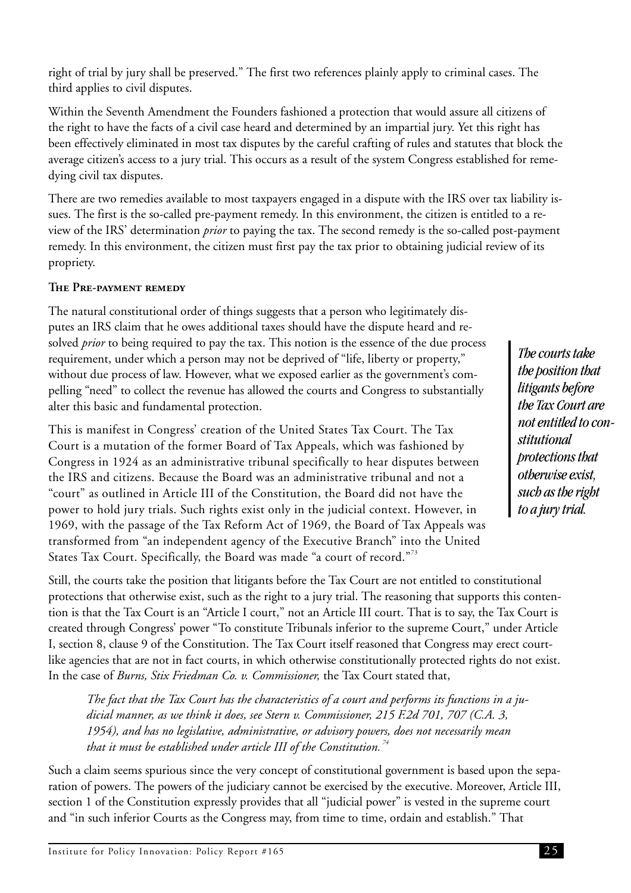right of trial by jury shall be preserved." The first two references plainly apply to criminal cases. The third applies to civil disputes.

Within the Seventh Amendment the Founders fashioned a protection that would assure all citizens of the right to have the facts of a civil case heard and determined by an impartial jury. Yet this right has been effectively eliminated in most tax disputes by the careful crafting of rules and statutes that block the average citizen's access to a jury trial. This occurs as a result of the system Congress established for remedying civil tax disputes.

There are two remedies available to most taxpayers engaged in a dispute with the IRS over tax liability issues. The first is the so-called pre-payment remedy. In this environment, the citizen is entitled to a review of the IRS' determination *prior* to paying the tax. The second remedy is the so-called post-payment remedy. In this environment, the citizen must first pay the tax prior to obtaining judicial review of its propriety.

### The Pre-payment remedy

The natural constitutional order of things suggests that a person who legitimately disputes an IRS claim that he owes additional taxes should have the dispute heard and resolved *prior* to being required to pay the tax. This notion is the essence of the due process requirement, under which a person may not be deprived of "life, liberty or property," without due process of law. However, what we exposed earlier as the government's compelling "need" to collect the revenue has allowed the courts and Congress to substantially alter this basic and fundamental protection.

> ***The courts take the position that litigants before the Tax Court are not entitled to constitutional protections that otherwise exist, such as the right to a jury trial.***

This is manifest in Congress' creation of the United States Tax Court. The Tax Court is a mutation of the former Board of Tax Appeals, which was fashioned by Congress in 1924 as an administrative tribunal specifically to hear disputes between the IRS and citizens. Because the Board was an administrative tribunal and not a "court" as outlined in Article III of the Constitution, the Board did not have the power to hold jury trials. Such rights exist only in the judicial context. However, in 1969, with the passage of the Tax Reform Act of 1969, the Board of Tax Appeals was transformed from "an independent agency of the Executive Branch" into the United States Tax Court. Specifically, the Board was made "a court of record."[73]

Still, the courts take the position that litigants before the Tax Court are not entitled to constitutional protections that otherwise exist, such as the right to a jury trial. The reasoning that supports this contention is that the Tax Court is an "Article I court," not an Article III court. That is to say, the Tax Court is created through Congress' power "To constitute Tribunals inferior to the supreme Court," under Article I, section 8, clause 9 of the Constitution. The Tax Court itself reasoned that Congress may erect court-like agencies that are not in fact courts, in which otherwise constitutionally protected rights do not exist. In the case of *Burns, Stix Friedman Co. v. Commissioner,* the Tax Court stated that,

> *The fact that the Tax Court has the characteristics of a court and performs its functions in a judicial manner, as we think it does, see Stern v. Commissioner, 215 F.2d 701, 707 (C.A. 3, 1954), and has no legislative, administrative, or advisory powers, does not necessarily mean that it must be established under article III of the Constitution.*[74]

Such a claim seems spurious since the very concept of constitutional government is based upon the separation of powers. The powers of the judiciary cannot be exercised by the executive. Moreover, Article III, section 1 of the Constitution expressly provides that all "judicial power" is vested in the supreme court and "in such inferior Courts as the Congress may, from time to time, ordain and establish." That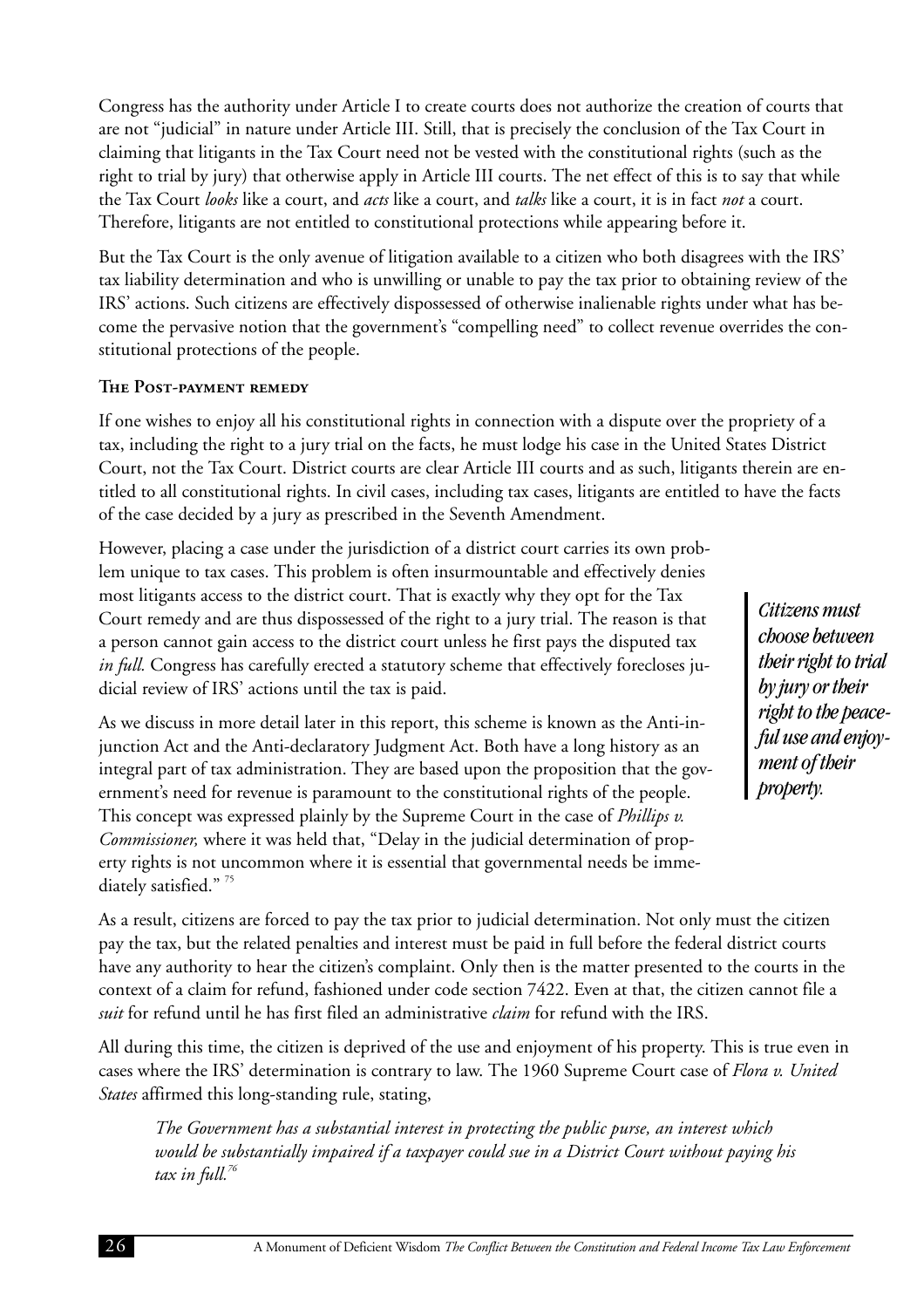Congress has the authority under Article I to create courts does not authorize the creation of courts that are not "judicial" in nature under Article III. Still, that is precisely the conclusion of the Tax Court in claiming that litigants in the Tax Court need not be vested with the constitutional rights (such as the right to trial by jury) that otherwise apply in Article III courts. The net effect of this is to say that while the Tax Court *looks* like a court, and *acts* like a court, and *talks* like a court, it is in fact *not* a court. Therefore, litigants are not entitled to constitutional protections while appearing before it.

But the Tax Court is the only avenue of litigation available to a citizen who both disagrees with the IRS' tax liability determination and who is unwilling or unable to pay the tax prior to obtaining review of the IRS' actions. Such citizens are effectively dispossessed of otherwise inalienable rights under what has become the pervasive notion that the government's "compelling need" to collect revenue overrides the constitutional protections of the people.

#### The Post-payment remedy

If one wishes to enjoy all his constitutional rights in connection with a dispute over the propriety of a tax, including the right to a jury trial on the facts, he must lodge his case in the United States District Court, not the Tax Court. District courts are clear Article III courts and as such, litigants therein are entitled to all constitutional rights. In civil cases, including tax cases, litigants are entitled to have the facts of the case decided by a jury as prescribed in the Seventh Amendment.

However, placing a case under the jurisdiction of a district court carries its own problem unique to tax cases. This problem is often insurmountable and effectively denies most litigants access to the district court. That is exactly why they opt for the Tax Court remedy and are thus dispossessed of the right to a jury trial. The reason is that a person cannot gain access to the district court unless he first pays the disputed tax *in full.* Congress has carefully erected a statutory scheme that effectively forecloses judicial review of IRS' actions until the tax is paid.

> ***Citizens must choose between their right to trial by jury or their right to the peaceful use and enjoyment of their property.***

As we discuss in more detail later in this report, this scheme is known as the Anti-injunction Act and the Anti-declaratory Judgment Act. Both have a long history as an integral part of tax administration. They are based upon the proposition that the government's need for revenue is paramount to the constitutional rights of the people. This concept was expressed plainly by the Supreme Court in the case of *Phillips v. Commissioner,* where it was held that, "Delay in the judicial determination of property rights is not uncommon where it is essential that governmental needs be immediately satisfied." [75]

As a result, citizens are forced to pay the tax prior to judicial determination. Not only must the citizen pay the tax, but the related penalties and interest must be paid in full before the federal district courts have any authority to hear the citizen's complaint. Only then is the matter presented to the courts in the context of a claim for refund, fashioned under code section 7422. Even at that, the citizen cannot file a *suit* for refund until he has first filed an administrative *claim* for refund with the IRS.

All during this time, the citizen is deprived of the use and enjoyment of his property. This is true even in cases where the IRS' determination is contrary to law. The 1960 Supreme Court case of *Flora v. United States* affirmed this long-standing rule, stating,

> *The Government has a substantial interest in protecting the public purse, an interest which would be substantially impaired if a taxpayer could sue in a District Court without paying his tax in full.*[76]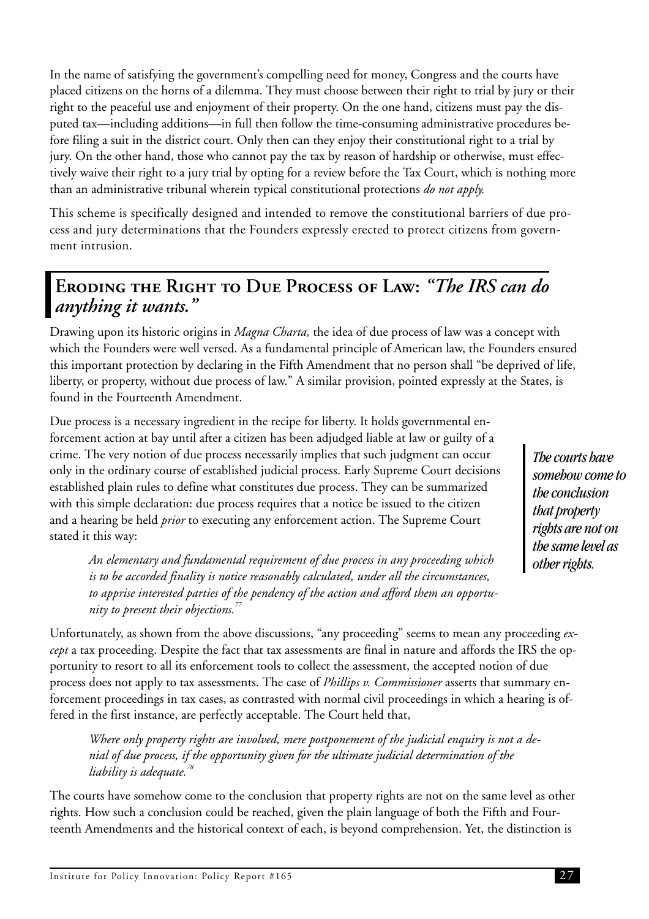In the name of satisfying the government's compelling need for money, Congress and the courts have placed citizens on the horns of a dilemma. They must choose between their right to trial by jury or their right to the peaceful use and enjoyment of their property. On the one hand, citizens must pay the disputed tax—including additions—in full then follow the time-consuming administrative procedures before filing a suit in the district court. Only then can they enjoy their constitutional right to a trial by jury. On the other hand, those who cannot pay the tax by reason of hardship or otherwise, must effectively waive their right to a jury trial by opting for a review before the Tax Court, which is nothing more than an administrative tribunal wherein typical constitutional protections *do not apply.*

This scheme is specifically designed and intended to remove the constitutional barriers of due process and jury determinations that the Founders expressly erected to protect citizens from government intrusion.

## Eroding the Right to Due Process of Law: *"The IRS can do anything it wants."*

Drawing upon its historic origins in *Magna Charta,* the idea of due process of law was a concept with which the Founders were well versed. As a fundamental principle of American law, the Founders ensured this important protection by declaring in the Fifth Amendment that no person shall "be deprived of life, liberty, or property, without due process of law." A similar provision, pointed expressly at the States, is found in the Fourteenth Amendment.

Due process is a necessary ingredient in the recipe for liberty. It holds governmental enforcement action at bay until after a citizen has been adjudged liable at law or guilty of a crime. The very notion of due process necessarily implies that such judgment can occur only in the ordinary course of established judicial process. Early Supreme Court decisions established plain rules to define what constitutes due process. They can be summarized with this simple declaration: due process requires that a notice be issued to the citizen and a hearing be held *prior* to executing any enforcement action. The Supreme Court stated it this way:

> *An elementary and fundamental requirement of due process in any proceeding which is to be accorded finality is notice reasonably calculated, under all the circumstances, to apprise interested parties of the pendency of the action and afford them an opportunity to present their objections.*[77]

***The courts have somehow come to the conclusion that property rights are not on the same level as other rights.***

Unfortunately, as shown from the above discussions, "any proceeding" seems to mean any proceeding *except* a tax proceeding. Despite the fact that tax assessments are final in nature and affords the IRS the opportunity to resort to all its enforcement tools to collect the assessment, the accepted notion of due process does not apply to tax assessments. The case of *Phillips v. Commissioner* asserts that summary enforcement proceedings in tax cases, as contrasted with normal civil proceedings in which a hearing is offered in the first instance, are perfectly acceptable. The Court held that,

> *Where only property rights are involved, mere postponement of the judicial enquiry is not a denial of due process, if the opportunity given for the ultimate judicial determination of the liability is adequate.*[78]

The courts have somehow come to the conclusion that property rights are not on the same level as other rights. How such a conclusion could be reached, given the plain language of both the Fifth and Fourteenth Amendments and the historical context of each, is beyond comprehension. Yet, the distinction is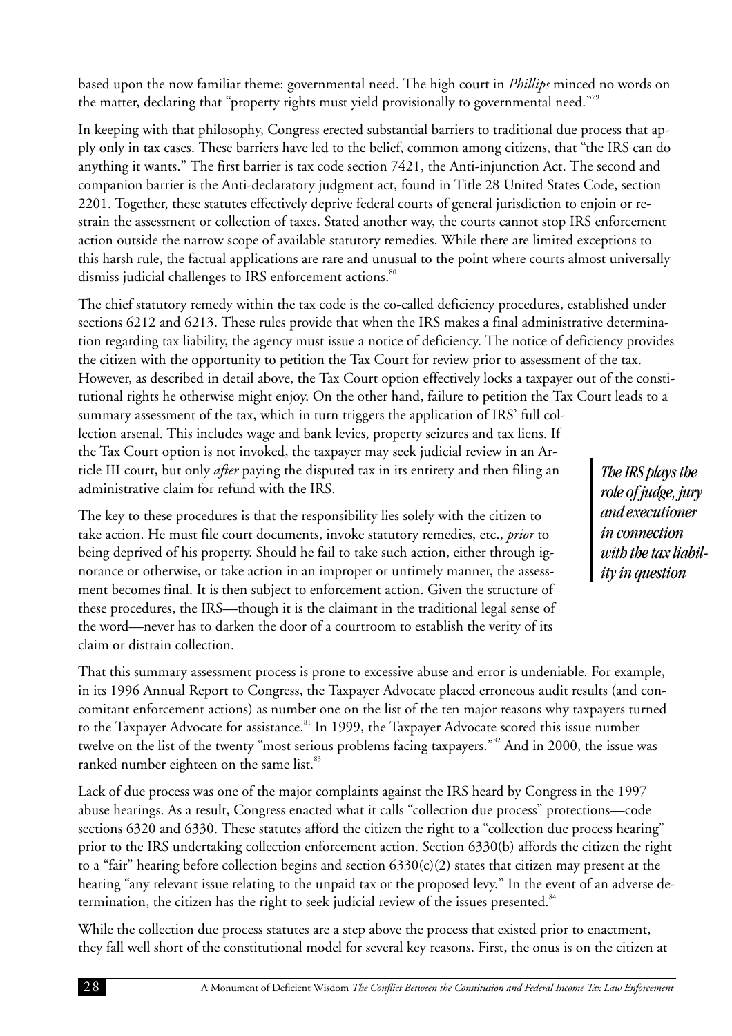based upon the now familiar theme: governmental need. The high court in *Phillips* minced no words on the matter, declaring that "property rights must yield provisionally to governmental need."[79]

In keeping with that philosophy, Congress erected substantial barriers to traditional due process that apply only in tax cases. These barriers have led to the belief, common among citizens, that "the IRS can do anything it wants." The first barrier is tax code section 7421, the Anti-injunction Act. The second and companion barrier is the Anti-declaratory judgment act, found in Title 28 United States Code, section 2201. Together, these statutes effectively deprive federal courts of general jurisdiction to enjoin or restrain the assessment or collection of taxes. Stated another way, the courts cannot stop IRS enforcement action outside the narrow scope of available statutory remedies. While there are limited exceptions to this harsh rule, the factual applications are rare and unusual to the point where courts almost universally dismiss judicial challenges to IRS enforcement actions.[80]

The chief statutory remedy within the tax code is the co-called deficiency procedures, established under sections 6212 and 6213. These rules provide that when the IRS makes a final administrative determination regarding tax liability, the agency must issue a notice of deficiency. The notice of deficiency provides the citizen with the opportunity to petition the Tax Court for review prior to assessment of the tax. However, as described in detail above, the Tax Court option effectively locks a taxpayer out of the constitutional rights he otherwise might enjoy. On the other hand, failure to petition the Tax Court leads to a summary assessment of the tax, which in turn triggers the application of IRS' full collection arsenal. This includes wage and bank levies, property seizures and tax liens. If the Tax Court option is not invoked, the taxpayer may seek judicial review in an Article III court, but only *after* paying the disputed tax in its entirety and then filing an administrative claim for refund with the IRS.

*The IRS plays the role of judge, jury and executioner in connection with the tax liability in question*

The key to these procedures is that the responsibility lies solely with the citizen to take action. He must file court documents, invoke statutory remedies, etc., *prior* to being deprived of his property. Should he fail to take such action, either through ignorance or otherwise, or take action in an improper or untimely manner, the assessment becomes final. It is then subject to enforcement action. Given the structure of these procedures, the IRS—though it is the claimant in the traditional legal sense of the word—never has to darken the door of a courtroom to establish the verity of its claim or distrain collection.

That this summary assessment process is prone to excessive abuse and error is undeniable. For example, in its 1996 Annual Report to Congress, the Taxpayer Advocate placed erroneous audit results (and concomitant enforcement actions) as number one on the list of the ten major reasons why taxpayers turned to the Taxpayer Advocate for assistance.[81] In 1999, the Taxpayer Advocate scored this issue number twelve on the list of the twenty "most serious problems facing taxpayers."[82] And in 2000, the issue was ranked number eighteen on the same list.[83]

Lack of due process was one of the major complaints against the IRS heard by Congress in the 1997 abuse hearings. As a result, Congress enacted what it calls "collection due process" protections—code sections 6320 and 6330. These statutes afford the citizen the right to a "collection due process hearing" prior to the IRS undertaking collection enforcement action. Section 6330(b) affords the citizen the right to a "fair" hearing before collection begins and section 6330(c)(2) states that citizen may present at the hearing "any relevant issue relating to the unpaid tax or the proposed levy." In the event of an adverse determination, the citizen has the right to seek judicial review of the issues presented.[84]

While the collection due process statutes are a step above the process that existed prior to enactment, they fall well short of the constitutional model for several key reasons. First, the onus is on the citizen at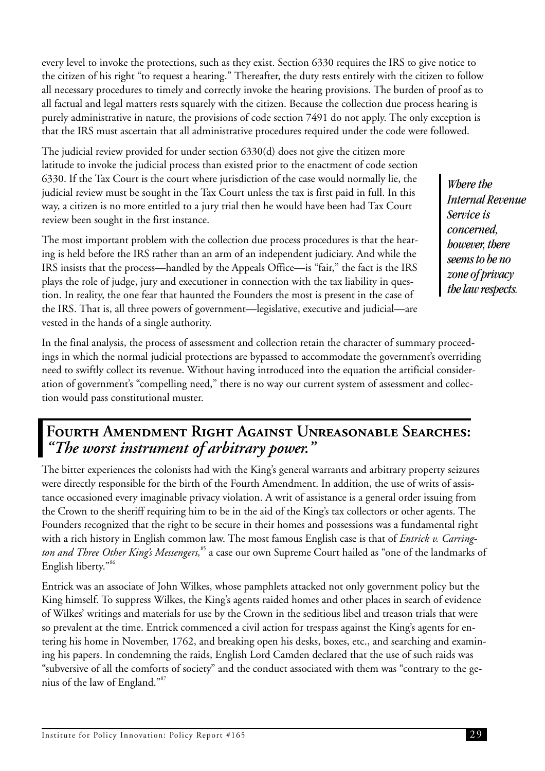every level to invoke the protections, such as they exist. Section 6330 requires the IRS to give notice to the citizen of his right "to request a hearing." Thereafter, the duty rests entirely with the citizen to follow all necessary procedures to timely and correctly invoke the hearing provisions. The burden of proof as to all factual and legal matters rests squarely with the citizen. Because the collection due process hearing is purely administrative in nature, the provisions of code section 7491 do not apply. The only exception is that the IRS must ascertain that all administrative procedures required under the code were followed.

The judicial review provided for under section 6330(d) does not give the citizen more latitude to invoke the judicial process than existed prior to the enactment of code section 6330. If the Tax Court is the court where jurisdiction of the case would normally lie, the judicial review must be sought in the Tax Court unless the tax is first paid in full. In this way, a citizen is no more entitled to a jury trial then he would have been had Tax Court review been sought in the first instance.

> ***Where the Internal Revenue Service is concerned, however, there seems to be no zone of privacy the law respects.***

The most important problem with the collection due process procedures is that the hearing is held before the IRS rather than an arm of an independent judiciary. And while the IRS insists that the process—handled by the Appeals Office—is "fair," the fact is the IRS plays the role of judge, jury and executioner in connection with the tax liability in question. In reality, the one fear that haunted the Founders the most is present in the case of the IRS. That is, all three powers of government—legislative, executive and judicial—are vested in the hands of a single authority.

In the final analysis, the process of assessment and collection retain the character of summary proceedings in which the normal judicial protections are bypassed to accommodate the government's overriding need to swiftly collect its revenue. Without having introduced into the equation the artificial consideration of government's "compelling need," there is no way our current system of assessment and collection would pass constitutional muster.

## Fourth Amendment Right Against Unreasonable Searches: *"The worst instrument of arbitrary power."*

The bitter experiences the colonists had with the King's general warrants and arbitrary property seizures were directly responsible for the birth of the Fourth Amendment. In addition, the use of writs of assistance occasioned every imaginable privacy violation. A writ of assistance is a general order issuing from the Crown to the sheriff requiring him to be in the aid of the King's tax collectors or other agents. The Founders recognized that the right to be secure in their homes and possessions was a fundamental right with a rich history in English common law. The most famous English case is that of *Entrick v. Carrington and Three Other King's Messengers,*[85] a case our own Supreme Court hailed as "one of the landmarks of English liberty."[86]

Entrick was an associate of John Wilkes, whose pamphlets attacked not only government policy but the King himself. To suppress Wilkes, the King's agents raided homes and other places in search of evidence of Wilkes' writings and materials for use by the Crown in the seditious libel and treason trials that were so prevalent at the time. Entrick commenced a civil action for trespass against the King's agents for entering his home in November, 1762, and breaking open his desks, boxes, etc., and searching and examining his papers. In condemning the raids, English Lord Camden declared that the use of such raids was "subversive of all the comforts of society" and the conduct associated with them was "contrary to the genius of the law of England."[87]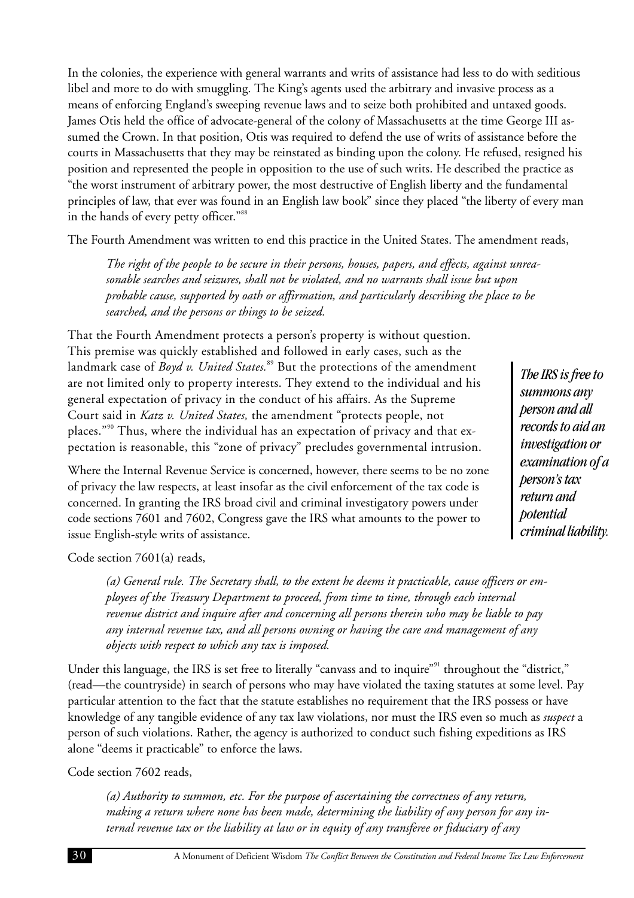In the colonies, the experience with general warrants and writs of assistance had less to do with seditious libel and more to do with smuggling. The King's agents used the arbitrary and invasive process as a means of enforcing England's sweeping revenue laws and to seize both prohibited and untaxed goods. James Otis held the office of advocate-general of the colony of Massachusetts at the time George III assumed the Crown. In that position, Otis was required to defend the use of writs of assistance before the courts in Massachusetts that they may be reinstated as binding upon the colony. He refused, resigned his position and represented the people in opposition to the use of such writs. He described the practice as "the worst instrument of arbitrary power, the most destructive of English liberty and the fundamental principles of law, that ever was found in an English law book" since they placed "the liberty of every man in the hands of every petty officer."[88]

The Fourth Amendment was written to end this practice in the United States. The amendment reads,

> *The right of the people to be secure in their persons, houses, papers, and effects, against unreasonable searches and seizures, shall not be violated, and no warrants shall issue but upon probable cause, supported by oath or affirmation, and particularly describing the place to be searched, and the persons or things to be seized.*

That the Fourth Amendment protects a person's property is without question. This premise was quickly established and followed in early cases, such as the landmark case of *Boyd v. United States.*[89] But the protections of the amendment are not limited only to property interests. They extend to the individual and his general expectation of privacy in the conduct of his affairs. As the Supreme Court said in *Katz v. United States,* the amendment "protects people, not places."[90] Thus, where the individual has an expectation of privacy and that expectation is reasonable, this "zone of privacy" precludes governmental intrusion.

> ***The IRS is free to summons any person and all records to aid an investigation or examination of a person's tax return and potential criminal liability.***

Where the Internal Revenue Service is concerned, however, there seems to be no zone of privacy the law respects, at least insofar as the civil enforcement of the tax code is concerned. In granting the IRS broad civil and criminal investigatory powers under code sections 7601 and 7602, Congress gave the IRS what amounts to the power to issue English-style writs of assistance.

Code section 7601(a) reads,

> *(a) General rule. The Secretary shall, to the extent he deems it practicable, cause officers or employees of the Treasury Department to proceed, from time to time, through each internal revenue district and inquire after and concerning all persons therein who may be liable to pay any internal revenue tax, and all persons owning or having the care and management of any objects with respect to which any tax is imposed.*

Under this language, the IRS is set free to literally "canvass and to inquire"[91] throughout the "district," (read—the countryside) in search of persons who may have violated the taxing statutes at some level. Pay particular attention to the fact that the statute establishes no requirement that the IRS possess or have knowledge of any tangible evidence of any tax law violations, nor must the IRS even so much as *suspect* a person of such violations. Rather, the agency is authorized to conduct such fishing expeditions as IRS alone "deems it practicable" to enforce the laws.

Code section 7602 reads,

> *(a) Authority to summon, etc. For the purpose of ascertaining the correctness of any return, making a return where none has been made, determining the liability of any person for any internal revenue tax or the liability at law or in equity of any transferee or fiduciary of any*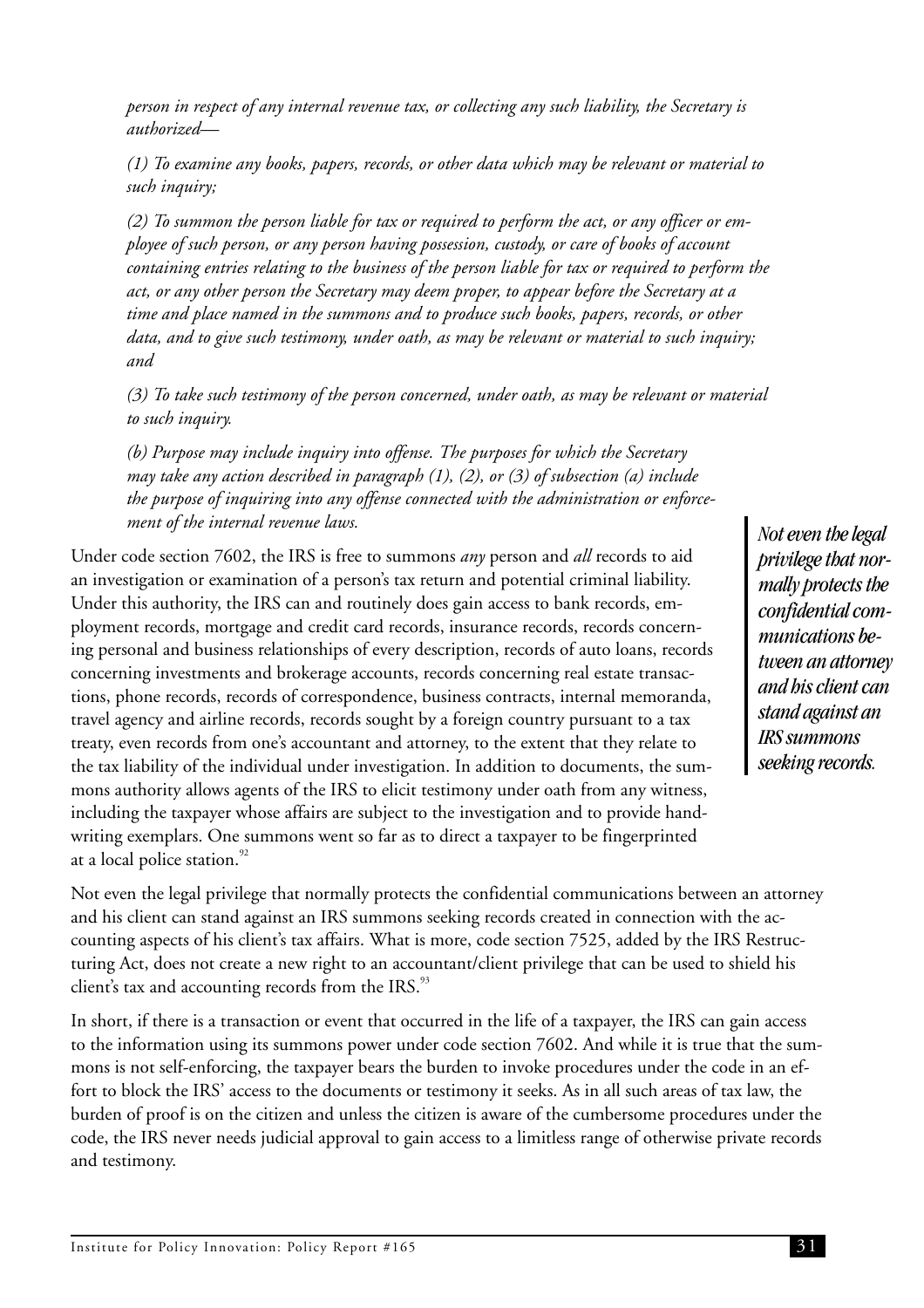*person in respect of any internal revenue tax, or collecting any such liability, the Secretary is authorized—*

*(1) To examine any books, papers, records, or other data which may be relevant or material to such inquiry;*

*(2) To summon the person liable for tax or required to perform the act, or any officer or employee of such person, or any person having possession, custody, or care of books of account containing entries relating to the business of the person liable for tax or required to perform the act, or any other person the Secretary may deem proper, to appear before the Secretary at a time and place named in the summons and to produce such books, papers, records, or other data, and to give such testimony, under oath, as may be relevant or material to such inquiry; and*

*(3) To take such testimony of the person concerned, under oath, as may be relevant or material to such inquiry.*

*(b) Purpose may include inquiry into offense. The purposes for which the Secretary may take any action described in paragraph (1), (2), or (3) of subsection (a) include the purpose of inquiring into any offense connected with the administration or enforcement of the internal revenue laws.*

Under code section 7602, the IRS is free to summons *any* person and *all* records to aid an investigation or examination of a person's tax return and potential criminal liability. Under this authority, the IRS can and routinely does gain access to bank records, employment records, mortgage and credit card records, insurance records, records concerning personal and business relationships of every description, records of auto loans, records concerning investments and brokerage accounts, records concerning real estate transactions, phone records, records of correspondence, business contracts, internal memoranda, travel agency and airline records, records sought by a foreign country pursuant to a tax treaty, even records from one's accountant and attorney, to the extent that they relate to the tax liability of the individual under investigation. In addition to documents, the summons authority allows agents of the IRS to elicit testimony under oath from any witness, including the taxpayer whose affairs are subject to the investigation and to provide handwriting exemplars. One summons went so far as to direct a taxpayer to be fingerprinted at a local police station.[92]

***Not even the legal privilege that normally protects the confidential communications between an attorney and his client can stand against an IRS summons seeking records.***

Not even the legal privilege that normally protects the confidential communications between an attorney and his client can stand against an IRS summons seeking records created in connection with the accounting aspects of his client's tax affairs. What is more, code section 7525, added by the IRS Restructuring Act, does not create a new right to an accountant/client privilege that can be used to shield his client's tax and accounting records from the IRS.[93]

In short, if there is a transaction or event that occurred in the life of a taxpayer, the IRS can gain access to the information using its summons power under code section 7602. And while it is true that the summons is not self-enforcing, the taxpayer bears the burden to invoke procedures under the code in an effort to block the IRS' access to the documents or testimony it seeks. As in all such areas of tax law, the burden of proof is on the citizen and unless the citizen is aware of the cumbersome procedures under the code, the IRS never needs judicial approval to gain access to a limitless range of otherwise private records and testimony.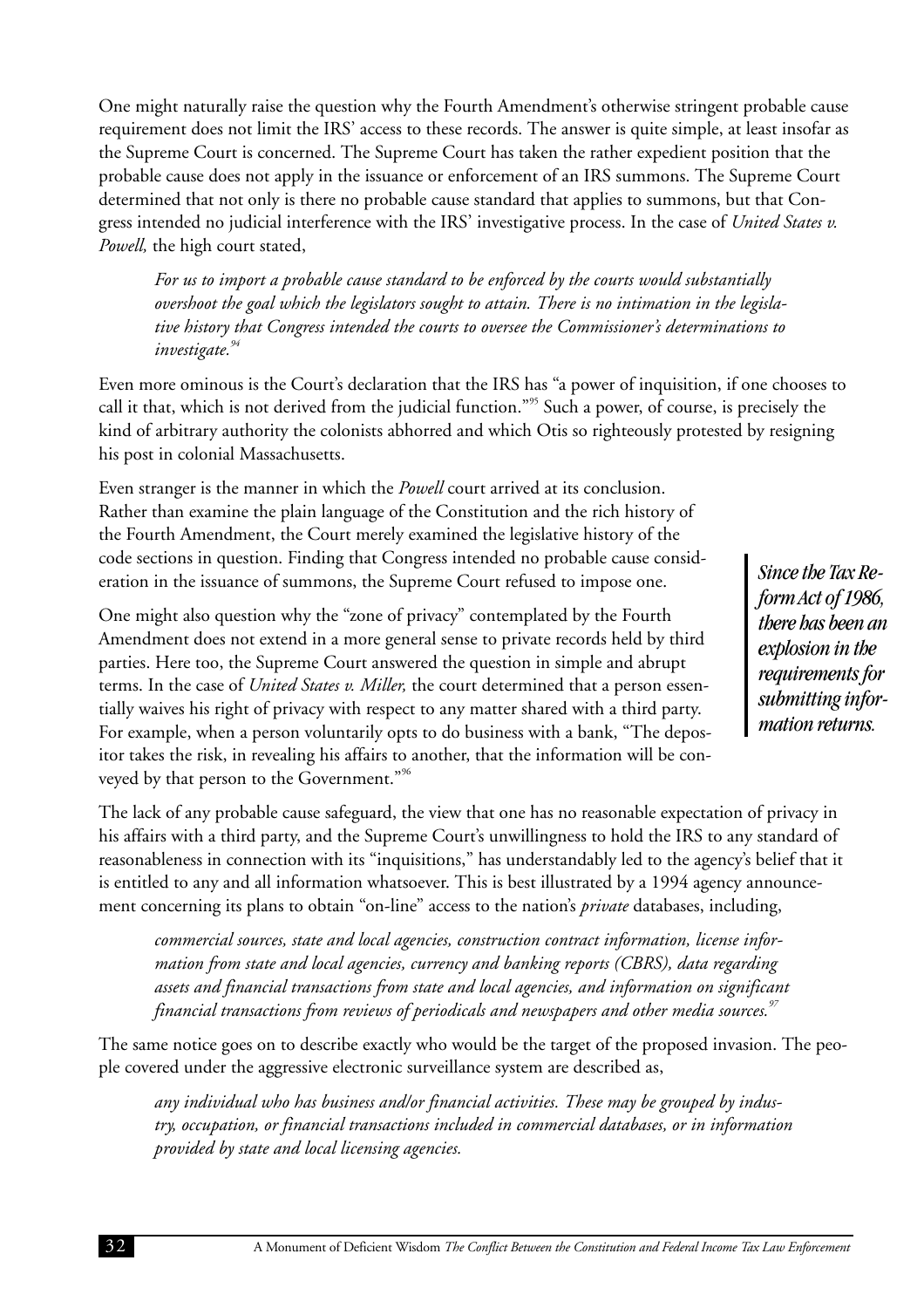One might naturally raise the question why the Fourth Amendment's otherwise stringent probable cause requirement does not limit the IRS' access to these records. The answer is quite simple, at least insofar as the Supreme Court is concerned. The Supreme Court has taken the rather expedient position that the probable cause does not apply in the issuance or enforcement of an IRS summons. The Supreme Court determined that not only is there no probable cause standard that applies to summons, but that Congress intended no judicial interference with the IRS' investigative process. In the case of *United States v. Powell,* the high court stated,

> *For us to import a probable cause standard to be enforced by the courts would substantially overshoot the goal which the legislators sought to attain. There is no intimation in the legislative history that Congress intended the courts to oversee the Commissioner's determinations to investigate.*[94]

Even more ominous is the Court's declaration that the IRS has "a power of inquisition, if one chooses to call it that, which is not derived from the judicial function."[95] Such a power, of course, is precisely the kind of arbitrary authority the colonists abhorred and which Otis so righteously protested by resigning his post in colonial Massachusetts.

Even stranger is the manner in which the *Powell* court arrived at its conclusion. Rather than examine the plain language of the Constitution and the rich history of the Fourth Amendment, the Court merely examined the legislative history of the code sections in question. Finding that Congress intended no probable cause consideration in the issuance of summons, the Supreme Court refused to impose one.

> ***Since the Tax Reform Act of 1986, there has been an explosion in the requirements for submitting information returns.***

One might also question why the "zone of privacy" contemplated by the Fourth Amendment does not extend in a more general sense to private records held by third parties. Here too, the Supreme Court answered the question in simple and abrupt terms. In the case of *United States v. Miller,* the court determined that a person essentially waives his right of privacy with respect to any matter shared with a third party. For example, when a person voluntarily opts to do business with a bank, "The depositor takes the risk, in revealing his affairs to another, that the information will be conveyed by that person to the Government."[96]

The lack of any probable cause safeguard, the view that one has no reasonable expectation of privacy in his affairs with a third party, and the Supreme Court's unwillingness to hold the IRS to any standard of reasonableness in connection with its "inquisitions," has understandably led to the agency's belief that it is entitled to any and all information whatsoever. This is best illustrated by a 1994 agency announcement concerning its plans to obtain "on-line" access to the nation's *private* databases, including,

> *commercial sources, state and local agencies, construction contract information, license information from state and local agencies, currency and banking reports (CBRS), data regarding assets and financial transactions from state and local agencies, and information on significant financial transactions from reviews of periodicals and newspapers and other media sources.*[97]

The same notice goes on to describe exactly who would be the target of the proposed invasion. The people covered under the aggressive electronic surveillance system are described as,

> *any individual who has business and/or financial activities. These may be grouped by industry, occupation, or financial transactions included in commercial databases, or in information provided by state and local licensing agencies.*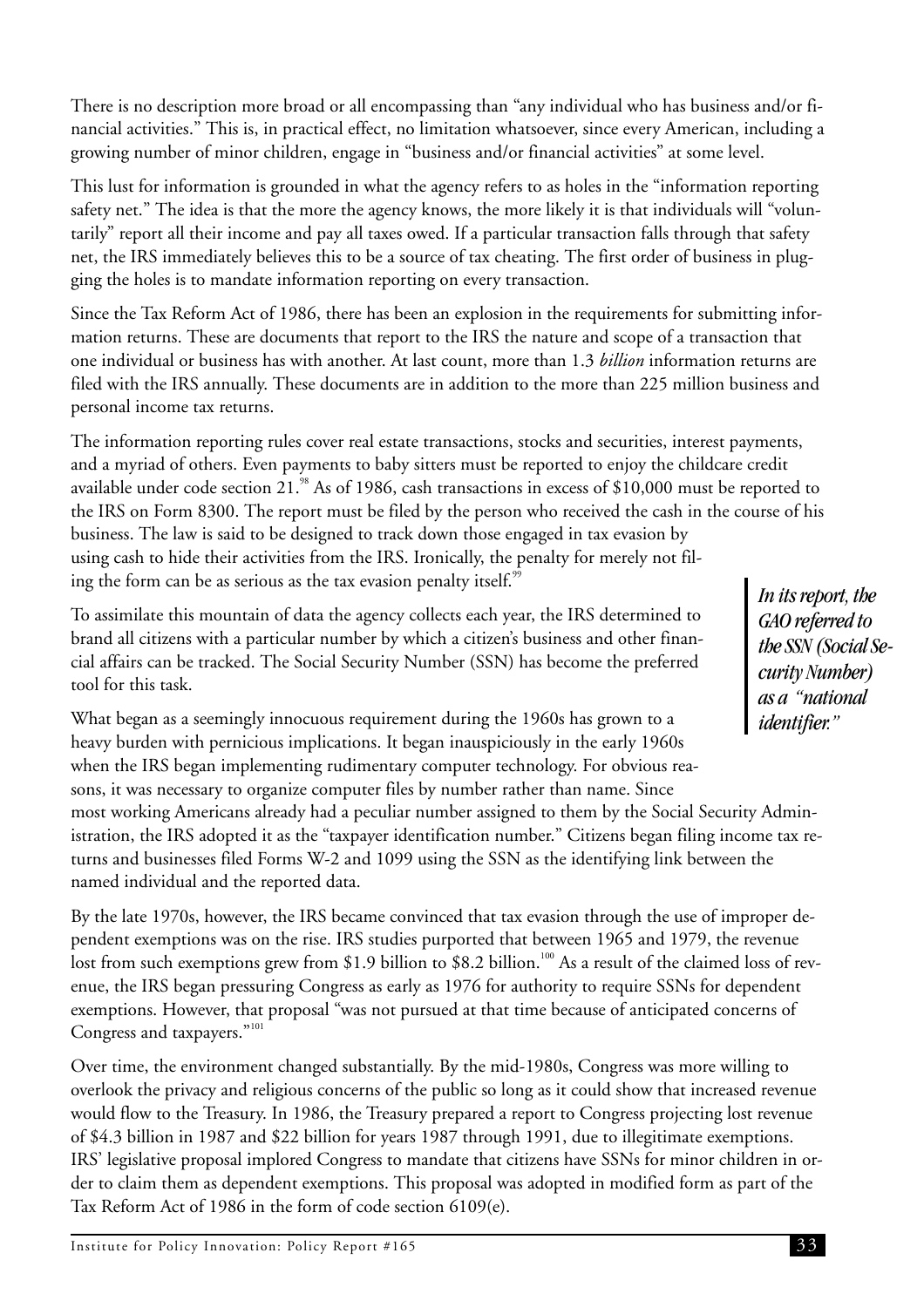There is no description more broad or all encompassing than "any individual who has business and/or financial activities." This is, in practical effect, no limitation whatsoever, since every American, including a growing number of minor children, engage in "business and/or financial activities" at some level.

This lust for information is grounded in what the agency refers to as holes in the "information reporting safety net." The idea is that the more the agency knows, the more likely it is that individuals will "voluntarily" report all their income and pay all taxes owed. If a particular transaction falls through that safety net, the IRS immediately believes this to be a source of tax cheating. The first order of business in plugging the holes is to mandate information reporting on every transaction.

Since the Tax Reform Act of 1986, there has been an explosion in the requirements for submitting information returns. These are documents that report to the IRS the nature and scope of a transaction that one individual or business has with another. At last count, more than 1.3 *billion* information returns are filed with the IRS annually. These documents are in addition to the more than 225 million business and personal income tax returns.

The information reporting rules cover real estate transactions, stocks and securities, interest payments, and a myriad of others. Even payments to baby sitters must be reported to enjoy the childcare credit available under code section 21.[98] As of 1986, cash transactions in excess of $10,000 must be reported to the IRS on Form 8300. The report must be filed by the person who received the cash in the course of his business. The law is said to be designed to track down those engaged in tax evasion by using cash to hide their activities from the IRS. Ironically, the penalty for merely not filing the form can be as serious as the tax evasion penalty itself.[99]

To assimilate this mountain of data the agency collects each year, the IRS determined to brand all citizens with a particular number by which a citizen's business and other financial affairs can be tracked. The Social Security Number (SSN) has become the preferred tool for this task.

> ***In its report, the GAO referred to the SSN (Social Security Number) as a "national identifier."***

What began as a seemingly innocuous requirement during the 1960s has grown to a heavy burden with pernicious implications. It began inauspiciously in the early 1960s when the IRS began implementing rudimentary computer technology. For obvious reasons, it was necessary to organize computer files by number rather than name. Since most working Americans already had a peculiar number assigned to them by the Social Security Administration, the IRS adopted it as the "taxpayer identification number." Citizens began filing income tax returns and businesses filed Forms W-2 and 1099 using the SSN as the identifying link between the named individual and the reported data.

By the late 1970s, however, the IRS became convinced that tax evasion through the use of improper dependent exemptions was on the rise. IRS studies purported that between 1965 and 1979, the revenue lost from such exemptions grew from $1.9 billion to $8.2 billion.[100] As a result of the claimed loss of revenue, the IRS began pressuring Congress as early as 1976 for authority to require SSNs for dependent exemptions. However, that proposal "was not pursued at that time because of anticipated concerns of Congress and taxpayers."[101]

Over time, the environment changed substantially. By the mid-1980s, Congress was more willing to overlook the privacy and religious concerns of the public so long as it could show that increased revenue would flow to the Treasury. In 1986, the Treasury prepared a report to Congress projecting lost revenue of $4.3 billion in 1987 and $22 billion for years 1987 through 1991, due to illegitimate exemptions. IRS' legislative proposal implored Congress to mandate that citizens have SSNs for minor children in order to claim them as dependent exemptions. This proposal was adopted in modified form as part of the Tax Reform Act of 1986 in the form of code section 6109(e).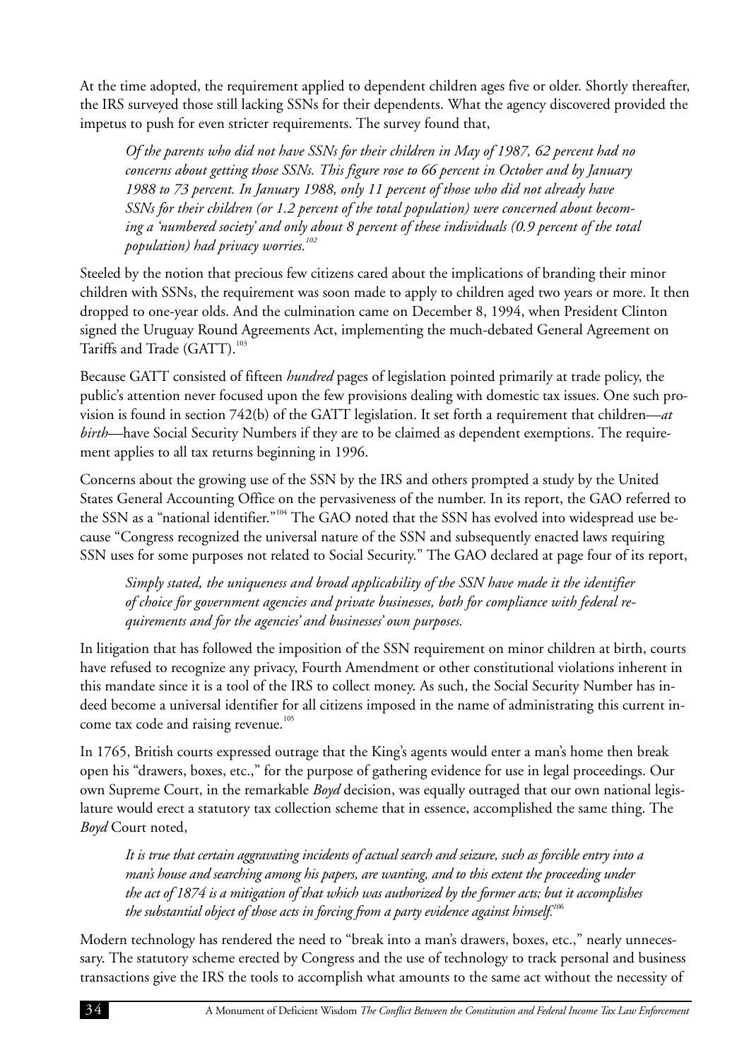At the time adopted, the requirement applied to dependent children ages five or older. Shortly thereafter, the IRS surveyed those still lacking SSNs for their dependents. What the agency discovered provided the impetus to push for even stricter requirements. The survey found that,

> *Of the parents who did not have SSNs for their children in May of 1987, 62 percent had no concerns about getting those SSNs. This figure rose to 66 percent in October and by January 1988 to 73 percent. In January 1988, only 11 percent of those who did not already have SSNs for their children (or 1.2 percent of the total population) were concerned about becoming a 'numbered society' and only about 8 percent of these individuals (0.9 percent of the total population) had privacy worries.*[102]

Steeled by the notion that precious few citizens cared about the implications of branding their minor children with SSNs, the requirement was soon made to apply to children aged two years or more. It then dropped to one-year olds. And the culmination came on December 8, 1994, when President Clinton signed the Uruguay Round Agreements Act, implementing the much-debated General Agreement on Tariffs and Trade (GATT).[103]

Because GATT consisted of fifteen *hundred* pages of legislation pointed primarily at trade policy, the public's attention never focused upon the few provisions dealing with domestic tax issues. One such provision is found in section 742(b) of the GATT legislation. It set forth a requirement that children—*at birth*—have Social Security Numbers if they are to be claimed as dependent exemptions. The requirement applies to all tax returns beginning in 1996.

Concerns about the growing use of the SSN by the IRS and others prompted a study by the United States General Accounting Office on the pervasiveness of the number. In its report, the GAO referred to the SSN as a "national identifier."[104] The GAO noted that the SSN has evolved into widespread use because "Congress recognized the universal nature of the SSN and subsequently enacted laws requiring SSN uses for some purposes not related to Social Security." The GAO declared at page four of its report,

> *Simply stated, the uniqueness and broad applicability of the SSN have made it the identifier of choice for government agencies and private businesses, both for compliance with federal requirements and for the agencies' and businesses' own purposes.*

In litigation that has followed the imposition of the SSN requirement on minor children at birth, courts have refused to recognize any privacy, Fourth Amendment or other constitutional violations inherent in this mandate since it is a tool of the IRS to collect money. As such, the Social Security Number has indeed become a universal identifier for all citizens imposed in the name of administrating this current income tax code and raising revenue.[105]

In 1765, British courts expressed outrage that the King's agents would enter a man's home then break open his "drawers, boxes, etc.," for the purpose of gathering evidence for use in legal proceedings. Our own Supreme Court, in the remarkable *Boyd* decision, was equally outraged that our own national legislature would erect a statutory tax collection scheme that in essence, accomplished the same thing. The *Boyd* Court noted,

> *It is true that certain aggravating incidents of actual search and seizure, such as forcible entry into a man's house and searching among his papers, are wanting, and to this extent the proceeding under the act of 1874 is a mitigation of that which was authorized by the former acts; but it accomplishes the substantial object of those acts in forcing from a party evidence against himself.*[106]

Modern technology has rendered the need to "break into a man's drawers, boxes, etc.," nearly unnecessary. The statutory scheme erected by Congress and the use of technology to track personal and business transactions give the IRS the tools to accomplish what amounts to the same act without the necessity of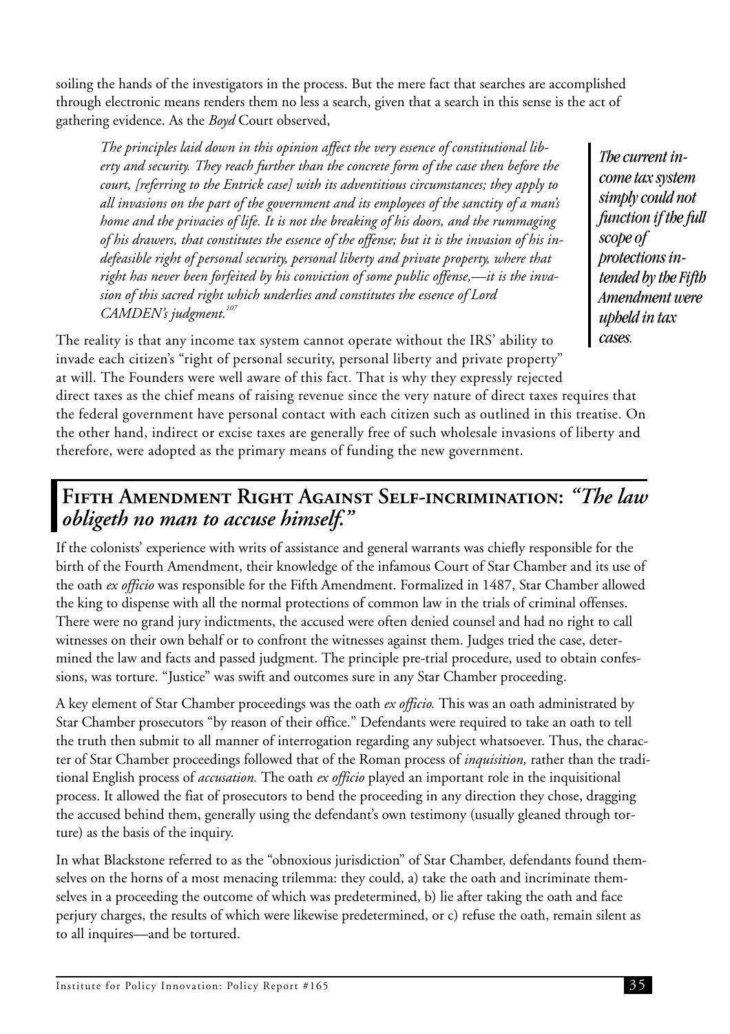soiling the hands of the investigators in the process. But the mere fact that searches are accomplished through electronic means renders them no less a search, given that a search in this sense is the act of gathering evidence. As the *Boyd* Court observed,

> *The principles laid down in this opinion affect the very essence of constitutional liberty and security. They reach further than the concrete form of the case then before the court, [referring to the Entrick case] with its adventitious circumstances; they apply to all invasions on the part of the government and its employees of the sanctity of a man's home and the privacies of life. It is not the breaking of his doors, and the rummaging of his drawers, that constitutes the essence of the offense; but it is the invasion of his indefeasible right of personal security, personal liberty and private property, where that right has never been forfeited by his conviction of some public offense,—it is the invasion of this sacred right which underlies and constitutes the essence of Lord CAMDEN's judgment.*[107]

*The current income tax system simply could not function if the full scope of protections intended by the Fifth Amendment were upheld in tax cases.*

The reality is that any income tax system cannot operate without the IRS' ability to invade each citizen's "right of personal security, personal liberty and private property" at will. The Founders were well aware of this fact. That is why they expressly rejected direct taxes as the chief means of raising revenue since the very nature of direct taxes requires that the federal government have personal contact with each citizen such as outlined in this treatise. On the other hand, indirect or excise taxes are generally free of such wholesale invasions of liberty and therefore, were adopted as the primary means of funding the new government.

## Fifth Amendment Right Against Self-incrimination: *"The law obligeth no man to accuse himself."*

If the colonists' experience with writs of assistance and general warrants was chiefly responsible for the birth of the Fourth Amendment, their knowledge of the infamous Court of Star Chamber and its use of the oath *ex officio* was responsible for the Fifth Amendment. Formalized in 1487, Star Chamber allowed the king to dispense with all the normal protections of common law in the trials of criminal offenses. There were no grand jury indictments, the accused were often denied counsel and had no right to call witnesses on their own behalf or to confront the witnesses against them. Judges tried the case, determined the law and facts and passed judgment. The principle pre-trial procedure, used to obtain confessions, was torture. "Justice" was swift and outcomes sure in any Star Chamber proceeding.

A key element of Star Chamber proceedings was the oath *ex officio.* This was an oath administrated by Star Chamber prosecutors "by reason of their office." Defendants were required to take an oath to tell the truth then submit to all manner of interrogation regarding any subject whatsoever. Thus, the character of Star Chamber proceedings followed that of the Roman process of *inquisition,* rather than the traditional English process of *accusation.* The oath *ex officio* played an important role in the inquisitional process. It allowed the fiat of prosecutors to bend the proceeding in any direction they chose, dragging the accused behind them, generally using the defendant's own testimony (usually gleaned through torture) as the basis of the inquiry.

In what Blackstone referred to as the "obnoxious jurisdiction" of Star Chamber, defendants found themselves on the horns of a most menacing trilemma: they could, a) take the oath and incriminate themselves in a proceeding the outcome of which was predetermined, b) lie after taking the oath and face perjury charges, the results of which were likewise predetermined, or c) refuse the oath, remain silent as to all inquires—and be tortured.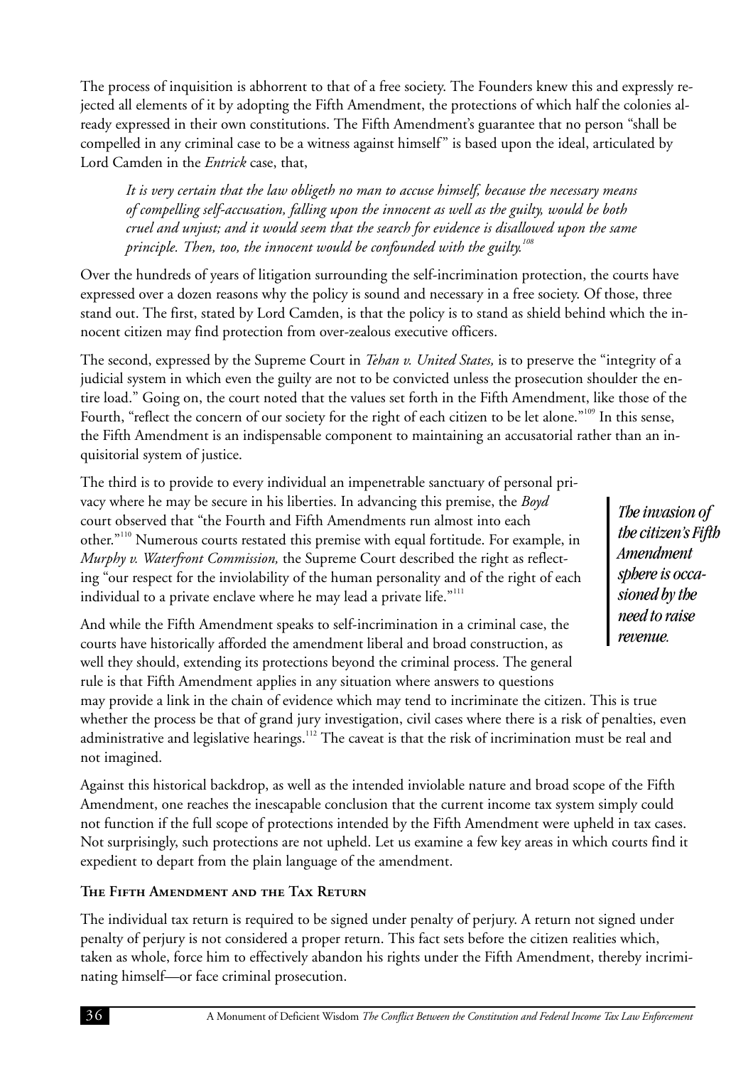The process of inquisition is abhorrent to that of a free society. The Founders knew this and expressly rejected all elements of it by adopting the Fifth Amendment, the protections of which half the colonies already expressed in their own constitutions. The Fifth Amendment's guarantee that no person "shall be compelled in any criminal case to be a witness against himself" is based upon the ideal, articulated by Lord Camden in the *Entrick* case, that,

> *It is very certain that the law obligeth no man to accuse himself, because the necessary means of compelling self-accusation, falling upon the innocent as well as the guilty, would be both cruel and unjust; and it would seem that the search for evidence is disallowed upon the same principle. Then, too, the innocent would be confounded with the guilty.*[108]

Over the hundreds of years of litigation surrounding the self-incrimination protection, the courts have expressed over a dozen reasons why the policy is sound and necessary in a free society. Of those, three stand out. The first, stated by Lord Camden, is that the policy is to stand as shield behind which the innocent citizen may find protection from over-zealous executive officers.

The second, expressed by the Supreme Court in *Tehan v. United States,* is to preserve the "integrity of a judicial system in which even the guilty are not to be convicted unless the prosecution shoulder the entire load." Going on, the court noted that the values set forth in the Fifth Amendment, like those of the Fourth, "reflect the concern of our society for the right of each citizen to be let alone."[109] In this sense, the Fifth Amendment is an indispensable component to maintaining an accusatorial rather than an inquisitorial system of justice.

The third is to provide to every individual an impenetrable sanctuary of personal privacy where he may be secure in his liberties. In advancing this premise, the *Boyd* court observed that "the Fourth and Fifth Amendments run almost into each other."[110] Numerous courts restated this premise with equal fortitude. For example, in *Murphy v. Waterfront Commission,* the Supreme Court described the right as reflecting "our respect for the inviolability of the human personality and of the right of each individual to a private enclave where he may lead a private life."[111]

> ***The invasion of the citizen's Fifth Amendment sphere is occasioned by the need to raise revenue.***

And while the Fifth Amendment speaks to self-incrimination in a criminal case, the courts have historically afforded the amendment liberal and broad construction, as well they should, extending its protections beyond the criminal process. The general rule is that Fifth Amendment applies in any situation where answers to questions may provide a link in the chain of evidence which may tend to incriminate the citizen. This is true whether the process be that of grand jury investigation, civil cases where there is a risk of penalties, even administrative and legislative hearings.[112] The caveat is that the risk of incrimination must be real and not imagined.

Against this historical backdrop, as well as the intended inviolable nature and broad scope of the Fifth Amendment, one reaches the inescapable conclusion that the current income tax system simply could not function if the full scope of protections intended by the Fifth Amendment were upheld in tax cases. Not surprisingly, such protections are not upheld. Let us examine a few key areas in which courts find it expedient to depart from the plain language of the amendment.

### The Fifth Amendment and the Tax Return

The individual tax return is required to be signed under penalty of perjury. A return not signed under penalty of perjury is not considered a proper return. This fact sets before the citizen realities which, taken as whole, force him to effectively abandon his rights under the Fifth Amendment, thereby incriminating himself—or face criminal prosecution.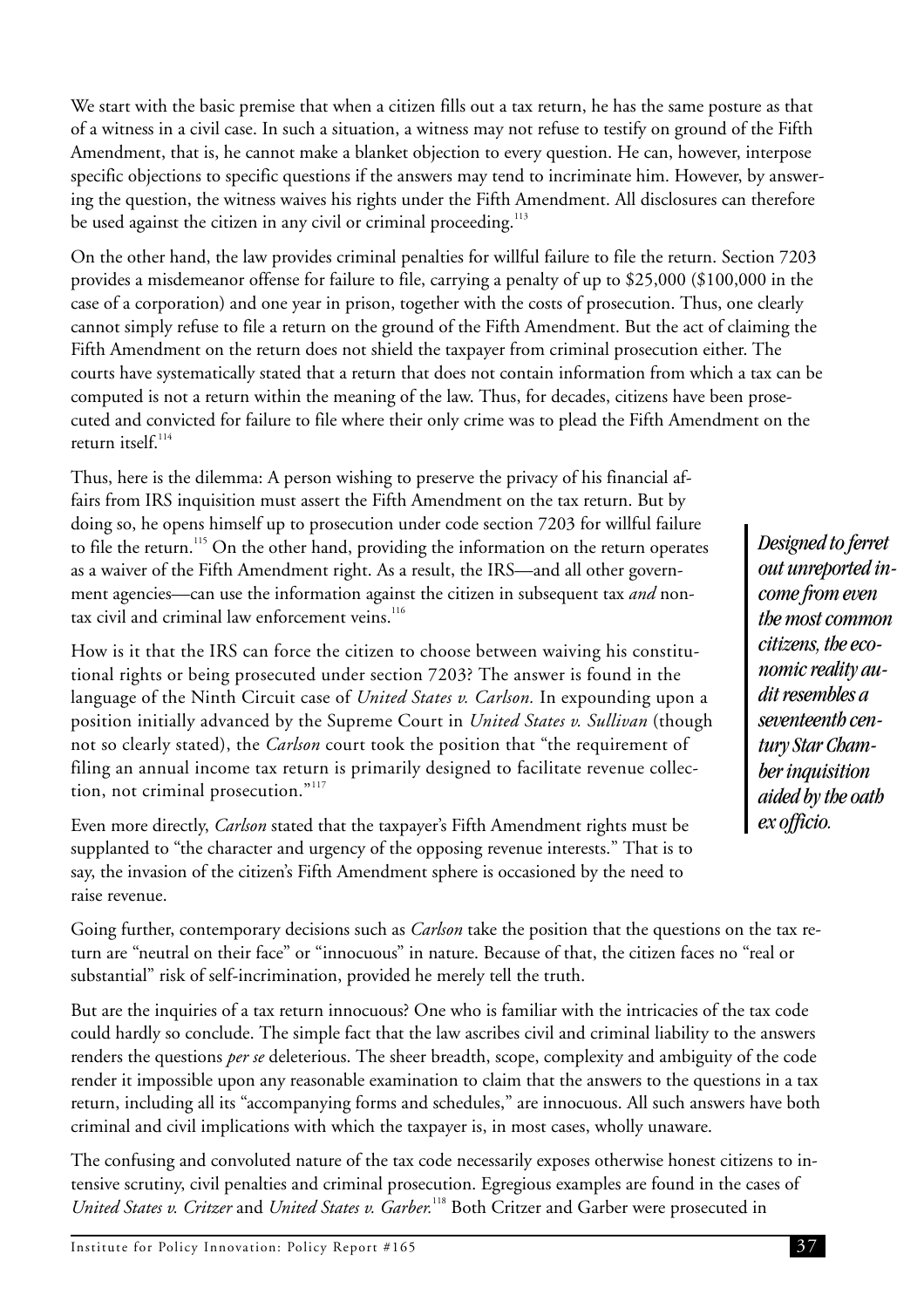We start with the basic premise that when a citizen fills out a tax return, he has the same posture as that of a witness in a civil case. In such a situation, a witness may not refuse to testify on ground of the Fifth Amendment, that is, he cannot make a blanket objection to every question. He can, however, interpose specific objections to specific questions if the answers may tend to incriminate him. However, by answering the question, the witness waives his rights under the Fifth Amendment. All disclosures can therefore be used against the citizen in any civil or criminal proceeding.[113]

On the other hand, the law provides criminal penalties for willful failure to file the return. Section 7203 provides a misdemeanor offense for failure to file, carrying a penalty of up to $25,000 ($100,000 in the case of a corporation) and one year in prison, together with the costs of prosecution. Thus, one clearly cannot simply refuse to file a return on the ground of the Fifth Amendment. But the act of claiming the Fifth Amendment on the return does not shield the taxpayer from criminal prosecution either. The courts have systematically stated that a return that does not contain information from which a tax can be computed is not a return within the meaning of the law. Thus, for decades, citizens have been prosecuted and convicted for failure to file where their only crime was to plead the Fifth Amendment on the return itself.[114]

Thus, here is the dilemma: A person wishing to preserve the privacy of his financial affairs from IRS inquisition must assert the Fifth Amendment on the tax return. But by doing so, he opens himself up to prosecution under code section 7203 for willful failure to file the return.[115] On the other hand, providing the information on the return operates as a waiver of the Fifth Amendment right. As a result, the IRS—and all other government agencies—can use the information against the citizen in subsequent tax *and* nontax civil and criminal law enforcement veins.[116]

> ***Designed to ferret out unreported income from even the most common citizens, the economic reality audit resembles a seventeenth century Star Chamber inquisition aided by the oath ex officio.***

How is it that the IRS can force the citizen to choose between waiving his constitutional rights or being prosecuted under section 7203? The answer is found in the language of the Ninth Circuit case of *United States v. Carlson.* In expounding upon a position initially advanced by the Supreme Court in *United States v. Sullivan* (though not so clearly stated), the *Carlson* court took the position that "the requirement of filing an annual income tax return is primarily designed to facilitate revenue collection, not criminal prosecution."[117]

Even more directly, *Carlson* stated that the taxpayer's Fifth Amendment rights must be supplanted to "the character and urgency of the opposing revenue interests." That is to say, the invasion of the citizen's Fifth Amendment sphere is occasioned by the need to raise revenue.

Going further, contemporary decisions such as *Carlson* take the position that the questions on the tax return are "neutral on their face" or "innocuous" in nature. Because of that, the citizen faces no "real or substantial" risk of self-incrimination, provided he merely tell the truth.

But are the inquiries of a tax return innocuous? One who is familiar with the intricacies of the tax code could hardly so conclude. The simple fact that the law ascribes civil and criminal liability to the answers renders the questions *per se* deleterious. The sheer breadth, scope, complexity and ambiguity of the code render it impossible upon any reasonable examination to claim that the answers to the questions in a tax return, including all its "accompanying forms and schedules," are innocuous. All such answers have both criminal and civil implications with which the taxpayer is, in most cases, wholly unaware.

The confusing and convoluted nature of the tax code necessarily exposes otherwise honest citizens to intensive scrutiny, civil penalties and criminal prosecution. Egregious examples are found in the cases of *United States v. Critzer* and *United States v. Garber.*[118] Both Critzer and Garber were prosecuted in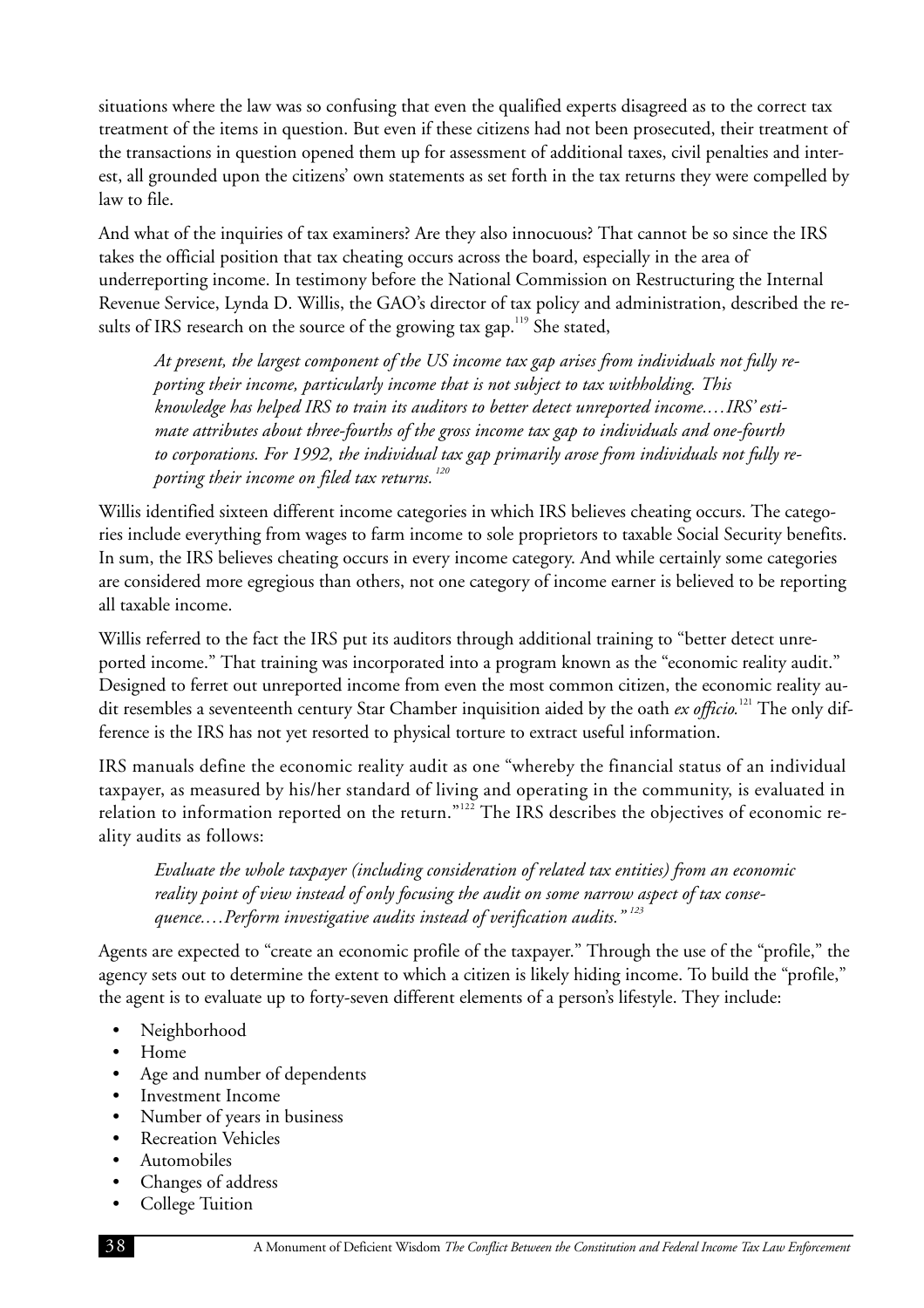situations where the law was so confusing that even the qualified experts disagreed as to the correct tax treatment of the items in question. But even if these citizens had not been prosecuted, their treatment of the transactions in question opened them up for assessment of additional taxes, civil penalties and interest, all grounded upon the citizens' own statements as set forth in the tax returns they were compelled by law to file.

And what of the inquiries of tax examiners? Are they also innocuous? That cannot be so since the IRS takes the official position that tax cheating occurs across the board, especially in the area of underreporting income. In testimony before the National Commission on Restructuring the Internal Revenue Service, Lynda D. Willis, the GAO's director of tax policy and administration, described the results of IRS research on the source of the growing tax gap.[119] She stated,

> *At present, the largest component of the US income tax gap arises from individuals not fully reporting their income, particularly income that is not subject to tax withholding. This knowledge has helped IRS to train its auditors to better detect unreported income.…IRS' estimate attributes about three-fourths of the gross income tax gap to individuals and one-fourth to corporations. For 1992, the individual tax gap primarily arose from individuals not fully reporting their income on filed tax returns.*[120]

Willis identified sixteen different income categories in which IRS believes cheating occurs. The categories include everything from wages to farm income to sole proprietors to taxable Social Security benefits. In sum, the IRS believes cheating occurs in every income category. And while certainly some categories are considered more egregious than others, not one category of income earner is believed to be reporting all taxable income.

Willis referred to the fact the IRS put its auditors through additional training to "better detect unreported income." That training was incorporated into a program known as the "economic reality audit." Designed to ferret out unreported income from even the most common citizen, the economic reality audit resembles a seventeenth century Star Chamber inquisition aided by the oath *ex officio*.[121] The only difference is the IRS has not yet resorted to physical torture to extract useful information.

IRS manuals define the economic reality audit as one "whereby the financial status of an individual taxpayer, as measured by his/her standard of living and operating in the community, is evaluated in relation to information reported on the return."[122] The IRS describes the objectives of economic reality audits as follows:

> *Evaluate the whole taxpayer (including consideration of related tax entities) from an economic reality point of view instead of only focusing the audit on some narrow aspect of tax consequence.…Perform investigative audits instead of verification audits."*[123]

Agents are expected to "create an economic profile of the taxpayer." Through the use of the "profile," the agency sets out to determine the extent to which a citizen is likely hiding income. To build the "profile," the agent is to evaluate up to forty-seven different elements of a person's lifestyle. They include:

- Neighborhood
- Home
- Age and number of dependents
- Investment Income
- Number of years in business
- Recreation Vehicles
- Automobiles
- Changes of address
- College Tuition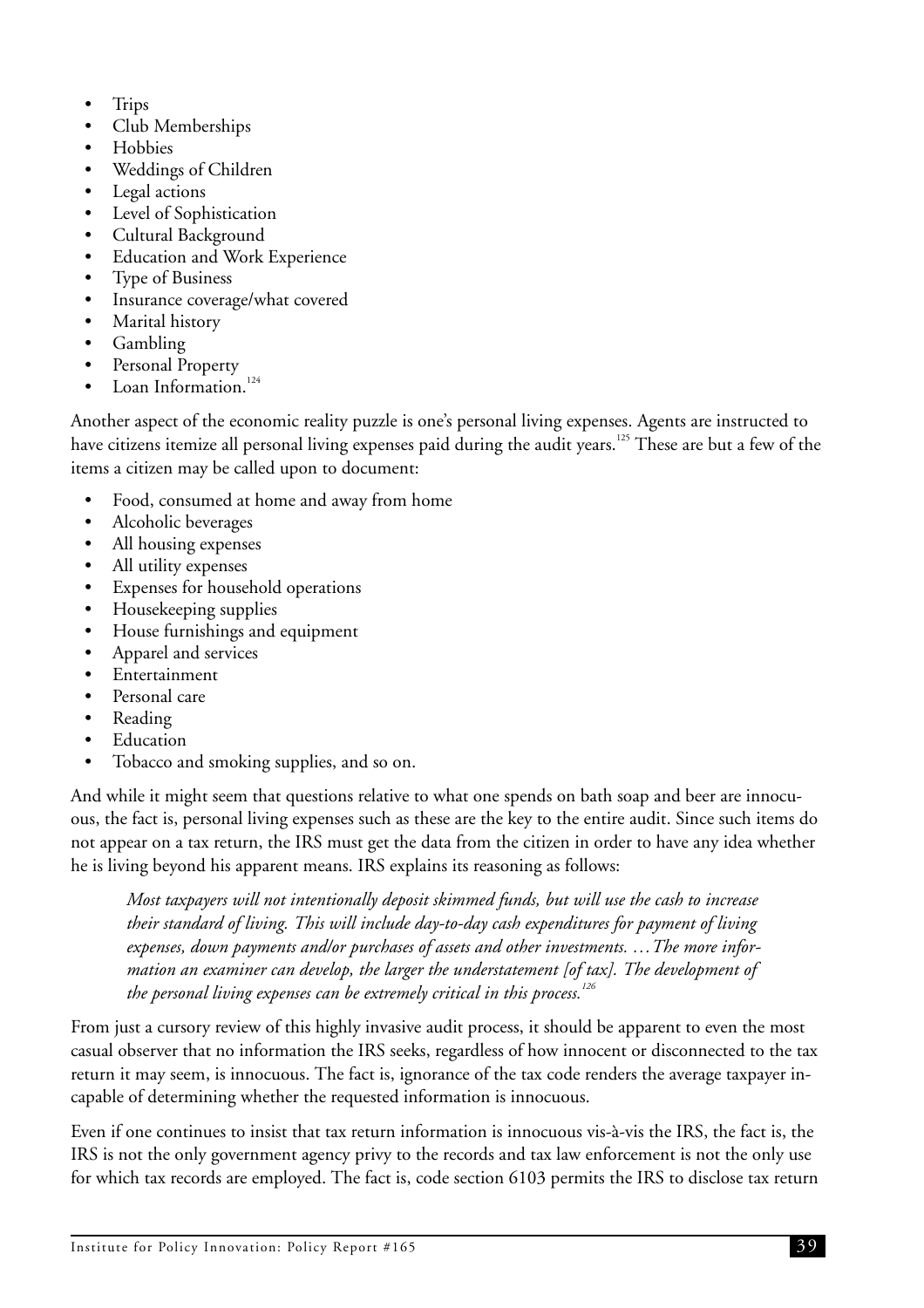- Trips
- Club Memberships
- Hobbies
- Weddings of Children
- Legal actions
- Level of Sophistication
- Cultural Background
- Education and Work Experience
- Type of Business
- Insurance coverage/what covered
- Marital history
- Gambling
- Personal Property
- Loan Information.[124]

Another aspect of the economic reality puzzle is one's personal living expenses. Agents are instructed to have citizens itemize all personal living expenses paid during the audit years.[125] These are but a few of the items a citizen may be called upon to document:

- Food, consumed at home and away from home
- Alcoholic beverages
- All housing expenses
- All utility expenses
- Expenses for household operations
- Housekeeping supplies
- House furnishings and equipment
- Apparel and services
- Entertainment
- Personal care
- Reading
- Education
- Tobacco and smoking supplies, and so on.

And while it might seem that questions relative to what one spends on bath soap and beer are innocuous, the fact is, personal living expenses such as these are the key to the entire audit. Since such items do not appear on a tax return, the IRS must get the data from the citizen in order to have any idea whether he is living beyond his apparent means. IRS explains its reasoning as follows:

> *Most taxpayers will not intentionally deposit skimmed funds, but will use the cash to increase their standard of living. This will include day-to-day cash expenditures for payment of living expenses, down payments and/or purchases of assets and other investments. …The more information an examiner can develop, the larger the understatement [of tax]. The development of the personal living expenses can be extremely critical in this process.*[126]

From just a cursory review of this highly invasive audit process, it should be apparent to even the most casual observer that no information the IRS seeks, regardless of how innocent or disconnected to the tax return it may seem, is innocuous. The fact is, ignorance of the tax code renders the average taxpayer incapable of determining whether the requested information is innocuous.

Even if one continues to insist that tax return information is innocuous vis-à-vis the IRS, the fact is, the IRS is not the only government agency privy to the records and tax law enforcement is not the only use for which tax records are employed. The fact is, code section 6103 permits the IRS to disclose tax return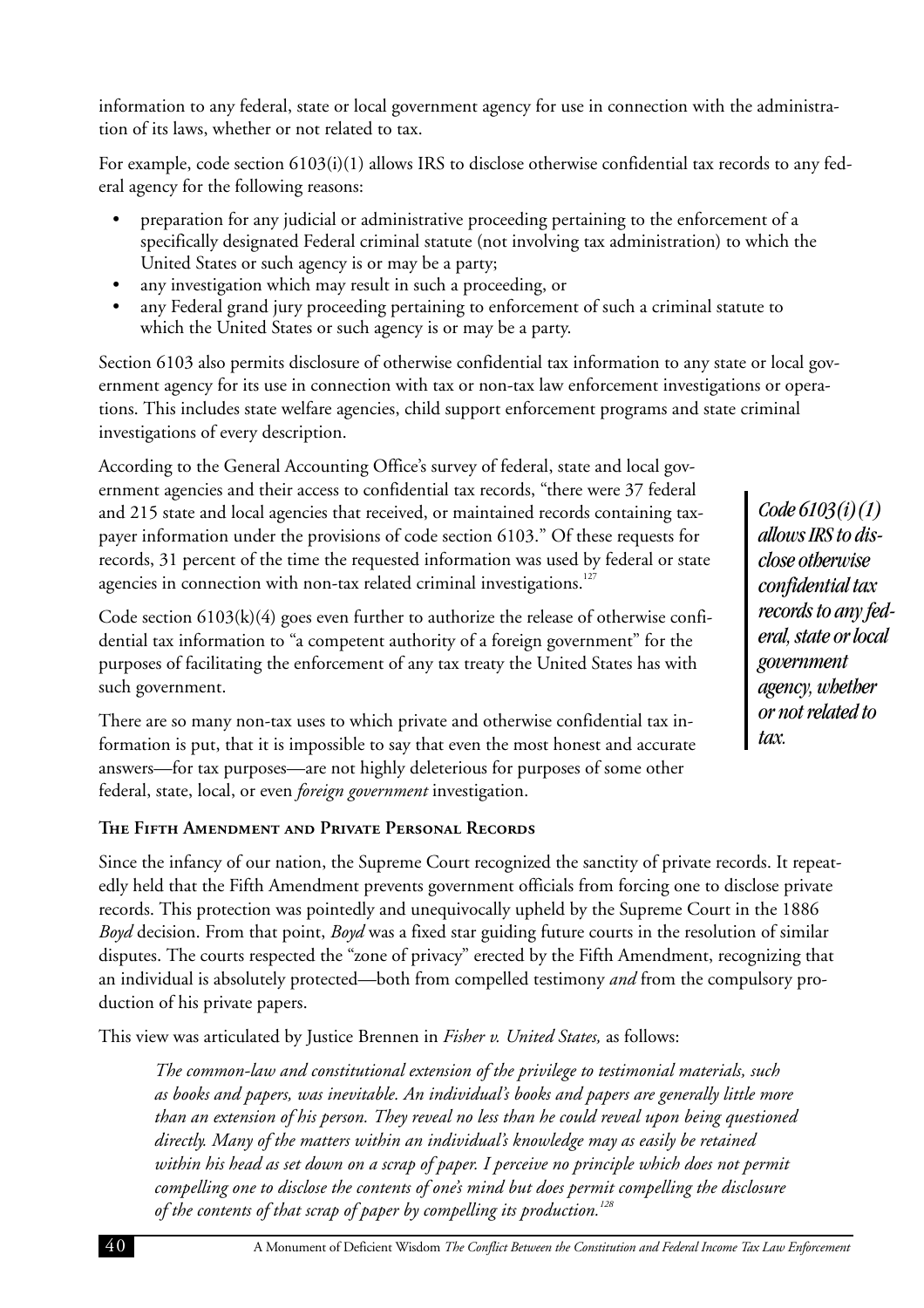information to any federal, state or local government agency for use in connection with the administration of its laws, whether or not related to tax.

For example, code section 6103(i)(1) allows IRS to disclose otherwise confidential tax records to any federal agency for the following reasons:

- preparation for any judicial or administrative proceeding pertaining to the enforcement of a specifically designated Federal criminal statute (not involving tax administration) to which the United States or such agency is or may be a party;
- any investigation which may result in such a proceeding, or
- any Federal grand jury proceeding pertaining to enforcement of such a criminal statute to which the United States or such agency is or may be a party.

Section 6103 also permits disclosure of otherwise confidential tax information to any state or local government agency for its use in connection with tax or non-tax law enforcement investigations or operations. This includes state welfare agencies, child support enforcement programs and state criminal investigations of every description.

According to the General Accounting Office's survey of federal, state and local government agencies and their access to confidential tax records, "there were 37 federal and 215 state and local agencies that received, or maintained records containing taxpayer information under the provisions of code section 6103." Of these requests for records, 31 percent of the time the requested information was used by federal or state agencies in connection with non-tax related criminal investigations.[127]

> ***Code 6103(i)(1) allows IRS to disclose otherwise confidential tax records to any federal, state or local government agency, whether or not related to tax.***

Code section 6103(k)(4) goes even further to authorize the release of otherwise confidential tax information to "a competent authority of a foreign government" for the purposes of facilitating the enforcement of any tax treaty the United States has with such government.

There are so many non-tax uses to which private and otherwise confidential tax information is put, that it is impossible to say that even the most honest and accurate answers—for tax purposes—are not highly deleterious for purposes of some other federal, state, local, or even *foreign government* investigation.

### The Fifth Amendment and Private Personal Records

Since the infancy of our nation, the Supreme Court recognized the sanctity of private records. It repeatedly held that the Fifth Amendment prevents government officials from forcing one to disclose private records. This protection was pointedly and unequivocally upheld by the Supreme Court in the 1886 *Boyd* decision. From that point, *Boyd* was a fixed star guiding future courts in the resolution of similar disputes. The courts respected the "zone of privacy" erected by the Fifth Amendment, recognizing that an individual is absolutely protected—both from compelled testimony *and* from the compulsory production of his private papers.

This view was articulated by Justice Brennen in *Fisher v. United States,* as follows:

> *The common-law and constitutional extension of the privilege to testimonial materials, such as books and papers, was inevitable. An individual's books and papers are generally little more than an extension of his person. They reveal no less than he could reveal upon being questioned directly. Many of the matters within an individual's knowledge may as easily be retained within his head as set down on a scrap of paper. I perceive no principle which does not permit compelling one to disclose the contents of one's mind but does permit compelling the disclosure of the contents of that scrap of paper by compelling its production.*[128]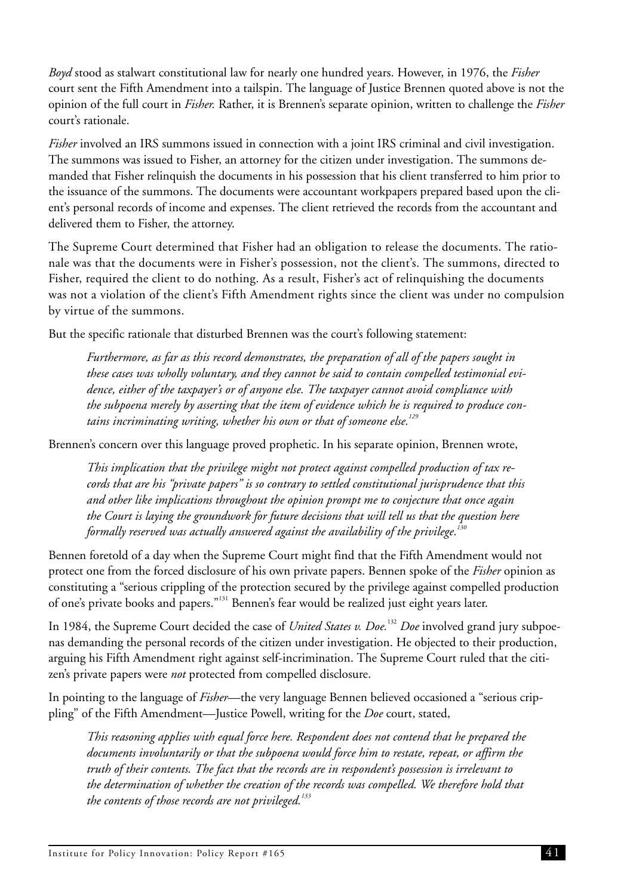*Boyd* stood as stalwart constitutional law for nearly one hundred years. However, in 1976, the *Fisher* court sent the Fifth Amendment into a tailspin. The language of Justice Brennen quoted above is not the opinion of the full court in *Fisher.* Rather, it is Brennen's separate opinion, written to challenge the *Fisher* court's rationale.

*Fisher* involved an IRS summons issued in connection with a joint IRS criminal and civil investigation. The summons was issued to Fisher, an attorney for the citizen under investigation. The summons demanded that Fisher relinquish the documents in his possession that his client transferred to him prior to the issuance of the summons. The documents were accountant workpapers prepared based upon the client's personal records of income and expenses. The client retrieved the records from the accountant and delivered them to Fisher, the attorney.

The Supreme Court determined that Fisher had an obligation to release the documents. The rationale was that the documents were in Fisher's possession, not the client's. The summons, directed to Fisher, required the client to do nothing. As a result, Fisher's act of relinquishing the documents was not a violation of the client's Fifth Amendment rights since the client was under no compulsion by virtue of the summons.

But the specific rationale that disturbed Brennen was the court's following statement:

> *Furthermore, as far as this record demonstrates, the preparation of all of the papers sought in these cases was wholly voluntary, and they cannot be said to contain compelled testimonial evidence, either of the taxpayer's or of anyone else. The taxpayer cannot avoid compliance with the subpoena merely by asserting that the item of evidence which he is required to produce contains incriminating writing, whether his own or that of someone else.*[129]

Brennen's concern over this language proved prophetic. In his separate opinion, Brennen wrote,

> *This implication that the privilege might not protect against compelled production of tax records that are his "private papers" is so contrary to settled constitutional jurisprudence that this and other like implications throughout the opinion prompt me to conjecture that once again the Court is laying the groundwork for future decisions that will tell us that the question here formally reserved was actually answered against the availability of the privilege.*[130]

Bennen foretold of a day when the Supreme Court might find that the Fifth Amendment would not protect one from the forced disclosure of his own private papers. Bennen spoke of the *Fisher* opinion as constituting a "serious crippling of the protection secured by the privilege against compelled production of one's private books and papers."[131] Bennen's fear would be realized just eight years later.

In 1984, the Supreme Court decided the case of *United States v. Doe.*[132] *Doe* involved grand jury subpoenas demanding the personal records of the citizen under investigation. He objected to their production, arguing his Fifth Amendment right against self-incrimination. The Supreme Court ruled that the citizen's private papers were *not* protected from compelled disclosure.

In pointing to the language of *Fisher*—the very language Bennen believed occasioned a "serious crippling" of the Fifth Amendment—Justice Powell, writing for the *Doe* court, stated,

> *This reasoning applies with equal force here. Respondent does not contend that he prepared the documents involuntarily or that the subpoena would force him to restate, repeat, or affirm the truth of their contents. The fact that the records are in respondent's possession is irrelevant to the determination of whether the creation of the records was compelled. We therefore hold that the contents of those records are not privileged.*[133]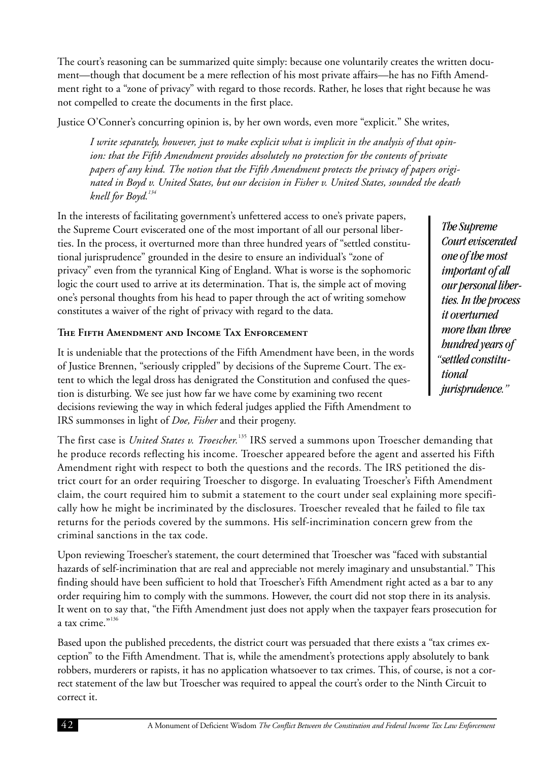The court's reasoning can be summarized quite simply: because one voluntarily creates the written document—though that document be a mere reflection of his most private affairs—he has no Fifth Amendment right to a "zone of privacy" with regard to those records. Rather, he loses that right because he was not compelled to create the documents in the first place.

Justice O'Conner's concurring opinion is, by her own words, even more "explicit." She writes,

> *I write separately, however, just to make explicit what is implicit in the analysis of that opinion: that the Fifth Amendment provides absolutely no protection for the contents of private papers of any kind. The notion that the Fifth Amendment protects the privacy of papers originated in Boyd v. United States, but our decision in Fisher v. United States, sounded the death knell for Boyd.*[134]

In the interests of facilitating government's unfettered access to one's private papers, the Supreme Court eviscerated one of the most important of all our personal liberties. In the process, it overturned more than three hundred years of "settled constitutional jurisprudence" grounded in the desire to ensure an individual's "zone of privacy" even from the tyrannical King of England. What is worse is the sophomoric logic the court used to arrive at its determination. That is, the simple act of moving one's personal thoughts from his head to paper through the act of writing somehow constitutes a waiver of the right of privacy with regard to the data.

> ***The Supreme Court eviscerated one of the most important of all our personal liberties. In the process it overturned more than three hundred years of "settled constitutional jurisprudence."***

### The Fifth Amendment and Income Tax Enforcement

It is undeniable that the protections of the Fifth Amendment have been, in the words of Justice Brennen, "seriously crippled" by decisions of the Supreme Court. The extent to which the legal dross has denigrated the Constitution and confused the question is disturbing. We see just how far we have come by examining two recent decisions reviewing the way in which federal judges applied the Fifth Amendment to IRS summonses in light of *Doe, Fisher* and their progeny.

The first case is *United States v. Troescher.*[135] IRS served a summons upon Troescher demanding that he produce records reflecting his income. Troescher appeared before the agent and asserted his Fifth Amendment right with respect to both the questions and the records. The IRS petitioned the district court for an order requiring Troescher to disgorge. In evaluating Troescher's Fifth Amendment claim, the court required him to submit a statement to the court under seal explaining more specifically how he might be incriminated by the disclosures. Troescher revealed that he failed to file tax returns for the periods covered by the summons. His self-incrimination concern grew from the criminal sanctions in the tax code.

Upon reviewing Troescher's statement, the court determined that Troescher was "faced with substantial hazards of self-incrimination that are real and appreciable not merely imaginary and unsubstantial." This finding should have been sufficient to hold that Troescher's Fifth Amendment right acted as a bar to any order requiring him to comply with the summons. However, the court did not stop there in its analysis. It went on to say that, "the Fifth Amendment just does not apply when the taxpayer fears prosecution for a tax crime."[136]

Based upon the published precedents, the district court was persuaded that there exists a "tax crimes exception" to the Fifth Amendment. That is, while the amendment's protections apply absolutely to bank robbers, murderers or rapists, it has no application whatsoever to tax crimes. This, of course, is not a correct statement of the law but Troescher was required to appeal the court's order to the Ninth Circuit to correct it.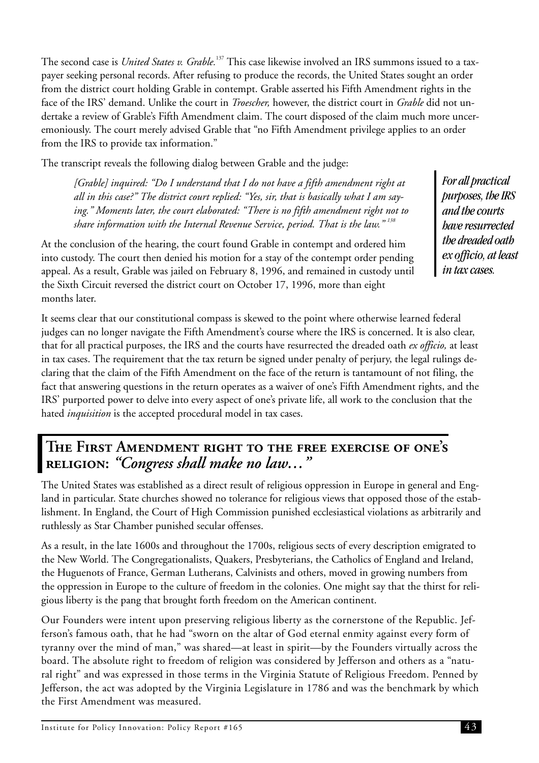The second case is *United States v. Grable.*[137] This case likewise involved an IRS summons issued to a taxpayer seeking personal records. After refusing to produce the records, the United States sought an order from the district court holding Grable in contempt. Grable asserted his Fifth Amendment rights in the face of the IRS' demand. Unlike the court in *Troescher,* however, the district court in *Grable* did not undertake a review of Grable's Fifth Amendment claim. The court disposed of the claim much more unceremoniously. The court merely advised Grable that "no Fifth Amendment privilege applies to an order from the IRS to provide tax information."

The transcript reveals the following dialog between Grable and the judge:

> *[Grable] inquired: "Do I understand that I do not have a fifth amendment right at all in this case?" The district court replied: "Yes, sir, that is basically what I am saying." Moments later, the court elaborated: "There is no fifth amendment right not to share information with the Internal Revenue Service, period. That is the law."*[138]

*For all practical purposes, the IRS and the courts have resurrected the dreaded oath ex officio, at least in tax cases.*

At the conclusion of the hearing, the court found Grable in contempt and ordered him into custody. The court then denied his motion for a stay of the contempt order pending appeal. As a result, Grable was jailed on February 8, 1996, and remained in custody until the Sixth Circuit reversed the district court on October 17, 1996, more than eight months later.

It seems clear that our constitutional compass is skewed to the point where otherwise learned federal judges can no longer navigate the Fifth Amendment's course where the IRS is concerned. It is also clear, that for all practical purposes, the IRS and the courts have resurrected the dreaded oath *ex officio,* at least in tax cases. The requirement that the tax return be signed under penalty of perjury, the legal rulings declaring that the claim of the Fifth Amendment on the face of the return is tantamount of not filing, the fact that answering questions in the return operates as a waiver of one's Fifth Amendment rights, and the IRS' purported power to delve into every aspect of one's private life, all work to the conclusion that the hated *inquisition* is the accepted procedural model in tax cases.

## The First Amendment right to the free exercise of one's religion: *"Congress shall make no law…"*

The United States was established as a direct result of religious oppression in Europe in general and England in particular. State churches showed no tolerance for religious views that opposed those of the establishment. In England, the Court of High Commission punished ecclesiastical violations as arbitrarily and ruthlessly as Star Chamber punished secular offenses.

As a result, in the late 1600s and throughout the 1700s, religious sects of every description emigrated to the New World. The Congregationalists, Quakers, Presbyterians, the Catholics of England and Ireland, the Huguenots of France, German Lutherans, Calvinists and others, moved in growing numbers from the oppression in Europe to the culture of freedom in the colonies. One might say that the thirst for religious liberty is the pang that brought forth freedom on the American continent.

Our Founders were intent upon preserving religious liberty as the cornerstone of the Republic. Jefferson's famous oath, that he had "sworn on the altar of God eternal enmity against every form of tyranny over the mind of man," was shared—at least in spirit—by the Founders virtually across the board. The absolute right to freedom of religion was considered by Jefferson and others as a "natural right" and was expressed in those terms in the Virginia Statute of Religious Freedom. Penned by Jefferson, the act was adopted by the Virginia Legislature in 1786 and was the benchmark by which the First Amendment was measured.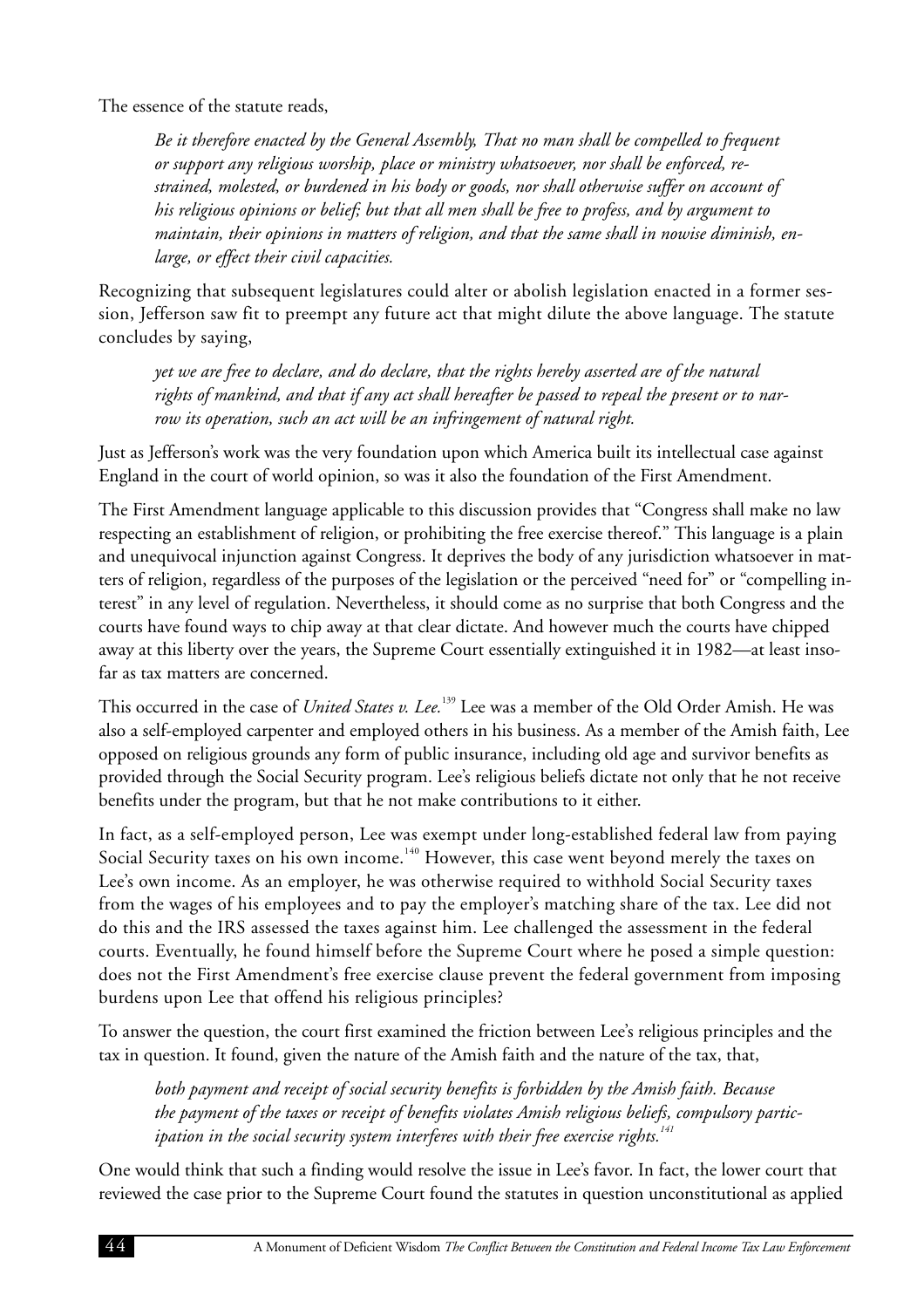The essence of the statute reads,

> *Be it therefore enacted by the General Assembly, That no man shall be compelled to frequent or support any religious worship, place or ministry whatsoever, nor shall be enforced, restrained, molested, or burdened in his body or goods, nor shall otherwise suffer on account of his religious opinions or belief; but that all men shall be free to profess, and by argument to maintain, their opinions in matters of religion, and that the same shall in nowise diminish, enlarge, or effect their civil capacities.*

Recognizing that subsequent legislatures could alter or abolish legislation enacted in a former session, Jefferson saw fit to preempt any future act that might dilute the above language. The statute concludes by saying,

> *yet we are free to declare, and do declare, that the rights hereby asserted are of the natural rights of mankind, and that if any act shall hereafter be passed to repeal the present or to narrow its operation, such an act will be an infringement of natural right.*

Just as Jefferson's work was the very foundation upon which America built its intellectual case against England in the court of world opinion, so was it also the foundation of the First Amendment.

The First Amendment language applicable to this discussion provides that "Congress shall make no law respecting an establishment of religion, or prohibiting the free exercise thereof." This language is a plain and unequivocal injunction against Congress. It deprives the body of any jurisdiction whatsoever in matters of religion, regardless of the purposes of the legislation or the perceived "need for" or "compelling interest" in any level of regulation. Nevertheless, it should come as no surprise that both Congress and the courts have found ways to chip away at that clear dictate. And however much the courts have chipped away at this liberty over the years, the Supreme Court essentially extinguished it in 1982—at least insofar as tax matters are concerned.

This occurred in the case of *United States v. Lee.*[139] Lee was a member of the Old Order Amish. He was also a self-employed carpenter and employed others in his business. As a member of the Amish faith, Lee opposed on religious grounds any form of public insurance, including old age and survivor benefits as provided through the Social Security program. Lee's religious beliefs dictate not only that he not receive benefits under the program, but that he not make contributions to it either.

In fact, as a self-employed person, Lee was exempt under long-established federal law from paying Social Security taxes on his own income.[140] However, this case went beyond merely the taxes on Lee's own income. As an employer, he was otherwise required to withhold Social Security taxes from the wages of his employees and to pay the employer's matching share of the tax. Lee did not do this and the IRS assessed the taxes against him. Lee challenged the assessment in the federal courts. Eventually, he found himself before the Supreme Court where he posed a simple question: does not the First Amendment's free exercise clause prevent the federal government from imposing burdens upon Lee that offend his religious principles?

To answer the question, the court first examined the friction between Lee's religious principles and the tax in question. It found, given the nature of the Amish faith and the nature of the tax, that,

> *both payment and receipt of social security benefits is forbidden by the Amish faith. Because the payment of the taxes or receipt of benefits violates Amish religious beliefs, compulsory participation in the social security system interferes with their free exercise rights.*[141]

One would think that such a finding would resolve the issue in Lee's favor. In fact, the lower court that reviewed the case prior to the Supreme Court found the statutes in question unconstitutional as applied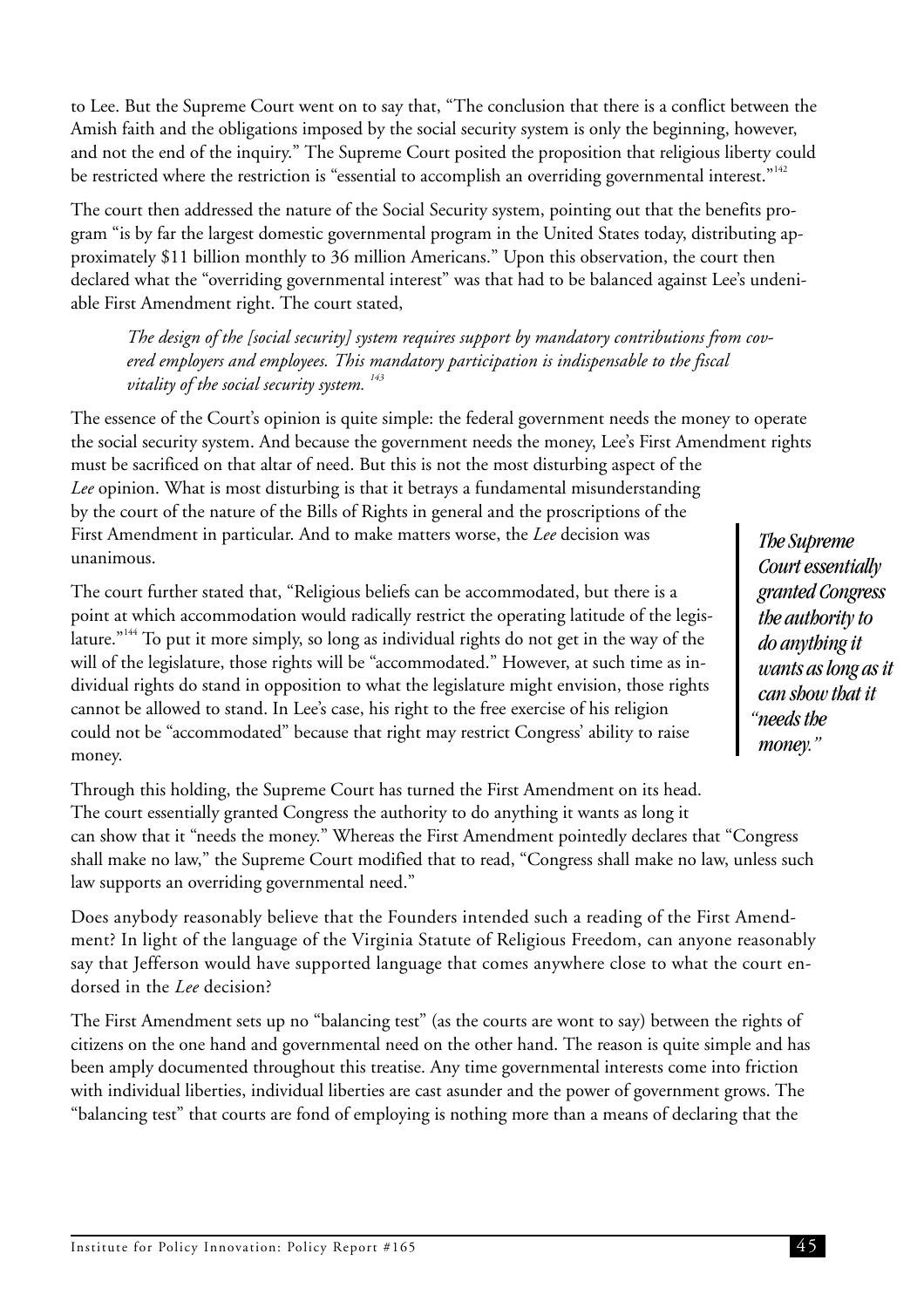to Lee. But the Supreme Court went on to say that, "The conclusion that there is a conflict between the Amish faith and the obligations imposed by the social security system is only the beginning, however, and not the end of the inquiry." The Supreme Court posited the proposition that religious liberty could be restricted where the restriction is "essential to accomplish an overriding governmental interest."[142]

The court then addressed the nature of the Social Security system, pointing out that the benefits program "is by far the largest domestic governmental program in the United States today, distributing approximately $11 billion monthly to 36 million Americans." Upon this observation, the court then declared what the "overriding governmental interest" was that had to be balanced against Lee's undeniable First Amendment right. The court stated,

> *The design of the [social security] system requires support by mandatory contributions from covered employers and employees. This mandatory participation is indispensable to the fiscal vitality of the social security system.* [143]

The essence of the Court's opinion is quite simple: the federal government needs the money to operate the social security system. And because the government needs the money, Lee's First Amendment rights must be sacrificed on that altar of need. But this is not the most disturbing aspect of the *Lee* opinion. What is most disturbing is that it betrays a fundamental misunderstanding by the court of the nature of the Bills of Rights in general and the proscriptions of the First Amendment in particular. And to make matters worse, the *Lee* decision was unanimous.

The court further stated that, "Religious beliefs can be accommodated, but there is a point at which accommodation would radically restrict the operating latitude of the legislature."[144] To put it more simply, so long as individual rights do not get in the way of the will of the legislature, those rights will be "accommodated." However, at such time as individual rights do stand in opposition to what the legislature might envision, those rights cannot be allowed to stand. In Lee's case, his right to the free exercise of his religion could not be "accommodated" because that right may restrict Congress' ability to raise money.

> ***The Supreme Court essentially granted Congress the authority to do anything it wants as long as it can show that it "needs the money."***

Through this holding, the Supreme Court has turned the First Amendment on its head. The court essentially granted Congress the authority to do anything it wants as long it can show that it "needs the money." Whereas the First Amendment pointedly declares that "Congress shall make no law," the Supreme Court modified that to read, "Congress shall make no law, unless such law supports an overriding governmental need."

Does anybody reasonably believe that the Founders intended such a reading of the First Amendment? In light of the language of the Virginia Statute of Religious Freedom, can anyone reasonably say that Jefferson would have supported language that comes anywhere close to what the court endorsed in the *Lee* decision?

The First Amendment sets up no "balancing test" (as the courts are wont to say) between the rights of citizens on the one hand and governmental need on the other hand. The reason is quite simple and has been amply documented throughout this treatise. Any time governmental interests come into friction with individual liberties, individual liberties are cast asunder and the power of government grows. The "balancing test" that courts are fond of employing is nothing more than a means of declaring that the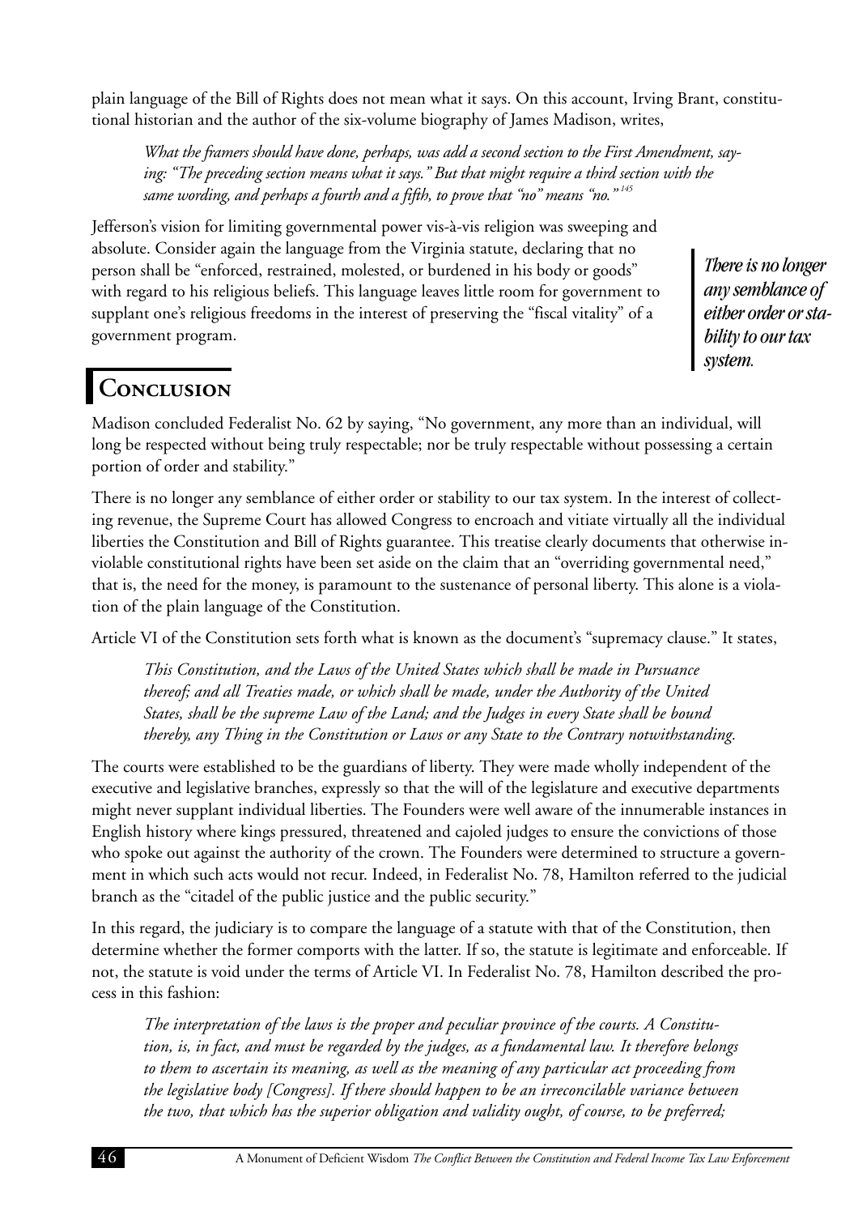plain language of the Bill of Rights does not mean what it says. On this account, Irving Brant, constitutional historian and the author of the six-volume biography of James Madison, writes,

> *What the framers should have done, perhaps, was add a second section to the First Amendment, saying: "The preceding section means what it says." But that might require a third section with the same wording, and perhaps a fourth and a fifth, to prove that "no" means "no."*[145]

Jefferson's vision for limiting governmental power vis-à-vis religion was sweeping and absolute. Consider again the language from the Virginia statute, declaring that no person shall be "enforced, restrained, molested, or burdened in his body or goods" with regard to his religious beliefs. This language leaves little room for government to supplant one's religious freedoms in the interest of preserving the "fiscal vitality" of a government program.

> ***There is no longer any semblance of either order or stability to our tax system.***

## Conclusion

Madison concluded Federalist No. 62 by saying, "No government, any more than an individual, will long be respected without being truly respectable; nor be truly respectable without possessing a certain portion of order and stability."

There is no longer any semblance of either order or stability to our tax system. In the interest of collecting revenue, the Supreme Court has allowed Congress to encroach and vitiate virtually all the individual liberties the Constitution and Bill of Rights guarantee. This treatise clearly documents that otherwise inviolable constitutional rights have been set aside on the claim that an "overriding governmental need," that is, the need for the money, is paramount to the sustenance of personal liberty. This alone is a violation of the plain language of the Constitution.

Article VI of the Constitution sets forth what is known as the document's "supremacy clause." It states,

> *This Constitution, and the Laws of the United States which shall be made in Pursuance thereof; and all Treaties made, or which shall be made, under the Authority of the United States, shall be the supreme Law of the Land; and the Judges in every State shall be bound thereby, any Thing in the Constitution or Laws or any State to the Contrary notwithstanding.*

The courts were established to be the guardians of liberty. They were made wholly independent of the executive and legislative branches, expressly so that the will of the legislature and executive departments might never supplant individual liberties. The Founders were well aware of the innumerable instances in English history where kings pressured, threatened and cajoled judges to ensure the convictions of those who spoke out against the authority of the crown. The Founders were determined to structure a government in which such acts would not recur. Indeed, in Federalist No. 78, Hamilton referred to the judicial branch as the "citadel of the public justice and the public security."

In this regard, the judiciary is to compare the language of a statute with that of the Constitution, then determine whether the former comports with the latter. If so, the statute is legitimate and enforceable. If not, the statute is void under the terms of Article VI. In Federalist No. 78, Hamilton described the process in this fashion:

> *The interpretation of the laws is the proper and peculiar province of the courts. A Constitution, is, in fact, and must be regarded by the judges, as a fundamental law. It therefore belongs to them to ascertain its meaning, as well as the meaning of any particular act proceeding from the legislative body [Congress]. If there should happen to be an irreconcilable variance between the two, that which has the superior obligation and validity ought, of course, to be preferred;*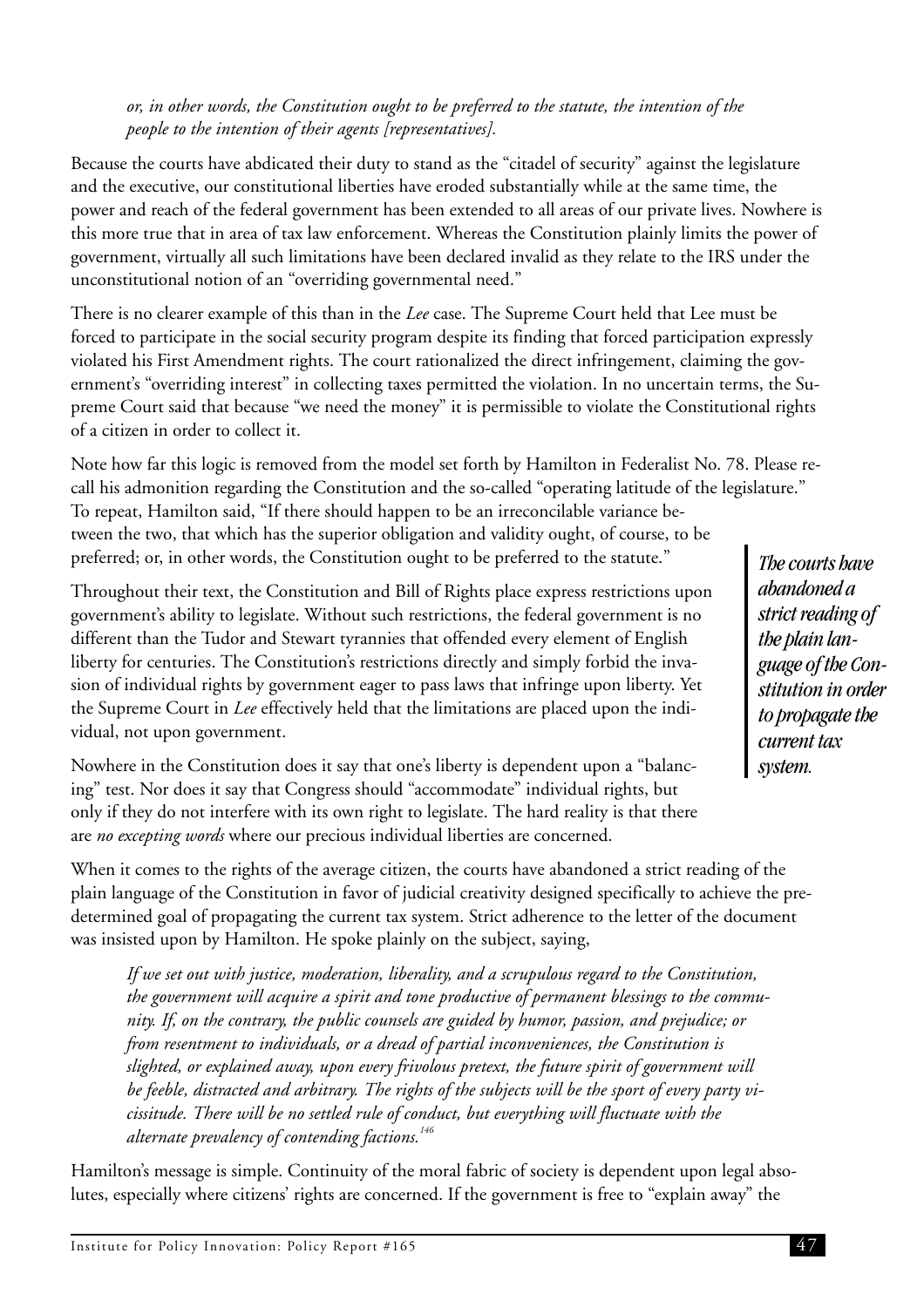*or, in other words, the Constitution ought to be preferred to the statute, the intention of the people to the intention of their agents [representatives].*

Because the courts have abdicated their duty to stand as the "citadel of security" against the legislature and the executive, our constitutional liberties have eroded substantially while at the same time, the power and reach of the federal government has been extended to all areas of our private lives. Nowhere is this more true that in area of tax law enforcement. Whereas the Constitution plainly limits the power of government, virtually all such limitations have been declared invalid as they relate to the IRS under the unconstitutional notion of an "overriding governmental need."

There is no clearer example of this than in the *Lee* case. The Supreme Court held that Lee must be forced to participate in the social security program despite its finding that forced participation expressly violated his First Amendment rights. The court rationalized the direct infringement, claiming the government's "overriding interest" in collecting taxes permitted the violation. In no uncertain terms, the Supreme Court said that because "we need the money" it is permissible to violate the Constitutional rights of a citizen in order to collect it.

Note how far this logic is removed from the model set forth by Hamilton in Federalist No. 78. Please recall his admonition regarding the Constitution and the so-called "operating latitude of the legislature." To repeat, Hamilton said, "If there should happen to be an irreconcilable variance between the two, that which has the superior obligation and validity ought, of course, to be preferred; or, in other words, the Constitution ought to be preferred to the statute."

***The courts have abandoned a strict reading of the plain language of the Constitution in order to propagate the current tax system.***

Throughout their text, the Constitution and Bill of Rights place express restrictions upon government's ability to legislate. Without such restrictions, the federal government is no different than the Tudor and Stewart tyrannies that offended every element of English liberty for centuries. The Constitution's restrictions directly and simply forbid the invasion of individual rights by government eager to pass laws that infringe upon liberty. Yet the Supreme Court in *Lee* effectively held that the limitations are placed upon the individual, not upon government.

Nowhere in the Constitution does it say that one's liberty is dependent upon a "balancing" test. Nor does it say that Congress should "accommodate" individual rights, but only if they do not interfere with its own right to legislate. The hard reality is that there are *no excepting words* where our precious individual liberties are concerned.

When it comes to the rights of the average citizen, the courts have abandoned a strict reading of the plain language of the Constitution in favor of judicial creativity designed specifically to achieve the predetermined goal of propagating the current tax system. Strict adherence to the letter of the document was insisted upon by Hamilton. He spoke plainly on the subject, saying,

> *If we set out with justice, moderation, liberality, and a scrupulous regard to the Constitution, the government will acquire a spirit and tone productive of permanent blessings to the community. If, on the contrary, the public counsels are guided by humor, passion, and prejudice; or from resentment to individuals, or a dread of partial inconveniences, the Constitution is slighted, or explained away, upon every frivolous pretext, the future spirit of government will be feeble, distracted and arbitrary. The rights of the subjects will be the sport of every party vicissitude. There will be no settled rule of conduct, but everything will fluctuate with the alternate prevalency of contending factions.*[146]

Hamilton's message is simple. Continuity of the moral fabric of society is dependent upon legal absolutes, especially where citizens' rights are concerned. If the government is free to "explain away" the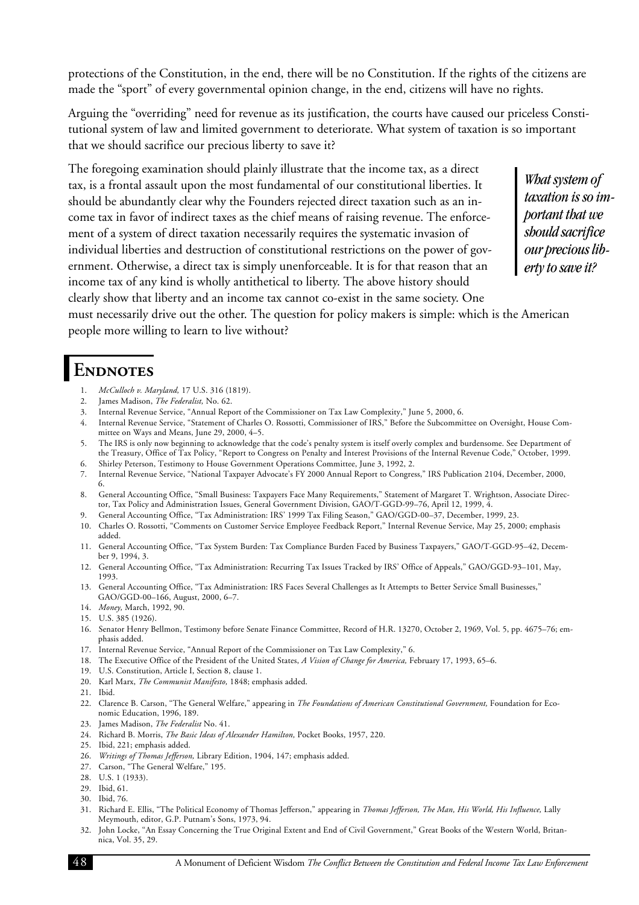protections of the Constitution, in the end, there will be no Constitution. If the rights of the citizens are made the "sport" of every governmental opinion change, in the end, citizens will have no rights.

Arguing the "overriding" need for revenue as its justification, the courts have caused our priceless Constitutional system of law and limited government to deteriorate. What system of taxation is so important that we should sacrifice our precious liberty to save it?

The foregoing examination should plainly illustrate that the income tax, as a direct tax, is a frontal assault upon the most fundamental of our constitutional liberties. It should be abundantly clear why the Founders rejected direct taxation such as an income tax in favor of indirect taxes as the chief means of raising revenue. The enforcement of a system of direct taxation necessarily requires the systematic invasion of individual liberties and destruction of constitutional restrictions on the power of government. Otherwise, a direct tax is simply unenforceable. It is for that reason that an income tax of any kind is wholly antithetical to liberty. The above history should clearly show that liberty and an income tax cannot co-exist in the same society. One must necessarily drive out the other. The question for policy makers is simple: which is the American people more willing to learn to live without?

> ***What system of taxation is so important that we should sacrifice our precious liberty to save it?***

# Endnotes

1. *McCulloch v. Maryland,* 17 U.S. 316 (1819).
2. James Madison, *The Federalist,* No. 62.
3. Internal Revenue Service, "Annual Report of the Commissioner on Tax Law Complexity," June 5, 2000, 6.
4. Internal Revenue Service, "Statement of Charles O. Rossotti, Commissioner of IRS," Before the Subcommittee on Oversight, House Committee on Ways and Means, June 29, 2000, 4–5.
5. The IRS is only now beginning to acknowledge that the code's penalty system is itself overly complex and burdensome. See Department of the Treasury, Office of Tax Policy, "Report to Congress on Penalty and Interest Provisions of the Internal Revenue Code," October, 1999.
6. Shirley Peterson, Testimony to House Government Operations Committee, June 3, 1992, 2.
7. Internal Revenue Service, "National Taxpayer Advocate's FY 2000 Annual Report to Congress," IRS Publication 2104, December, 2000, 6.
8. General Accounting Office, "Small Business: Taxpayers Face Many Requirements," Statement of Margaret T. Wrightson, Associate Director, Tax Policy and Administration Issues, General Government Division, GAO/T-GGD-99–76, April 12, 1999, 4.
9. General Accounting Office, "Tax Administration: IRS' 1999 Tax Filing Season," GAO/GGD-00–37, December, 1999, 23.
10. Charles O. Rossotti, "Comments on Customer Service Employee Feedback Report," Internal Revenue Service, May 25, 2000; emphasis added.
11. General Accounting Office, "Tax System Burden: Tax Compliance Burden Faced by Business Taxpayers," GAO/T-GGD-95–42, December 9, 1994, 3.
12. General Accounting Office, "Tax Administration: Recurring Tax Issues Tracked by IRS' Office of Appeals," GAO/GGD-93–101, May, 1993.
13. General Accounting Office, "Tax Administration: IRS Faces Several Challenges as It Attempts to Better Service Small Businesses," GAO/GGD-00–166, August, 2000, 6–7.
14. *Money,* March, 1992, 90.
15. U.S. 385 (1926).
16. Senator Henry Bellmon, Testimony before Senate Finance Committee, Record of H.R. 13270, October 2, 1969, Vol. 5, pp. 4675–76; emphasis added.
17. Internal Revenue Service, "Annual Report of the Commissioner on Tax Law Complexity," 6.
18. The Executive Office of the President of the United States, *A Vision of Change for America,* February 17, 1993, 65–6.
19. U.S. Constitution, Article I, Section 8, clause 1.
20. Karl Marx, *The Communist Manifesto,* 1848; emphasis added.
21. Ibid.
22. Clarence B. Carson, "The General Welfare," appearing in *The Foundations of American Constitutional Government,* Foundation for Economic Education, 1996, 189.
23. James Madison, *The Federalist* No. 41.
24. Richard B. Morris, *The Basic Ideas of Alexander Hamilton,* Pocket Books, 1957, 220.
25. Ibid, 221; emphasis added.
26. *Writings of Thomas Jefferson,* Library Edition, 1904, 147; emphasis added.
27. Carson, "The General Welfare," 195.
28. U.S. 1 (1933).
29. Ibid, 61.
30. Ibid, 76.
31. Richard E. Ellis, "The Political Economy of Thomas Jefferson," appearing in *Thomas Jefferson, The Man, His World, His Influence,* Lally Meymouth, editor, G.P. Putnam's Sons, 1973, 94.
32. John Locke, "An Essay Concerning the True Original Extent and End of Civil Government," Great Books of the Western World, Britannica, Vol. 35, 29.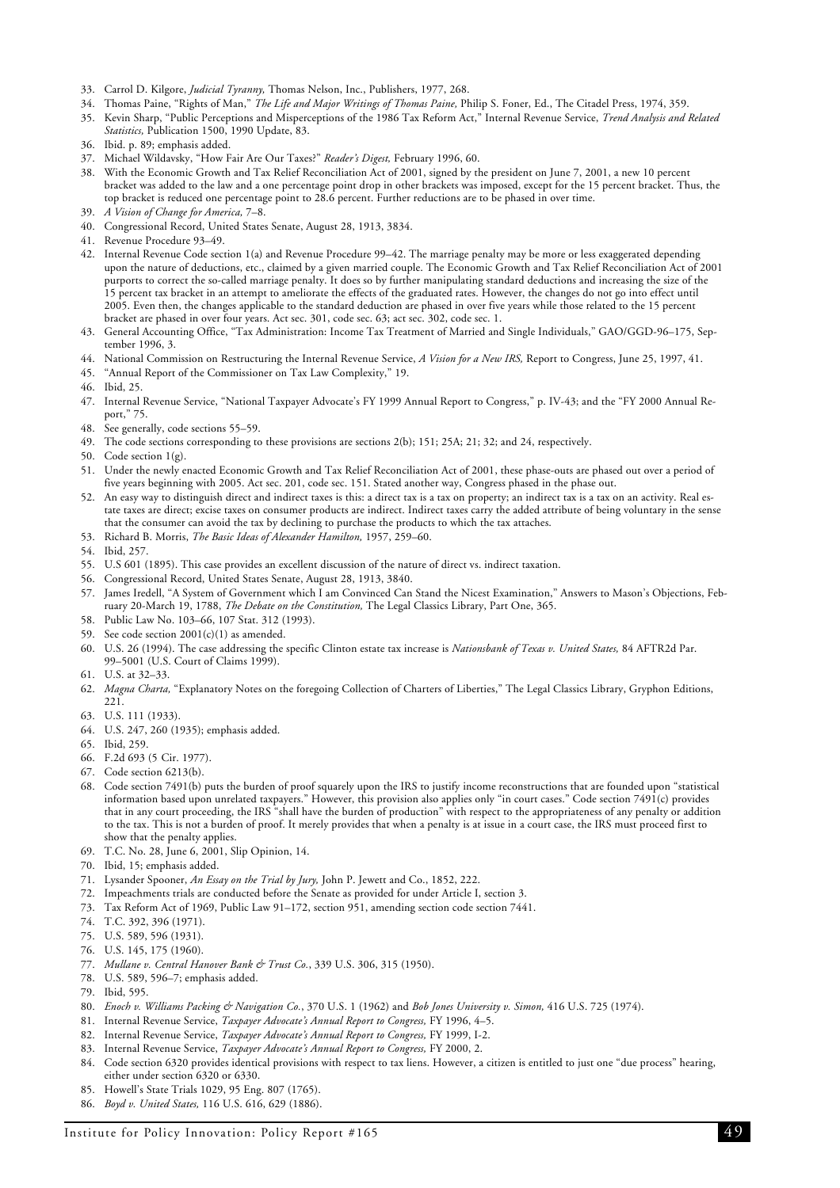33. Carrol D. Kilgore, *Judicial Tyranny,* Thomas Nelson, Inc., Publishers, 1977, 268.
34. Thomas Paine, "Rights of Man," *The Life and Major Writings of Thomas Paine,* Philip S. Foner, Ed., The Citadel Press, 1974, 359.
35. Kevin Sharp, "Public Perceptions and Misperceptions of the 1986 Tax Reform Act," Internal Revenue Service, *Trend Analysis and Related Statistics,* Publication 1500, 1990 Update, 83.
36. Ibid. p. 89; emphasis added.
37. Michael Wildavsky, "How Fair Are Our Taxes?" *Reader's Digest,* February 1996, 60.
38. With the Economic Growth and Tax Relief Reconciliation Act of 2001, signed by the president on June 7, 2001, a new 10 percent bracket was added to the law and a one percentage point drop in other brackets was imposed, except for the 15 percent bracket. Thus, the top bracket is reduced one percentage point to 28.6 percent. Further reductions are to be phased in over time.
39. *A Vision of Change for America,* 7–8.
40. Congressional Record, United States Senate, August 28, 1913, 3834.
41. Revenue Procedure 93–49.
42. Internal Revenue Code section 1(a) and Revenue Procedure 99–42. The marriage penalty may be more or less exaggerated depending upon the nature of deductions, etc., claimed by a given married couple. The Economic Growth and Tax Relief Reconciliation Act of 2001 purports to correct the so-called marriage penalty. It does so by further manipulating standard deductions and increasing the size of the 15 percent tax bracket in an attempt to ameliorate the effects of the graduated rates. However, the changes do not go into effect until 2005. Even then, the changes applicable to the standard deduction are phased in over five years while those related to the 15 percent bracket are phased in over four years. Act sec. 301, code sec. 63; act sec. 302, code sec. 1.
43. General Accounting Office, "Tax Administration: Income Tax Treatment of Married and Single Individuals," GAO/GGD-96–175, September 1996, 3.
44. National Commission on Restructuring the Internal Revenue Service, *A Vision for a New IRS,* Report to Congress, June 25, 1997, 41.
45. "Annual Report of the Commissioner on Tax Law Complexity," 19.
46. Ibid, 25.
47. Internal Revenue Service, "National Taxpayer Advocate's FY 1999 Annual Report to Congress," p. IV-43; and the "FY 2000 Annual Report," 75.
48. See generally, code sections 55–59.
49. The code sections corresponding to these provisions are sections 2(b); 151; 25A; 21; 32; and 24, respectively.
50. Code section 1(g).
51. Under the newly enacted Economic Growth and Tax Relief Reconciliation Act of 2001, these phase-outs are phased out over a period of five years beginning with 2005. Act sec. 201, code sec. 151. Stated another way, Congress phased in the phase out.
52. An easy way to distinguish direct and indirect taxes is this: a direct tax is a tax on property; an indirect tax is a tax on an activity. Real estate taxes are direct; excise taxes on consumer products are indirect. Indirect taxes carry the added attribute of being voluntary in the sense that the consumer can avoid the tax by declining to purchase the products to which the tax attaches.
53. Richard B. Morris, *The Basic Ideas of Alexander Hamilton,* 1957, 259–60.
54. Ibid, 257.
55. U.S 601 (1895). This case provides an excellent discussion of the nature of direct vs. indirect taxation.
56. Congressional Record, United States Senate, August 28, 1913, 3840.
57. James Iredell, "A System of Government which I am Convinced Can Stand the Nicest Examination," Answers to Mason's Objections, February 20-March 19, 1788, *The Debate on the Constitution,* The Legal Classics Library, Part One, 365.
58. Public Law No. 103–66, 107 Stat. 312 (1993).
59. See code section 2001(c)(1) as amended.
60. U.S. 26 (1994). The case addressing the specific Clinton estate tax increase is *Nationsbank of Texas v. United States,* 84 AFTR2d Par. 99–5001 (U.S. Court of Claims 1999).
61. U.S. at 32–33.
62. *Magna Charta,* "Explanatory Notes on the foregoing Collection of Charters of Liberties," The Legal Classics Library, Gryphon Editions, 221.
63. U.S. 111 (1933).
64. U.S. 247, 260 (1935); emphasis added.
65. Ibid, 259.
66. F.2d 693 (5 Cir. 1977).
67. Code section 6213(b).
68. Code section 7491(b) puts the burden of proof squarely upon the IRS to justify income reconstructions that are founded upon "statistical information based upon unrelated taxpayers." However, this provision also applies only "in court cases." Code section 7491(c) provides that in any court proceeding, the IRS "shall have the burden of production" with respect to the appropriateness of any penalty or addition to the tax. This is not a burden of proof. It merely provides that when a penalty is at issue in a court case, the IRS must proceed first to show that the penalty applies.
69. T.C. No. 28, June 6, 2001, Slip Opinion, 14.
70. Ibid, 15; emphasis added.
71. Lysander Spooner, *An Essay on the Trial by Jury,* John P. Jewett and Co., 1852, 222.
72. Impeachments trials are conducted before the Senate as provided for under Article I, section 3.
73. Tax Reform Act of 1969, Public Law 91–172, section 951, amending section code section 7441.
74. T.C. 392, 396 (1971).
75. U.S. 589, 596 (1931).
76. U.S. 145, 175 (1960).
77. *Mullane v. Central Hanover Bank & Trust Co.*, 339 U.S. 306, 315 (1950).
78. U.S. 589, 596–7; emphasis added.
79. Ibid, 595.
80. *Enoch v. Williams Packing & Navigation Co.*, 370 U.S. 1 (1962) and *Bob Jones University v. Simon,* 416 U.S. 725 (1974).
81. Internal Revenue Service, *Taxpayer Advocate's Annual Report to Congress,* FY 1996, 4–5.
82. Internal Revenue Service, *Taxpayer Advocate's Annual Report to Congress,* FY 1999, I-2.
83. Internal Revenue Service, *Taxpayer Advocate's Annual Report to Congress,* FY 2000, 2.
84. Code section 6320 provides identical provisions with respect to tax liens. However, a citizen is entitled to just one "due process" hearing, either under section 6320 or 6330.
85. Howell's State Trials 1029, 95 Eng. 807 (1765).
86. *Boyd v. United States,* 116 U.S. 616, 629 (1886).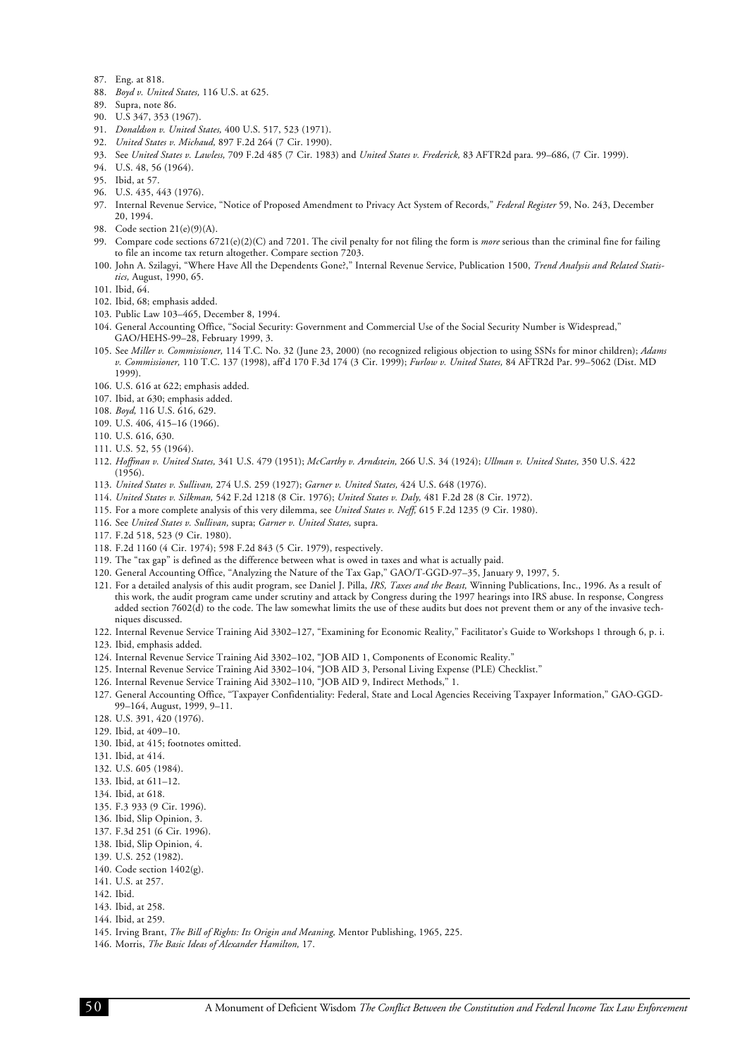87. Eng. at 818.
88. *Boyd v. United States,* 116 U.S. at 625.
89. Supra, note 86.
90. U.S 347, 353 (1967).
91. *Donaldson v. United States,* 400 U.S. 517, 523 (1971).
92. *United States v. Michaud,* 897 F.2d 264 (7 Cir. 1990).
93. See *United States v. Lawless,* 709 F.2d 485 (7 Cir. 1983) and *United States v. Frederick,* 83 AFTR2d para. 99–686, (7 Cir. 1999).
94. U.S. 48, 56 (1964).
95. Ibid, at 57.
96. U.S. 435, 443 (1976).
97. Internal Revenue Service, "Notice of Proposed Amendment to Privacy Act System of Records," *Federal Register* 59, No. 243, December 20, 1994.
98. Code section 21(e)(9)(A).
99. Compare code sections 6721(e)(2)(C) and 7201. The civil penalty for not filing the form is *more* serious than the criminal fine for failing to file an income tax return altogether. Compare section 7203.
100. John A. Szilagyi, "Where Have All the Dependents Gone?," Internal Revenue Service, Publication 1500, *Trend Analysis and Related Statistics,* August, 1990, 65.
101. Ibid, 64.
102. Ibid, 68; emphasis added.
103. Public Law 103–465, December 8, 1994.
104. General Accounting Office, "Social Security: Government and Commercial Use of the Social Security Number is Widespread," GAO/HEHS-99–28, February 1999, 3.
105. See *Miller v. Commissioner,* 114 T.C. No. 32 (June 23, 2000) (no recognized religious objection to using SSNs for minor children); *Adams v. Commissioner,* 110 T.C. 137 (1998), aff'd 170 F.3d 174 (3 Cir. 1999); *Furlow v. United States,* 84 AFTR2d Par. 99–5062 (Dist. MD 1999).
106. U.S. 616 at 622; emphasis added.
107. Ibid, at 630; emphasis added.
108. *Boyd,* 116 U.S. 616, 629.
109. U.S. 406, 415–16 (1966).
110. U.S. 616, 630.
111. U.S. 52, 55 (1964).
112. *Hoffman v. United States,* 341 U.S. 479 (1951); *McCarthy v. Arndstein,* 266 U.S. 34 (1924); *Ullman v. United States,* 350 U.S. 422 (1956).
113. *United States v. Sullivan,* 274 U.S. 259 (1927); *Garner v. United States,* 424 U.S. 648 (1976).
114. *United States v. Silkman,* 542 F.2d 1218 (8 Cir. 1976); *United States v. Daly,* 481 F.2d 28 (8 Cir. 1972).
115. For a more complete analysis of this very dilemma, see *United States v. Neff,* 615 F.2d 1235 (9 Cir. 1980).
116. See *United States v. Sullivan,* supra; *Garner v. United States,* supra.
117. F.2d 518, 523 (9 Cir. 1980).
118. F.2d 1160 (4 Cir. 1974); 598 F.2d 843 (5 Cir. 1979), respectively.
119. The "tax gap" is defined as the difference between what is owed in taxes and what is actually paid.
120. General Accounting Office, "Analyzing the Nature of the Tax Gap," GAO/T-GGD-97–35, January 9, 1997, 5.
121. For a detailed analysis of this audit program, see Daniel J. Pilla, *IRS, Taxes and the Beast,* Winning Publications, Inc., 1996. As a result of this work, the audit program came under scrutiny and attack by Congress during the 1997 hearings into IRS abuse. In response, Congress added section 7602(d) to the code. The law somewhat limits the use of these audits but does not prevent them or any of the invasive techniques discussed.
122. Internal Revenue Service Training Aid 3302–127, "Examining for Economic Reality," Facilitator's Guide to Workshops 1 through 6, p. i.
123. Ibid, emphasis added.
124. Internal Revenue Service Training Aid 3302–102, "JOB AID 1, Components of Economic Reality."
125. Internal Revenue Service Training Aid 3302–104, "JOB AID 3, Personal Living Expense (PLE) Checklist."
126. Internal Revenue Service Training Aid 3302–110, "JOB AID 9, Indirect Methods," 1.
127. General Accounting Office, "Taxpayer Confidentiality: Federal, State and Local Agencies Receiving Taxpayer Information," GAO-GGD-99–164, August, 1999, 9–11.
128. U.S. 391, 420 (1976).
129. Ibid, at 409–10.
130. Ibid, at 415; footnotes omitted.
131. Ibid, at 414.
132. U.S. 605 (1984).
133. Ibid, at 611–12.
134. Ibid, at 618.
135. F.3 933 (9 Cir. 1996).
136. Ibid, Slip Opinion, 3.
137. F.3d 251 (6 Cir. 1996).
138. Ibid, Slip Opinion, 4.
139. U.S. 252 (1982).
140. Code section 1402(g).
141. U.S. at 257.
142. Ibid.
143. Ibid, at 258.
144. Ibid, at 259.
145. Irving Brant, *The Bill of Rights: Its Origin and Meaning,* Mentor Publishing, 1965, 225.
146. Morris, *The Basic Ideas of Alexander Hamilton,* 17.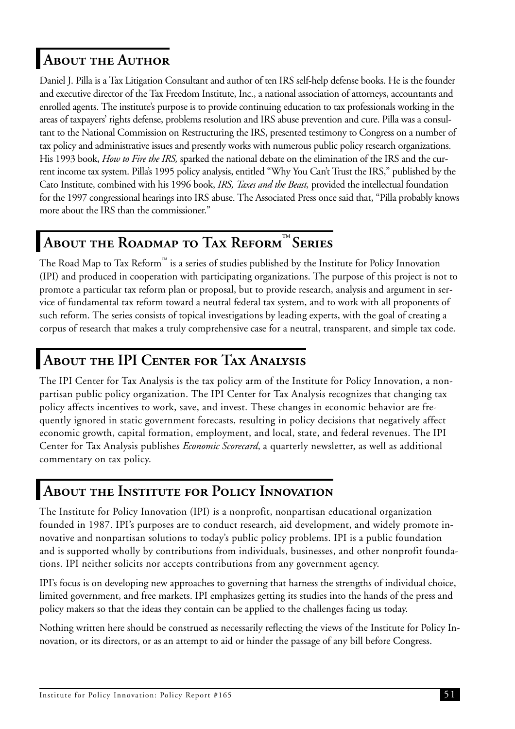## About the Author

Daniel J. Pilla is a Tax Litigation Consultant and author of ten IRS self-help defense books. He is the founder and executive director of the Tax Freedom Institute, Inc., a national association of attorneys, accountants and enrolled agents. The institute's purpose is to provide continuing education to tax professionals working in the areas of taxpayers' rights defense, problems resolution and IRS abuse prevention and cure. Pilla was a consultant to the National Commission on Restructuring the IRS, presented testimony to Congress on a number of tax policy and administrative issues and presently works with numerous public policy research organizations. His 1993 book, *How to Fire the IRS,* sparked the national debate on the elimination of the IRS and the current income tax system. Pilla's 1995 policy analysis, entitled "Why You Can't Trust the IRS," published by the Cato Institute, combined with his 1996 book, *IRS, Taxes and the Beast,* provided the intellectual foundation for the 1997 congressional hearings into IRS abuse. The Associated Press once said that, "Pilla probably knows more about the IRS than the commissioner."

## About the Roadmap to Tax Reform™ Series

The Road Map to Tax Reform™ is a series of studies published by the Institute for Policy Innovation (IPI) and produced in cooperation with participating organizations. The purpose of this project is not to promote a particular tax reform plan or proposal, but to provide research, analysis and argument in service of fundamental tax reform toward a neutral federal tax system, and to work with all proponents of such reform. The series consists of topical investigations by leading experts, with the goal of creating a corpus of research that makes a truly comprehensive case for a neutral, transparent, and simple tax code.

## About the IPI Center for Tax Analysis

The IPI Center for Tax Analysis is the tax policy arm of the Institute for Policy Innovation, a nonpartisan public policy organization. The IPI Center for Tax Analysis recognizes that changing tax policy affects incentives to work, save, and invest. These changes in economic behavior are frequently ignored in static government forecasts, resulting in policy decisions that negatively affect economic growth, capital formation, employment, and local, state, and federal revenues. The IPI Center for Tax Analysis publishes *Economic Scorecard*, a quarterly newsletter, as well as additional commentary on tax policy.

## About the Institute for Policy Innovation

The Institute for Policy Innovation (IPI) is a nonprofit, nonpartisan educational organization founded in 1987. IPI's purposes are to conduct research, aid development, and widely promote innovative and nonpartisan solutions to today's public policy problems. IPI is a public foundation and is supported wholly by contributions from individuals, businesses, and other nonprofit foundations. IPI neither solicits nor accepts contributions from any government agency.

IPI's focus is on developing new approaches to governing that harness the strengths of individual choice, limited government, and free markets. IPI emphasizes getting its studies into the hands of the press and policy makers so that the ideas they contain can be applied to the challenges facing us today.

Nothing written here should be construed as necessarily reflecting the views of the Institute for Policy Innovation, or its directors, or as an attempt to aid or hinder the passage of any bill before Congress.